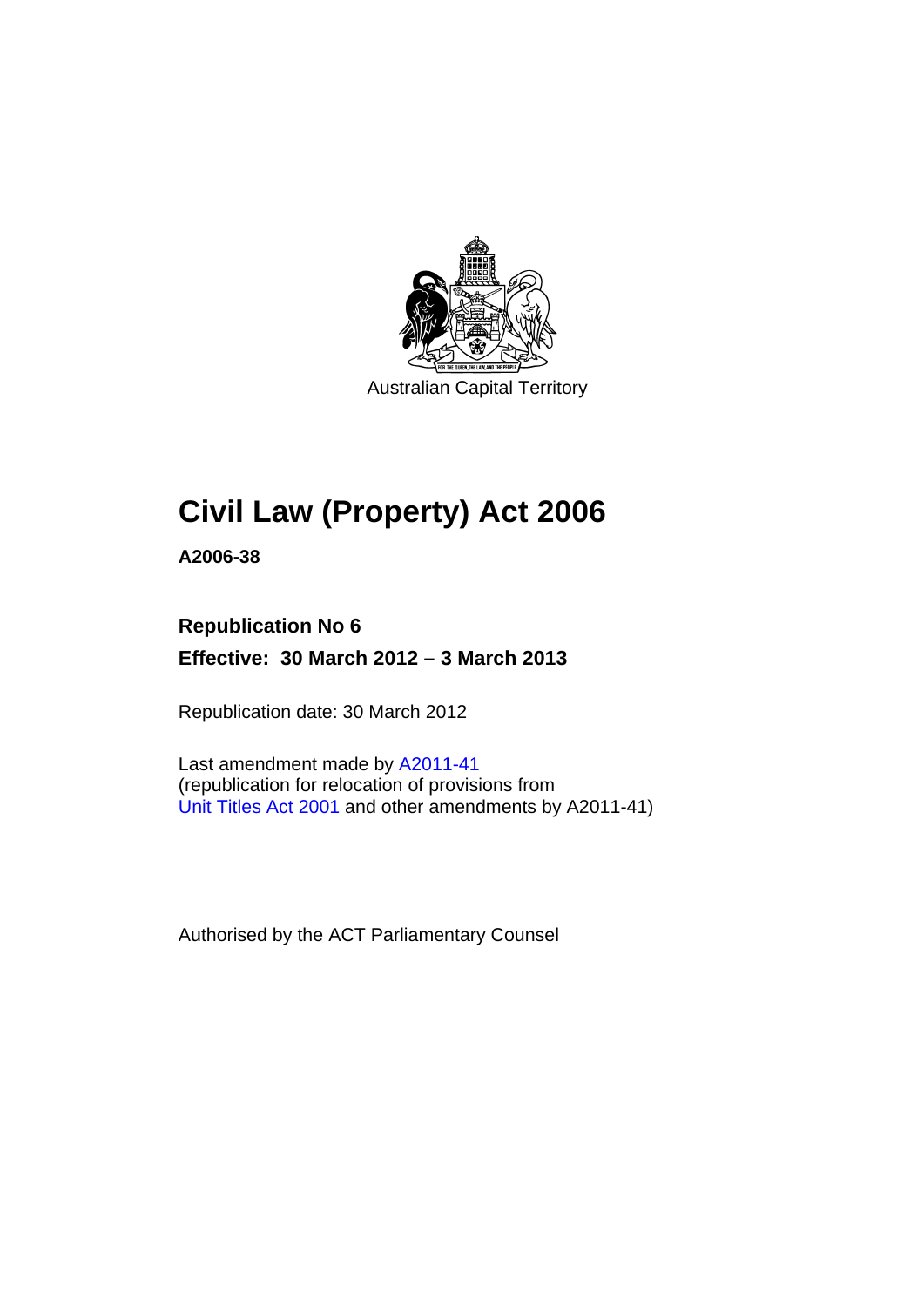Australian Capital Territory

# Civil Law (Property) Act 2006

**A2006-38**

**Republication No 6**

**Effective: 30 March 2012 – 3 March 2013**

Republication date: 30 March 2012

Last amendment made by A2011-41
(republication for relocation of provisions from
Unit Titles Act 2001 and other amendments by A2011-41)

Authorised by the ACT Parliamentary Counsel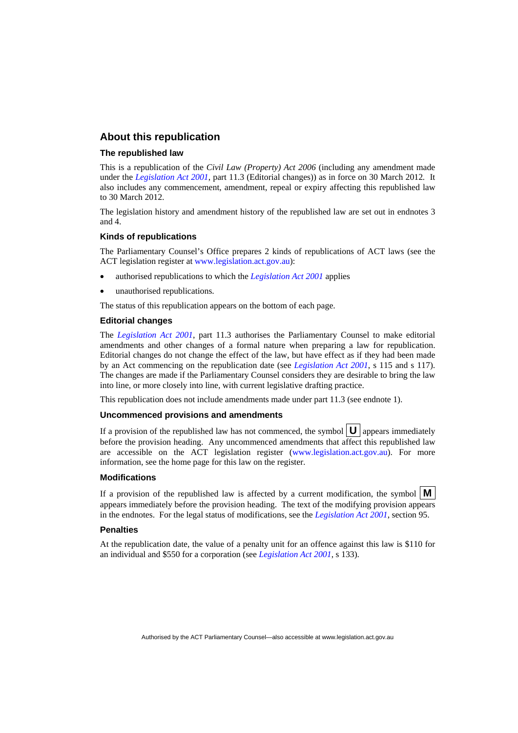## About this republication

### The republished law

This is a republication of the *Civil Law (Property) Act 2006* (including any amendment made under the *Legislation Act 2001*, part 11.3 (Editorial changes)) as in force on 30 March 2012. It also includes any commencement, amendment, repeal or expiry affecting this republished law to 30 March 2012.

The legislation history and amendment history of the republished law are set out in endnotes 3 and 4.

### Kinds of republications

The Parliamentary Counsel's Office prepares 2 kinds of republications of ACT laws (see the ACT legislation register at www.legislation.act.gov.au):

- authorised republications to which the *Legislation Act 2001* applies
- unauthorised republications.

The status of this republication appears on the bottom of each page.

### Editorial changes

The *Legislation Act 2001*, part 11.3 authorises the Parliamentary Counsel to make editorial amendments and other changes of a formal nature when preparing a law for republication. Editorial changes do not change the effect of the law, but have effect as if they had been made by an Act commencing on the republication date (see *Legislation Act 2001*, s 115 and s 117). The changes are made if the Parliamentary Counsel considers they are desirable to bring the law into line, or more closely into line, with current legislative drafting practice.

This republication does not include amendments made under part 11.3 (see endnote 1).

### Uncommenced provisions and amendments

If a provision of the republished law has not commenced, the symbol **U** appears immediately before the provision heading. Any uncommenced amendments that affect this republished law are accessible on the ACT legislation register (www.legislation.act.gov.au). For more information, see the home page for this law on the register.

### Modifications

If a provision of the republished law is affected by a current modification, the symbol **M** appears immediately before the provision heading. The text of the modifying provision appears in the endnotes. For the legal status of modifications, see the *Legislation Act 2001*, section 95.

### Penalties

At the republication date, the value of a penalty unit for an offence against this law is $110 for an individual and $550 for a corporation (see *Legislation Act 2001*, s 133).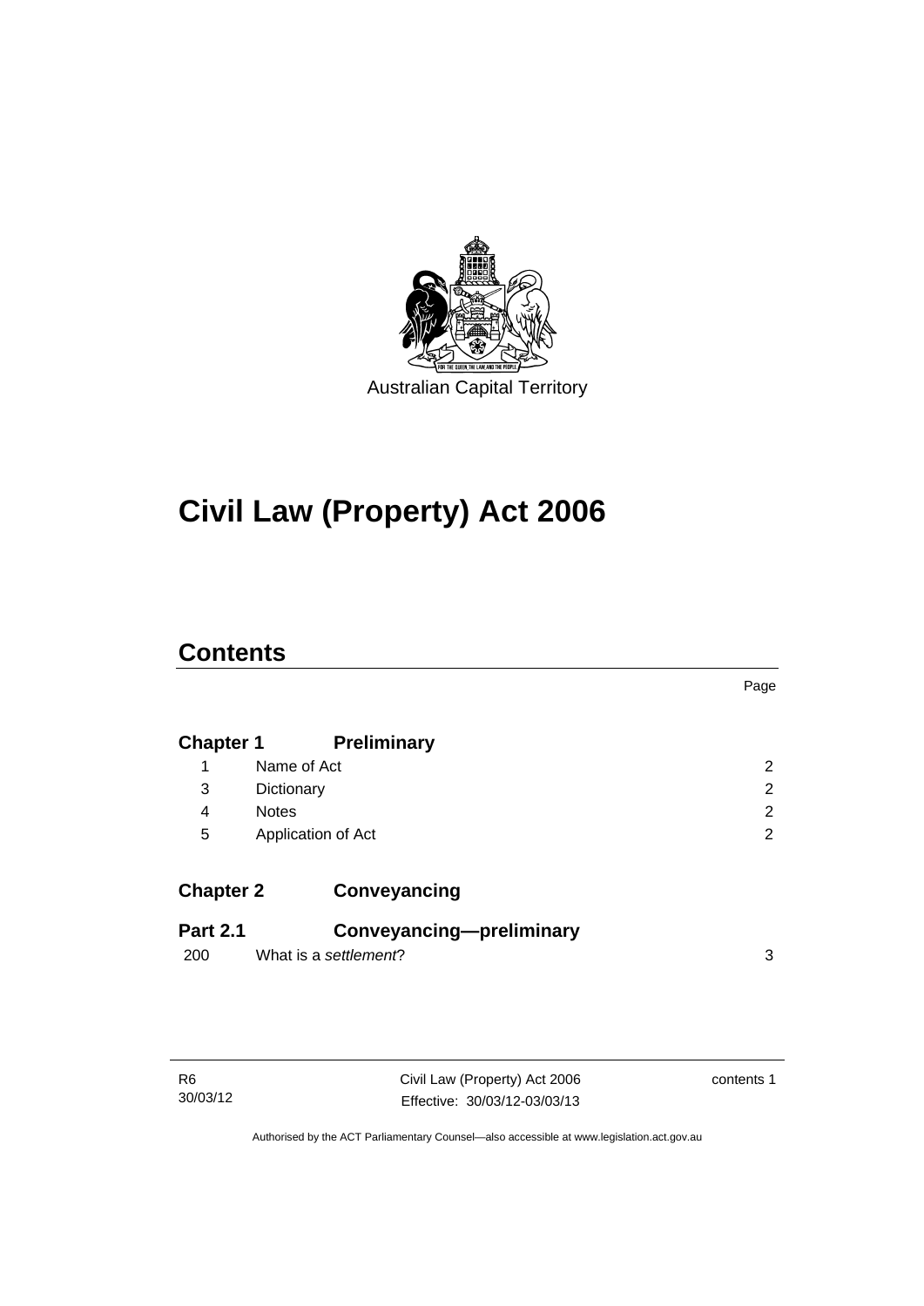Australian Capital Territory

# Civil Law (Property) Act 2006

## Contents

| | | Page |
|---|---|---|
| **Chapter 1** | **Preliminary** | |
| 1 | Name of Act | 2 |
| 3 | Dictionary | 2 |
| 4 | Notes | 2 |
| 5 | Application of Act | 2 |
| **Chapter 2** | **Conveyancing** | |
| **Part 2.1** | **Conveyancing—preliminary** | |
| 200 | What is a *settlement*? | 3 |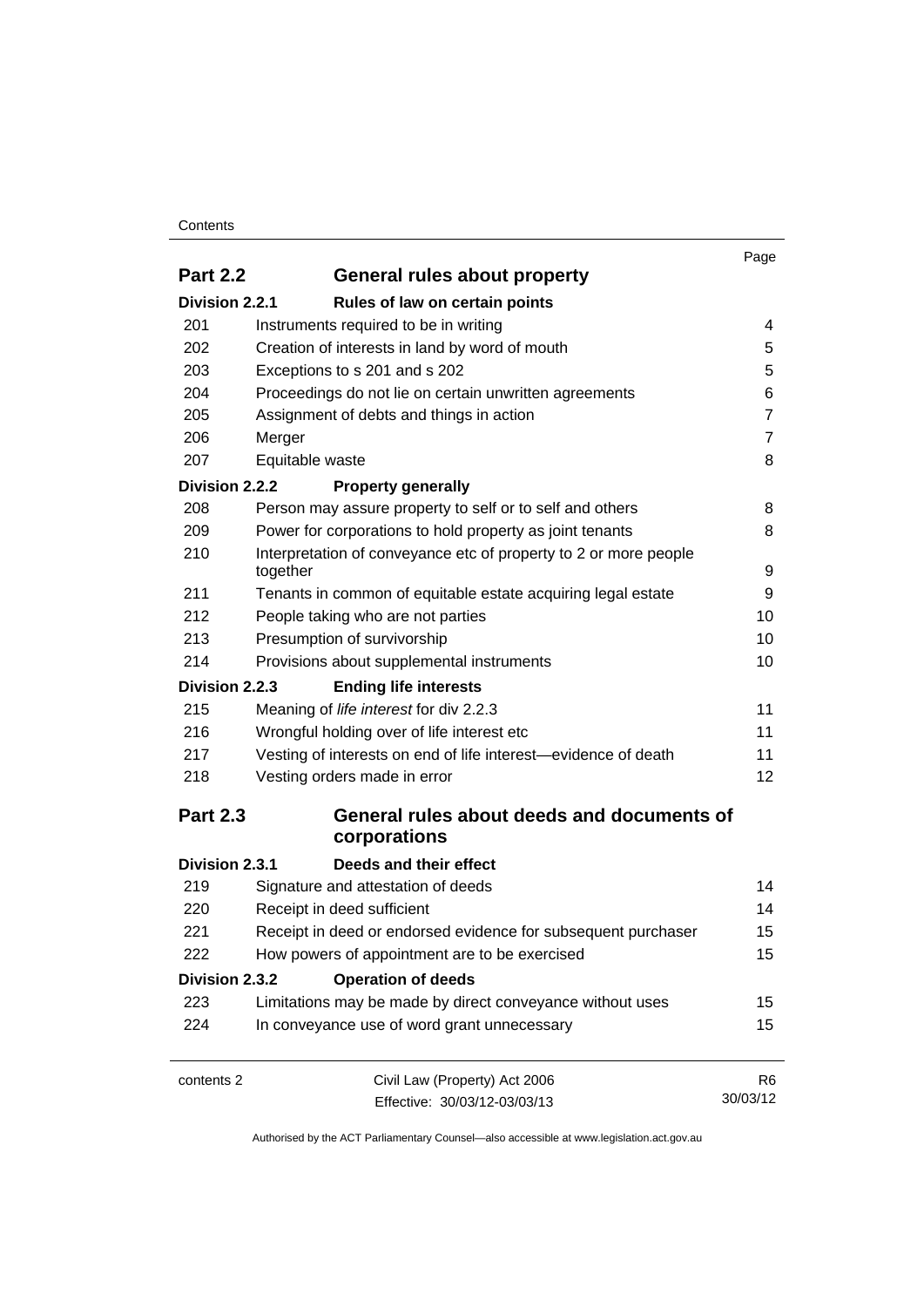| | | Page |
|---|---|---|
| **Part 2.2** | **General rules about property** | |
| **Division 2.2.1** | **Rules of law on certain points** | |
| 201 | Instruments required to be in writing | 4 |
| 202 | Creation of interests in land by word of mouth | 5 |
| 203 | Exceptions to s 201 and s 202 | 5 |
| 204 | Proceedings do not lie on certain unwritten agreements | 6 |
| 205 | Assignment of debts and things in action | 7 |
| 206 | Merger | 7 |
| 207 | Equitable waste | 8 |
| **Division 2.2.2** | **Property generally** | |
| 208 | Person may assure property to self or to self and others | 8 |
| 209 | Power for corporations to hold property as joint tenants | 8 |
| 210 | Interpretation of conveyance etc of property to 2 or more people together | 9 |
| 211 | Tenants in common of equitable estate acquiring legal estate | 9 |
| 212 | People taking who are not parties | 10 |
| 213 | Presumption of survivorship | 10 |
| 214 | Provisions about supplemental instruments | 10 |
| **Division 2.2.3** | **Ending life interests** | |
| 215 | Meaning of *life interest* for div 2.2.3 | 11 |
| 216 | Wrongful holding over of life interest etc | 11 |
| 217 | Vesting of interests on end of life interest—evidence of death | 11 |
| 218 | Vesting orders made in error | 12 |
| **Part 2.3** | **General rules about deeds and documents of corporations** | |
| **Division 2.3.1** | **Deeds and their effect** | |
| 219 | Signature and attestation of deeds | 14 |
| 220 | Receipt in deed sufficient | 14 |
| 221 | Receipt in deed or endorsed evidence for subsequent purchaser | 15 |
| 222 | How powers of appointment are to be exercised | 15 |
| **Division 2.3.2** | **Operation of deeds** | |
| 223 | Limitations may be made by direct conveyance without uses | 15 |
| 224 | In conveyance use of word grant unnecessary | 15 |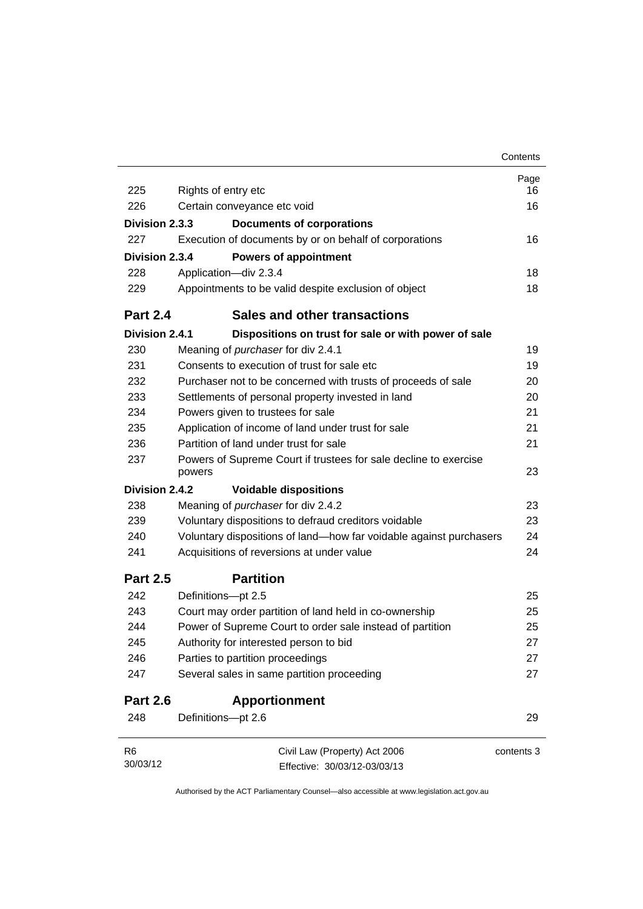| | | Page |
|---|---|---|
| 225 | Rights of entry etc | 16 |
| 226 | Certain conveyance etc void | 16 |
| **Division 2.3.3** | **Documents of corporations** | |
| 227 | Execution of documents by or on behalf of corporations | 16 |
| **Division 2.3.4** | **Powers of appointment** | |
| 228 | Application—div 2.3.4 | 18 |
| 229 | Appointments to be valid despite exclusion of object | 18 |
| **Part 2.4** | **Sales and other transactions** | |
| **Division 2.4.1** | **Dispositions on trust for sale or with power of sale** | |
| 230 | Meaning of *purchaser* for div 2.4.1 | 19 |
| 231 | Consents to execution of trust for sale etc | 19 |
| 232 | Purchaser not to be concerned with trusts of proceeds of sale | 20 |
| 233 | Settlements of personal property invested in land | 20 |
| 234 | Powers given to trustees for sale | 21 |
| 235 | Application of income of land under trust for sale | 21 |
| 236 | Partition of land under trust for sale | 21 |
| 237 | Powers of Supreme Court if trustees for sale decline to exercise powers | 23 |
| **Division 2.4.2** | **Voidable dispositions** | |
| 238 | Meaning of *purchaser* for div 2.4.2 | 23 |
| 239 | Voluntary dispositions to defraud creditors voidable | 23 |
| 240 | Voluntary dispositions of land—how far voidable against purchasers | 24 |
| 241 | Acquisitions of reversions at under value | 24 |
| **Part 2.5** | **Partition** | |
| 242 | Definitions—pt 2.5 | 25 |
| 243 | Court may order partition of land held in co-ownership | 25 |
| 244 | Power of Supreme Court to order sale instead of partition | 25 |
| 245 | Authority for interested person to bid | 27 |
| 246 | Parties to partition proceedings | 27 |
| 247 | Several sales in same partition proceeding | 27 |
| **Part 2.6** | **Apportionment** | |
| 248 | Definitions—pt 2.6 | 29 |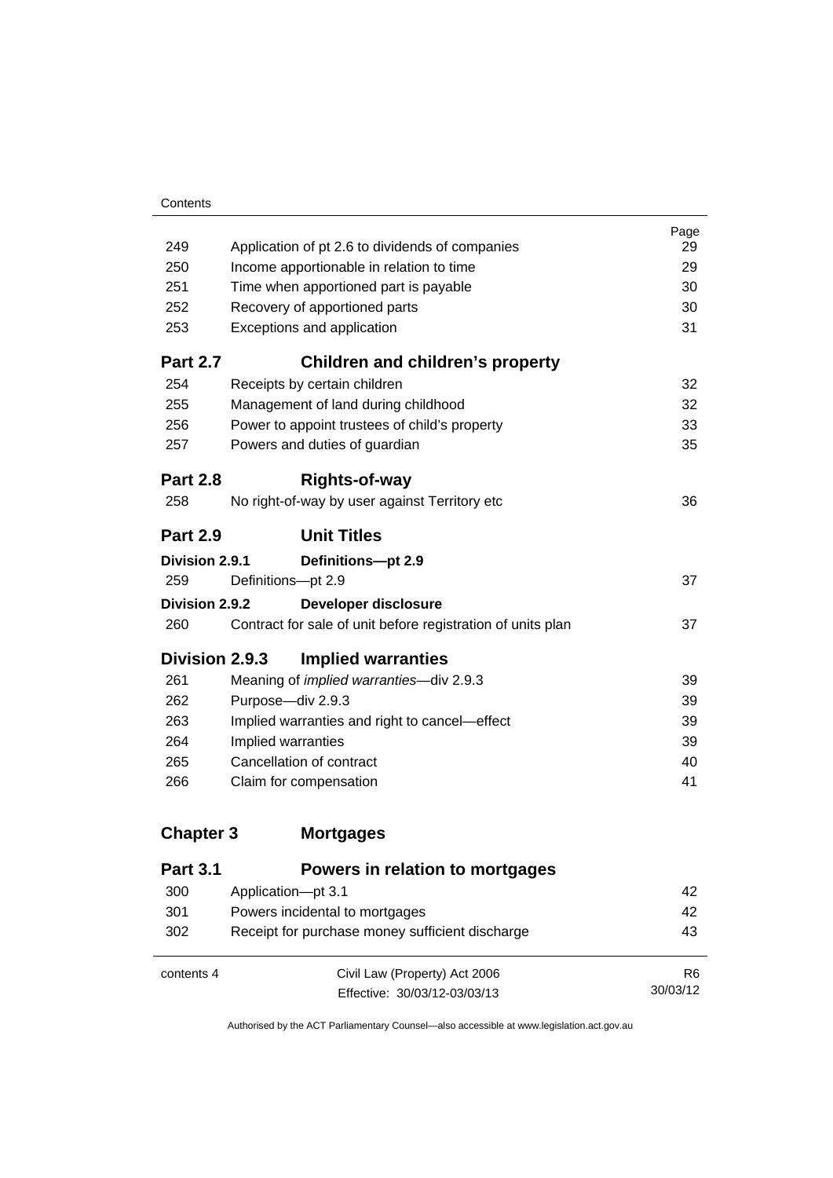| | | Page |
|---|---|---|
| 249 | Application of pt 2.6 to dividends of companies | 29 |
| 250 | Income apportionable in relation to time | 29 |
| 251 | Time when apportioned part is payable | 30 |
| 252 | Recovery of apportioned parts | 30 |
| 253 | Exceptions and application | 31 |

**Part 2.7 Children and children's property**

| | | |
|---|---|---|
| 254 | Receipts by certain children | 32 |
| 255 | Management of land during childhood | 32 |
| 256 | Power to appoint trustees of child's property | 33 |
| 257 | Powers and duties of guardian | 35 |

**Part 2.8 Rights-of-way**

| | | |
|---|---|---|
| 258 | No right-of-way by user against Territory etc | 36 |

**Part 2.9 Unit Titles**

**Division 2.9.1 Definitions—pt 2.9**

| | | |
|---|---|---|
| 259 | Definitions—pt 2.9 | 37 |

**Division 2.9.2 Developer disclosure**

| | | |
|---|---|---|
| 260 | Contract for sale of unit before registration of units plan | 37 |

**Division 2.9.3 Implied warranties**

| | | |
|---|---|---|
| 261 | Meaning of *implied warranties*—div 2.9.3 | 39 |
| 262 | Purpose—div 2.9.3 | 39 |
| 263 | Implied warranties and right to cancel—effect | 39 |
| 264 | Implied warranties | 39 |
| 265 | Cancellation of contract | 40 |
| 266 | Claim for compensation | 41 |

**Chapter 3 Mortgages**

**Part 3.1 Powers in relation to mortgages**

| | | |
|---|---|---|
| 300 | Application—pt 3.1 | 42 |
| 301 | Powers incidental to mortgages | 42 |
| 302 | Receipt for purchase money sufficient discharge | 43 |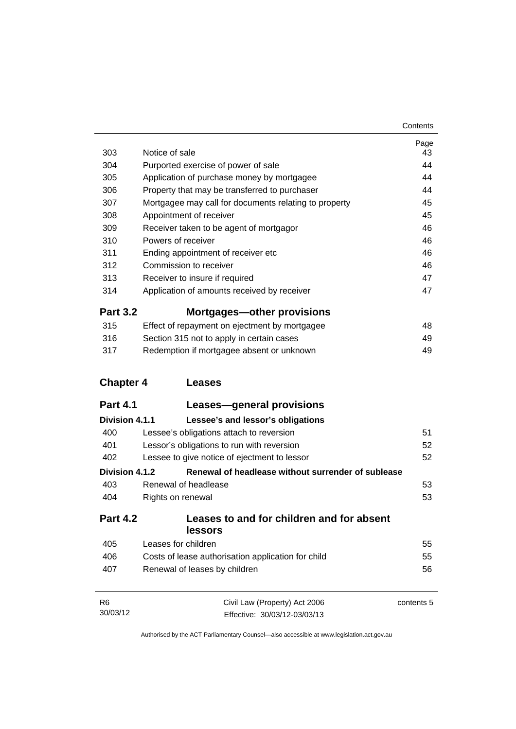| | | Page |
|---|---|---|
| 303 | Notice of sale | 43 |
| 304 | Purported exercise of power of sale | 44 |
| 305 | Application of purchase money by mortgagee | 44 |
| 306 | Property that may be transferred to purchaser | 44 |
| 307 | Mortgagee may call for documents relating to property | 45 |
| 308 | Appointment of receiver | 45 |
| 309 | Receiver taken to be agent of mortgagor | 46 |
| 310 | Powers of receiver | 46 |
| 311 | Ending appointment of receiver etc | 46 |
| 312 | Commission to receiver | 46 |
| 313 | Receiver to insure if required | 47 |
| 314 | Application of amounts received by receiver | 47 |

## Part 3.2 Mortgages—other provisions

| | | |
|---|---|---|
| 315 | Effect of repayment on ejectment by mortgagee | 48 |
| 316 | Section 315 not to apply in certain cases | 49 |
| 317 | Redemption if mortgagee absent or unknown | 49 |

# Chapter 4 Leases

## Part 4.1 Leases—general provisions

### Division 4.1.1 Lessee's and lessor's obligations

| | | |
|---|---|---|
| 400 | Lessee's obligations attach to reversion | 51 |
| 401 | Lessor's obligations to run with reversion | 52 |
| 402 | Lessee to give notice of ejectment to lessor | 52 |

### Division 4.1.2 Renewal of headlease without surrender of sublease

| | | |
|---|---|---|
| 403 | Renewal of headlease | 53 |
| 404 | Rights on renewal | 53 |

## Part 4.2 Leases to and for children and for absent lessors

| | | |
|---|---|---|
| 405 | Leases for children | 55 |
| 406 | Costs of lease authorisation application for child | 55 |
| 407 | Renewal of leases by children | 56 |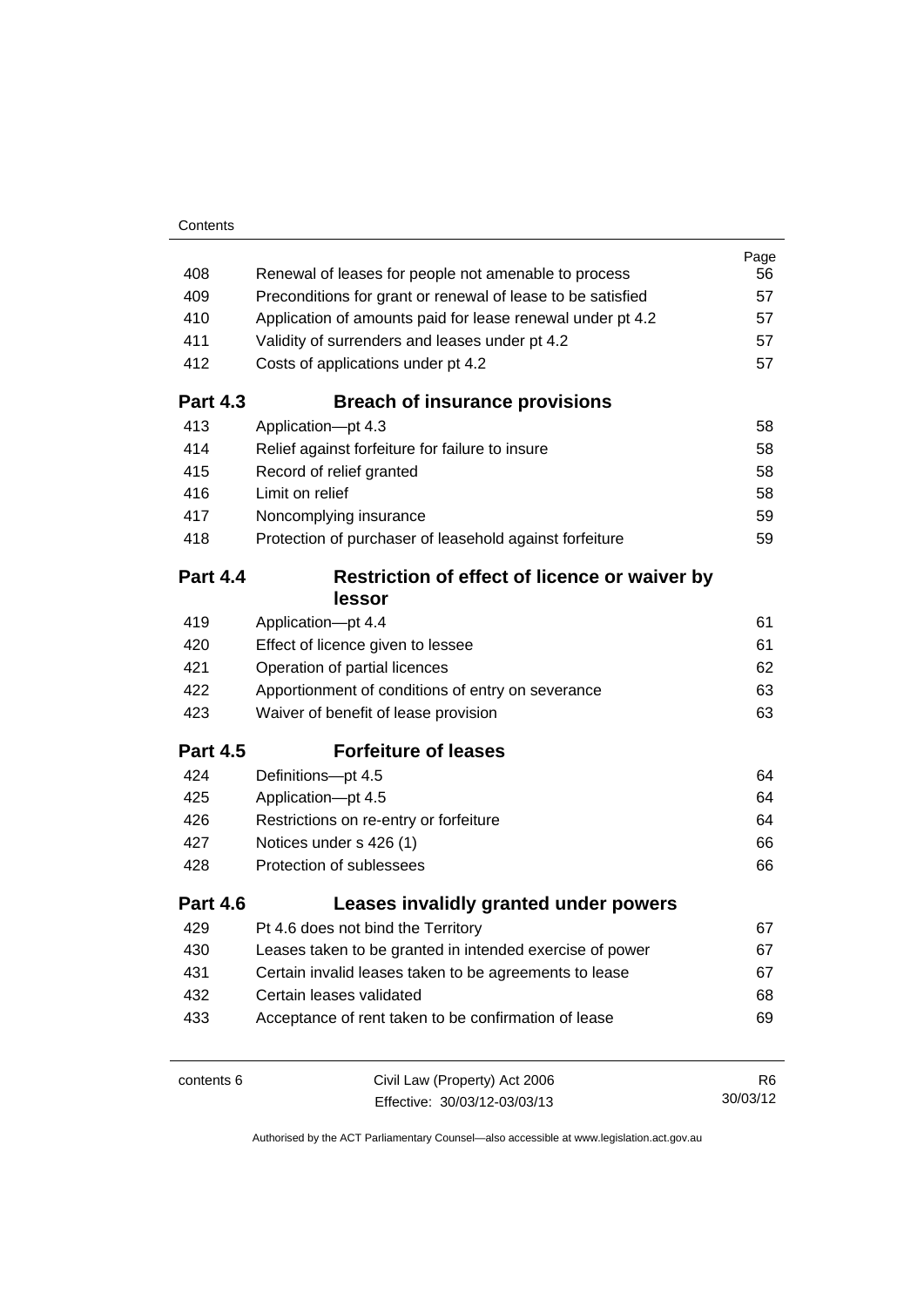| | | Page |
|---|---|---|
| 408 | Renewal of leases for people not amenable to process | 56 |
| 409 | Preconditions for grant or renewal of lease to be satisfied | 57 |
| 410 | Application of amounts paid for lease renewal under pt 4.2 | 57 |
| 411 | Validity of surrenders and leases under pt 4.2 | 57 |
| 412 | Costs of applications under pt 4.2 | 57 |
| **Part 4.3** | **Breach of insurance provisions** | |
| 413 | Application—pt 4.3 | 58 |
| 414 | Relief against forfeiture for failure to insure | 58 |
| 415 | Record of relief granted | 58 |
| 416 | Limit on relief | 58 |
| 417 | Noncomplying insurance | 59 |
| 418 | Protection of purchaser of leasehold against forfeiture | 59 |
| **Part 4.4** | **Restriction of effect of licence or waiver by lessor** | |
| 419 | Application—pt 4.4 | 61 |
| 420 | Effect of licence given to lessee | 61 |
| 421 | Operation of partial licences | 62 |
| 422 | Apportionment of conditions of entry on severance | 63 |
| 423 | Waiver of benefit of lease provision | 63 |
| **Part 4.5** | **Forfeiture of leases** | |
| 424 | Definitions—pt 4.5 | 64 |
| 425 | Application—pt 4.5 | 64 |
| 426 | Restrictions on re-entry or forfeiture | 64 |
| 427 | Notices under s 426 (1) | 66 |
| 428 | Protection of sublessees | 66 |
| **Part 4.6** | **Leases invalidly granted under powers** | |
| 429 | Pt 4.6 does not bind the Territory | 67 |
| 430 | Leases taken to be granted in intended exercise of power | 67 |
| 431 | Certain invalid leases taken to be agreements to lease | 67 |
| 432 | Certain leases validated | 68 |
| 433 | Acceptance of rent taken to be confirmation of lease | 69 |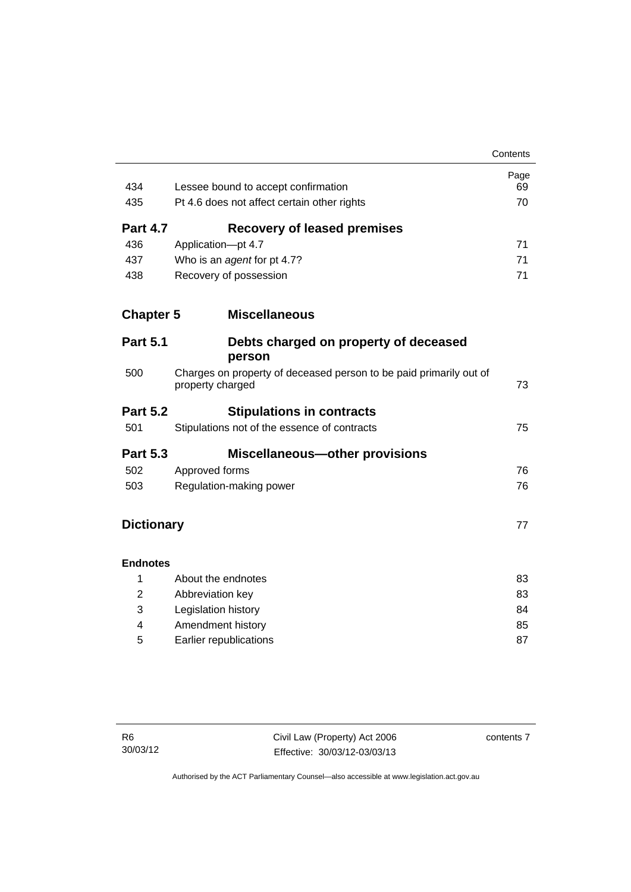| | | Page |
|---|---|---|
| 434 | Lessee bound to accept confirmation | 69 |
| 435 | Pt 4.6 does not affect certain other rights | 70 |
| **Part 4.7** | **Recovery of leased premises** | |
| 436 | Application—pt 4.7 | 71 |
| 437 | Who is an *agent* for pt 4.7? | 71 |
| 438 | Recovery of possession | 71 |
| **Chapter 5** | **Miscellaneous** | |
| **Part 5.1** | **Debts charged on property of deceased person** | |
| 500 | Charges on property of deceased person to be paid primarily out of property charged | 73 |
| **Part 5.2** | **Stipulations in contracts** | |
| 501 | Stipulations not of the essence of contracts | 75 |
| **Part 5.3** | **Miscellaneous—other provisions** | |
| 502 | Approved forms | 76 |
| 503 | Regulation-making power | 76 |
| **Dictionary** | | 77 |
| **Endnotes** | | |
| 1 | About the endnotes | 83 |
| 2 | Abbreviation key | 83 |
| 3 | Legislation history | 84 |
| 4 | Amendment history | 85 |
| 5 | Earlier republications | 87 |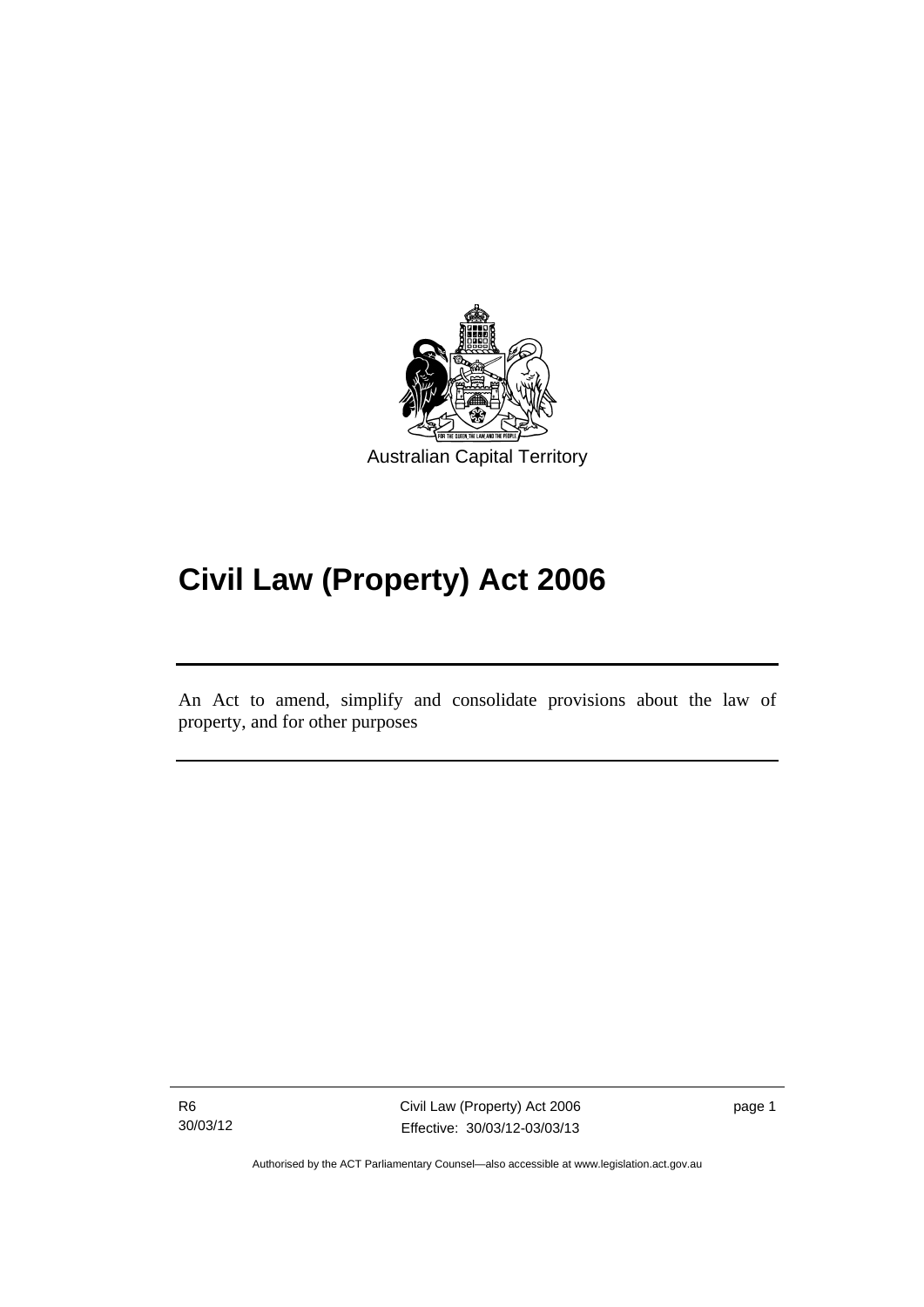Australian Capital Territory

# Civil Law (Property) Act 2006

An Act to amend, simplify and consolidate provisions about the law of property, and for other purposes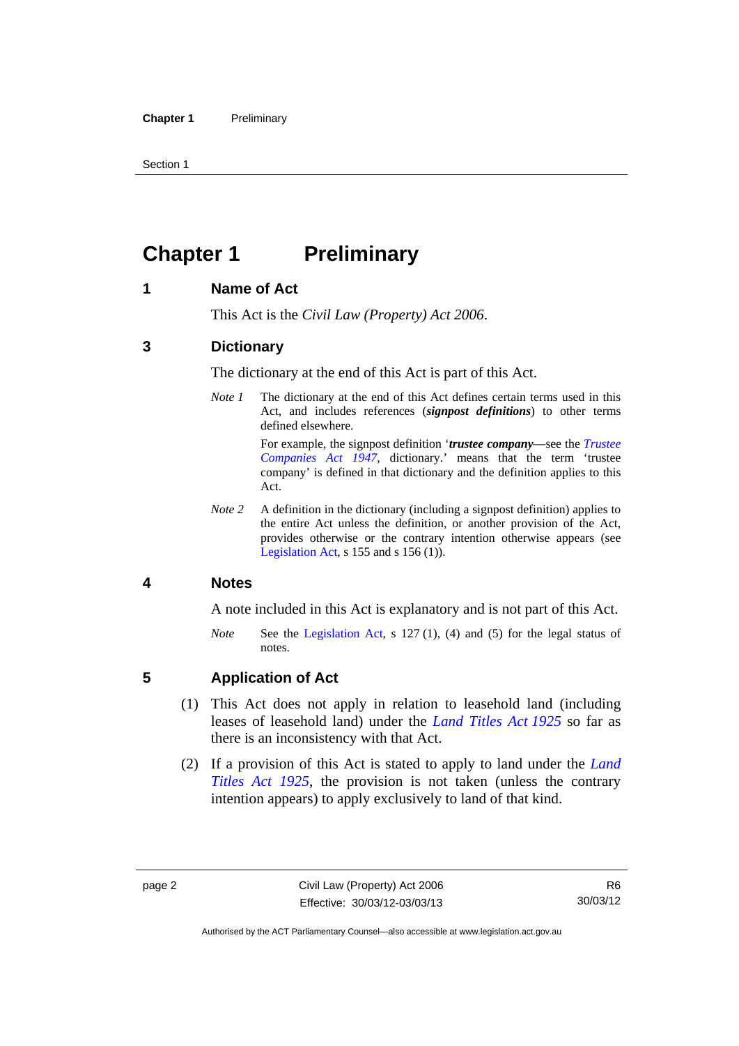# Chapter 1 Preliminary

## 1 Name of Act

This Act is the *Civil Law (Property) Act 2006*.

## 3 Dictionary

The dictionary at the end of this Act is part of this Act.

*Note 1* The dictionary at the end of this Act defines certain terms used in this Act, and includes references (***signpost definitions***) to other terms defined elsewhere.

For example, the signpost definition '***trustee company***—see the *Trustee Companies Act 1947*, dictionary.' means that the term 'trustee company' is defined in that dictionary and the definition applies to this Act.

*Note 2* A definition in the dictionary (including a signpost definition) applies to the entire Act unless the definition, or another provision of the Act, provides otherwise or the contrary intention otherwise appears (see Legislation Act, s 155 and s 156 (1)).

## 4 Notes

A note included in this Act is explanatory and is not part of this Act.

*Note* See the Legislation Act, s 127 (1), (4) and (5) for the legal status of notes.

## 5 Application of Act

(1) This Act does not apply in relation to leasehold land (including leases of leasehold land) under the *Land Titles Act 1925* so far as there is an inconsistency with that Act.

(2) If a provision of this Act is stated to apply to land under the *Land Titles Act 1925*, the provision is not taken (unless the contrary intention appears) to apply exclusively to land of that kind.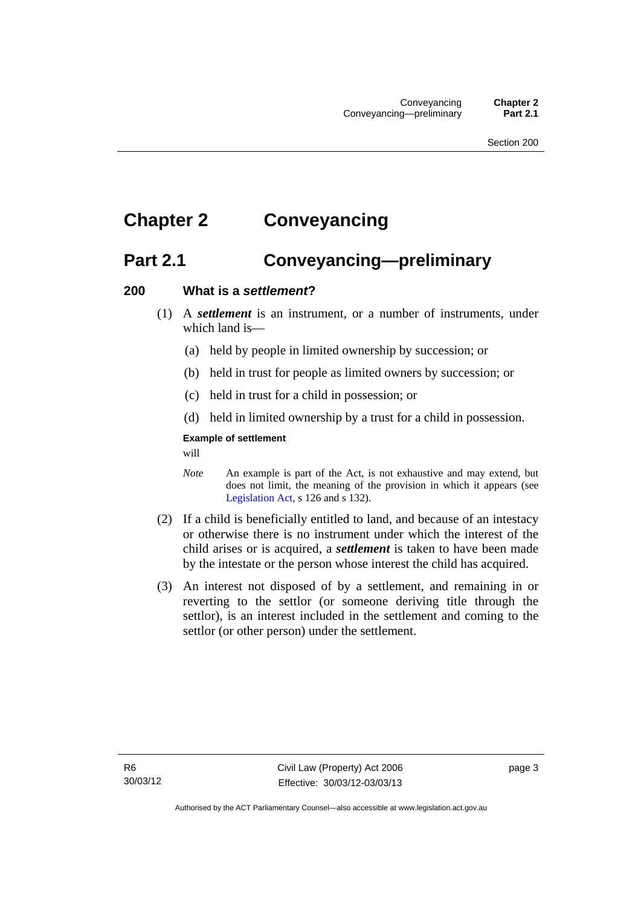# Chapter 2 Conveyancing

## Part 2.1 Conveyancing—preliminary

### 200 What is a *settlement*?

(1) A ***settlement*** is an instrument, or a number of instruments, under which land is—

(a) held by people in limited ownership by succession; or

(b) held in trust for people as limited owners by succession; or

(c) held in trust for a child in possession; or

(d) held in limited ownership by a trust for a child in possession.

**Example of settlement**

will

*Note* An example is part of the Act, is not exhaustive and may extend, but does not limit, the meaning of the provision in which it appears (see Legislation Act, s 126 and s 132).

(2) If a child is beneficially entitled to land, and because of an intestacy or otherwise there is no instrument under which the interest of the child arises or is acquired, a ***settlement*** is taken to have been made by the intestate or the person whose interest the child has acquired.

(3) An interest not disposed of by a settlement, and remaining in or reverting to the settlor (or someone deriving title through the settlor), is an interest included in the settlement and coming to the settlor (or other person) under the settlement.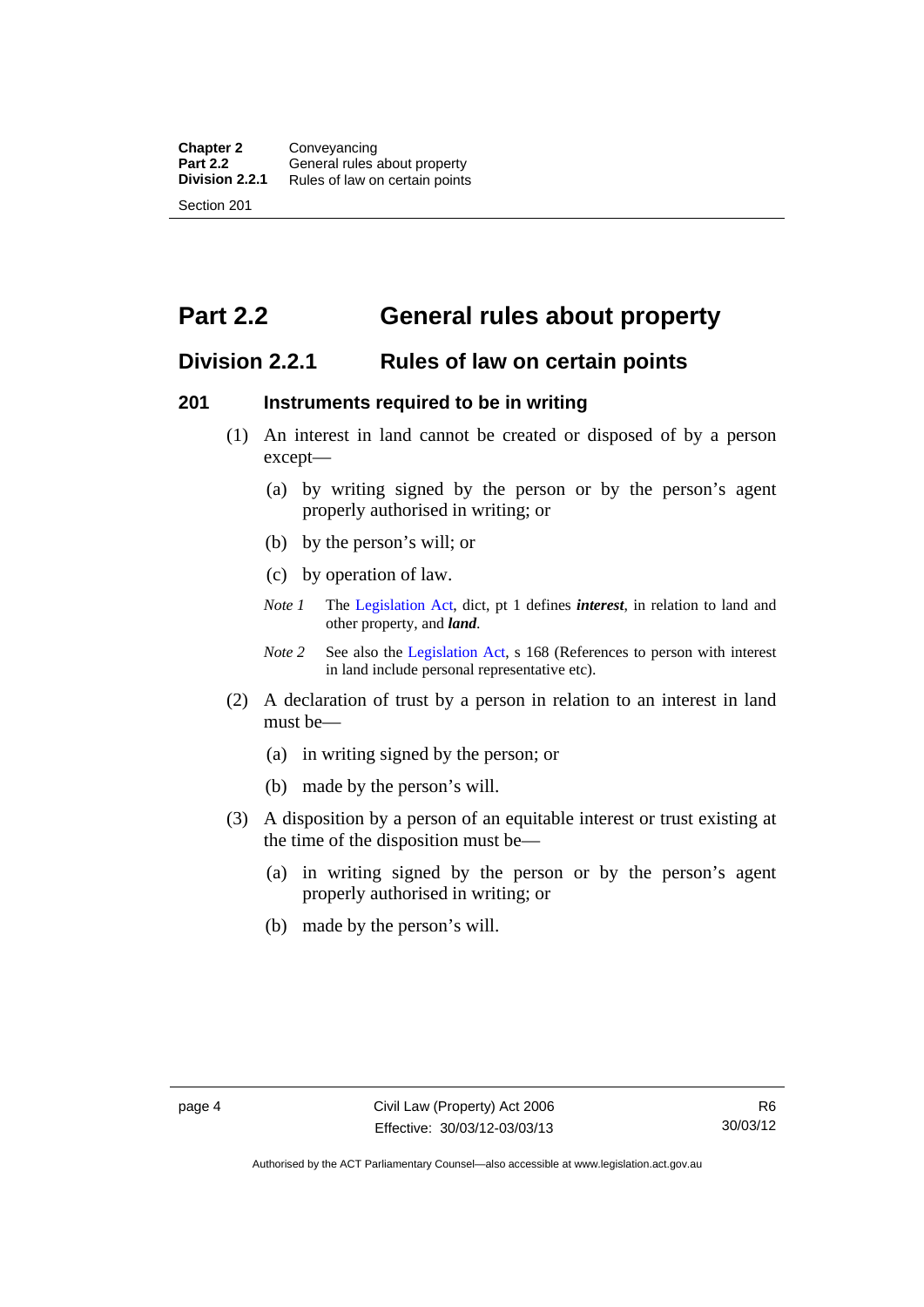# Part 2.2 General rules about property

## Division 2.2.1 Rules of law on certain points

### 201 Instruments required to be in writing

(1) An interest in land cannot be created or disposed of by a person except—

(a) by writing signed by the person or by the person's agent properly authorised in writing; or

(b) by the person's will; or

(c) by operation of law.

*Note 1* The Legislation Act, dict, pt 1 defines ***interest***, in relation to land and other property, and ***land***.

*Note 2* See also the Legislation Act, s 168 (References to person with interest in land include personal representative etc).

(2) A declaration of trust by a person in relation to an interest in land must be—

(a) in writing signed by the person; or

(b) made by the person's will.

(3) A disposition by a person of an equitable interest or trust existing at the time of the disposition must be—

(a) in writing signed by the person or by the person's agent properly authorised in writing; or

(b) made by the person's will.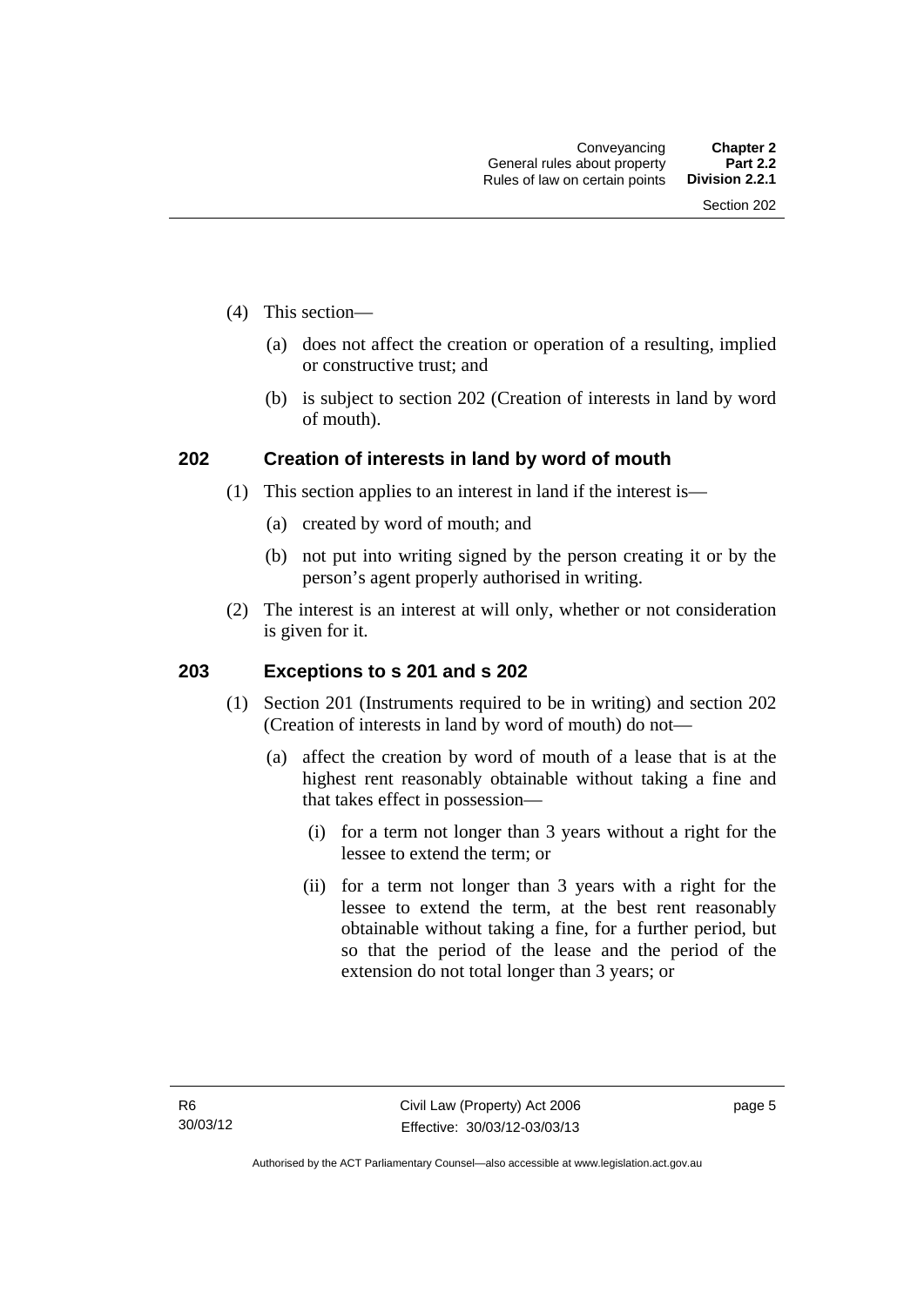(4) This section—

(a) does not affect the creation or operation of a resulting, implied or constructive trust; and

(b) is subject to section 202 (Creation of interests in land by word of mouth).

## 202 Creation of interests in land by word of mouth

(1) This section applies to an interest in land if the interest is—

(a) created by word of mouth; and

(b) not put into writing signed by the person creating it or by the person's agent properly authorised in writing.

(2) The interest is an interest at will only, whether or not consideration is given for it.

## 203 Exceptions to s 201 and s 202

(1) Section 201 (Instruments required to be in writing) and section 202 (Creation of interests in land by word of mouth) do not—

(a) affect the creation by word of mouth of a lease that is at the highest rent reasonably obtainable without taking a fine and that takes effect in possession—

(i) for a term not longer than 3 years without a right for the lessee to extend the term; or

(ii) for a term not longer than 3 years with a right for the lessee to extend the term, at the best rent reasonably obtainable without taking a fine, for a further period, but so that the period of the lease and the period of the extension do not total longer than 3 years; or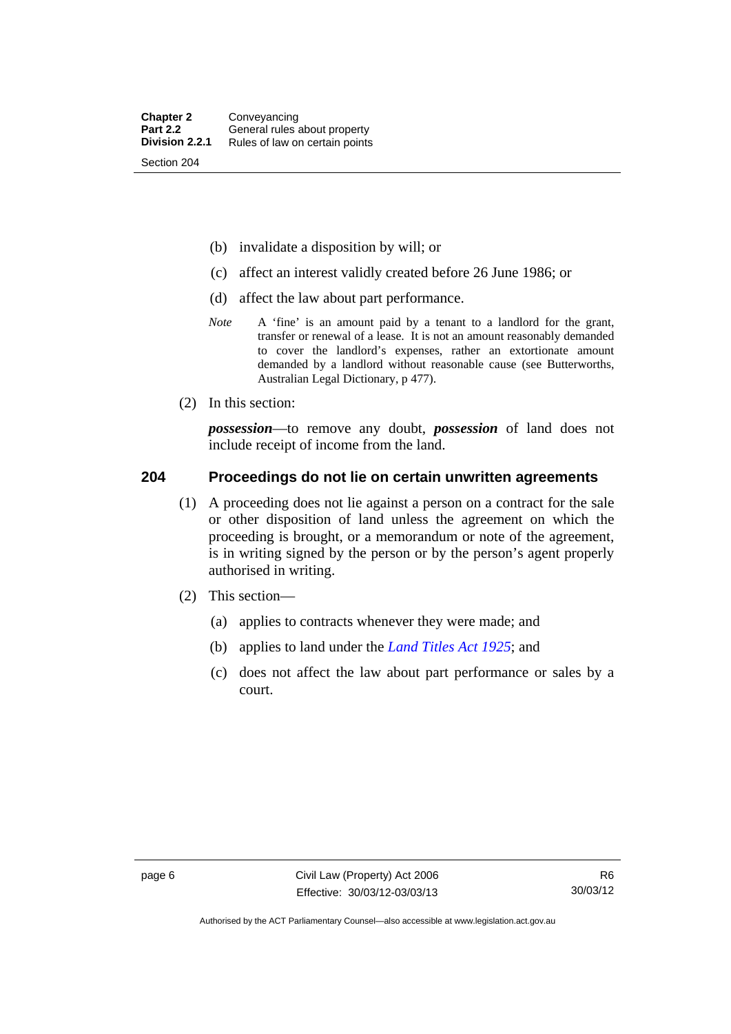(b) invalidate a disposition by will; or

(c) affect an interest validly created before 26 June 1986; or

(d) affect the law about part performance.

*Note* A 'fine' is an amount paid by a tenant to a landlord for the grant, transfer or renewal of a lease. It is not an amount reasonably demanded to cover the landlord's expenses, rather an extortionate amount demanded by a landlord without reasonable cause (see Butterworths, Australian Legal Dictionary, p 477).

(2) In this section:

***possession***—to remove any doubt, ***possession*** of land does not include receipt of income from the land.

### 204 Proceedings do not lie on certain unwritten agreements

(1) A proceeding does not lie against a person on a contract for the sale or other disposition of land unless the agreement on which the proceeding is brought, or a memorandum or note of the agreement, is in writing signed by the person or by the person's agent properly authorised in writing.

(2) This section—

(a) applies to contracts whenever they were made; and

(b) applies to land under the *Land Titles Act 1925*; and

(c) does not affect the law about part performance or sales by a court.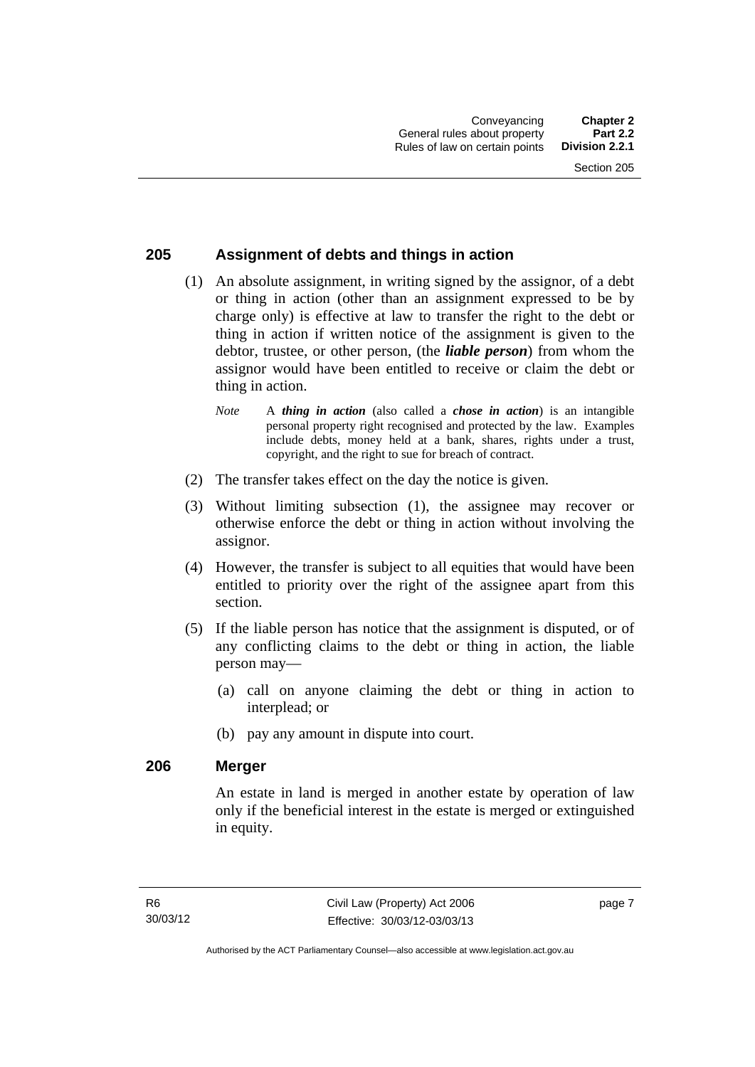### 205 Assignment of debts and things in action

(1) An absolute assignment, in writing signed by the assignor, of a debt or thing in action (other than an assignment expressed to be by charge only) is effective at law to transfer the right to the debt or thing in action if written notice of the assignment is given to the debtor, trustee, or other person, (the ***liable person***) from whom the assignor would have been entitled to receive or claim the debt or thing in action.

*Note* A ***thing in action*** (also called a ***chose in action***) is an intangible personal property right recognised and protected by the law. Examples include debts, money held at a bank, shares, rights under a trust, copyright, and the right to sue for breach of contract.

(2) The transfer takes effect on the day the notice is given.

(3) Without limiting subsection (1), the assignee may recover or otherwise enforce the debt or thing in action without involving the assignor.

(4) However, the transfer is subject to all equities that would have been entitled to priority over the right of the assignee apart from this section.

(5) If the liable person has notice that the assignment is disputed, or of any conflicting claims to the debt or thing in action, the liable person may—

(a) call on anyone claiming the debt or thing in action to interplead; or

(b) pay any amount in dispute into court.

### 206 Merger

An estate in land is merged in another estate by operation of law only if the beneficial interest in the estate is merged or extinguished in equity.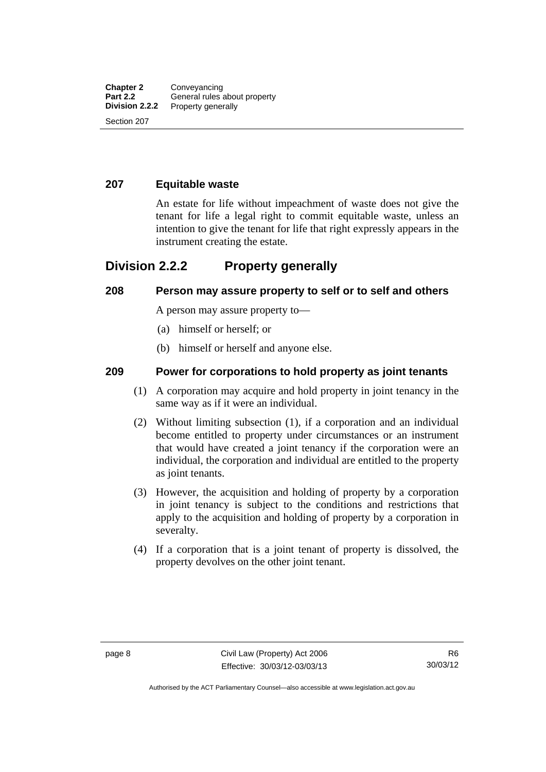### 207 Equitable waste

An estate for life without impeachment of waste does not give the tenant for life a legal right to commit equitable waste, unless an intention to give the tenant for life that right expressly appears in the instrument creating the estate.

## Division 2.2.2 Property generally

### 208 Person may assure property to self or to self and others

A person may assure property to—

(a) himself or herself; or

(b) himself or herself and anyone else.

### 209 Power for corporations to hold property as joint tenants

(1) A corporation may acquire and hold property in joint tenancy in the same way as if it were an individual.

(2) Without limiting subsection (1), if a corporation and an individual become entitled to property under circumstances or an instrument that would have created a joint tenancy if the corporation were an individual, the corporation and individual are entitled to the property as joint tenants.

(3) However, the acquisition and holding of property by a corporation in joint tenancy is subject to the conditions and restrictions that apply to the acquisition and holding of property by a corporation in severalty.

(4) If a corporation that is a joint tenant of property is dissolved, the property devolves on the other joint tenant.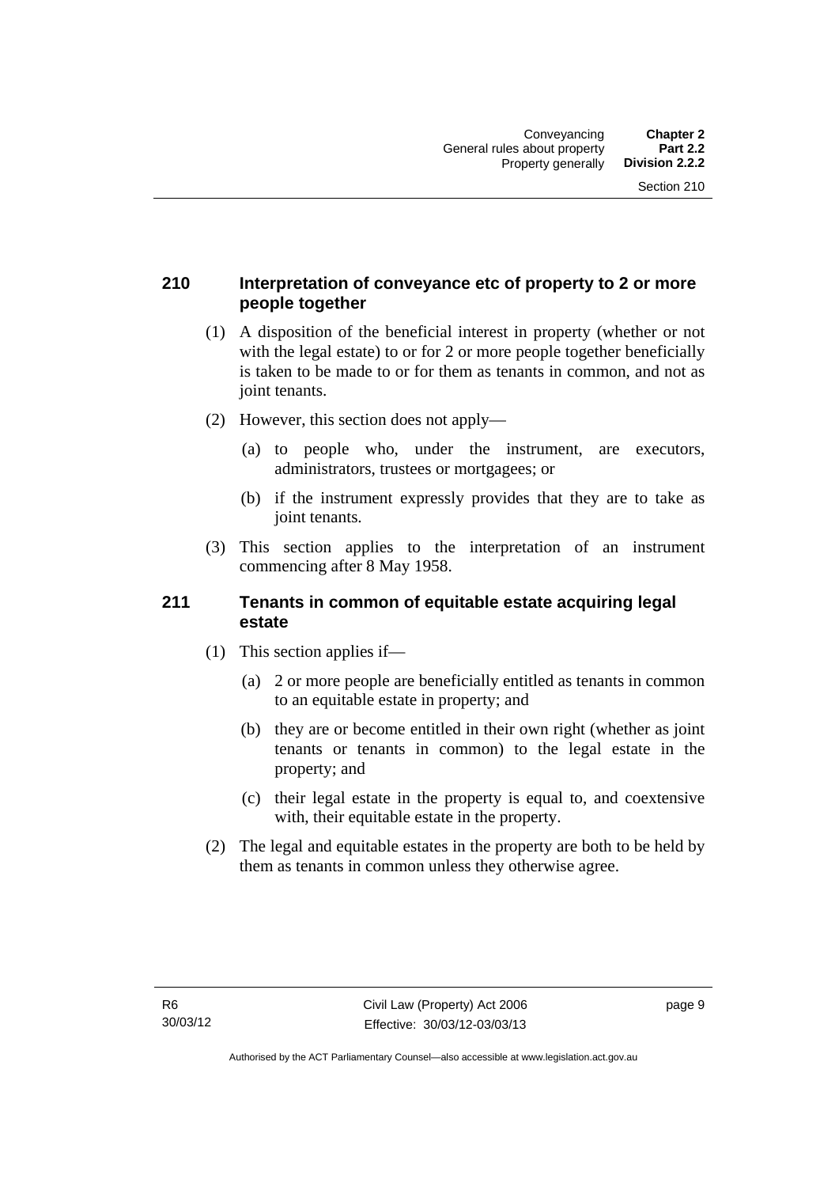## 210 Interpretation of conveyance etc of property to 2 or more people together

(1) A disposition of the beneficial interest in property (whether or not with the legal estate) to or for 2 or more people together beneficially is taken to be made to or for them as tenants in common, and not as joint tenants.

(2) However, this section does not apply—

(a) to people who, under the instrument, are executors, administrators, trustees or mortgagees; or

(b) if the instrument expressly provides that they are to take as joint tenants.

(3) This section applies to the interpretation of an instrument commencing after 8 May 1958.

## 211 Tenants in common of equitable estate acquiring legal estate

(1) This section applies if—

(a) 2 or more people are beneficially entitled as tenants in common to an equitable estate in property; and

(b) they are or become entitled in their own right (whether as joint tenants or tenants in common) to the legal estate in the property; and

(c) their legal estate in the property is equal to, and coextensive with, their equitable estate in the property.

(2) The legal and equitable estates in the property are both to be held by them as tenants in common unless they otherwise agree.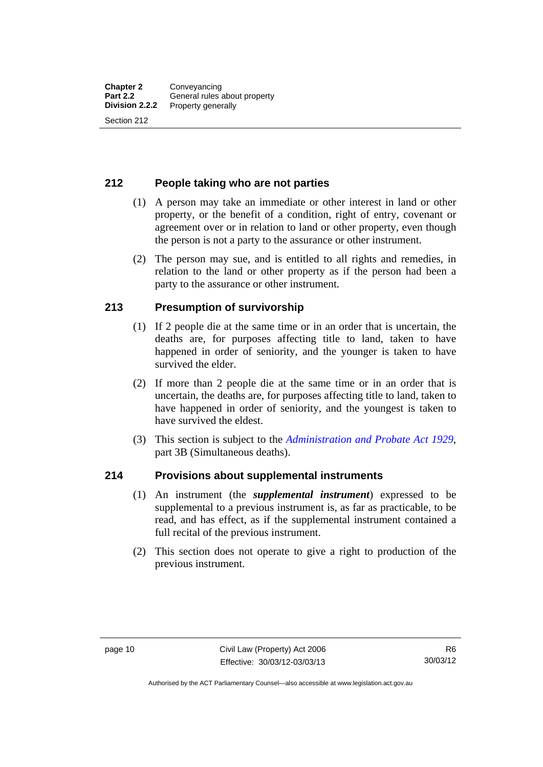## 212 People taking who are not parties

(1) A person may take an immediate or other interest in land or other property, or the benefit of a condition, right of entry, covenant or agreement over or in relation to land or other property, even though the person is not a party to the assurance or other instrument.

(2) The person may sue, and is entitled to all rights and remedies, in relation to the land or other property as if the person had been a party to the assurance or other instrument.

## 213 Presumption of survivorship

(1) If 2 people die at the same time or in an order that is uncertain, the deaths are, for purposes affecting title to land, taken to have happened in order of seniority, and the younger is taken to have survived the elder.

(2) If more than 2 people die at the same time or in an order that is uncertain, the deaths are, for purposes affecting title to land, taken to have happened in order of seniority, and the youngest is taken to have survived the eldest.

(3) This section is subject to the *Administration and Probate Act 1929*, part 3B (Simultaneous deaths).

## 214 Provisions about supplemental instruments

(1) An instrument (the ***supplemental instrument***) expressed to be supplemental to a previous instrument is, as far as practicable, to be read, and has effect, as if the supplemental instrument contained a full recital of the previous instrument.

(2) This section does not operate to give a right to production of the previous instrument.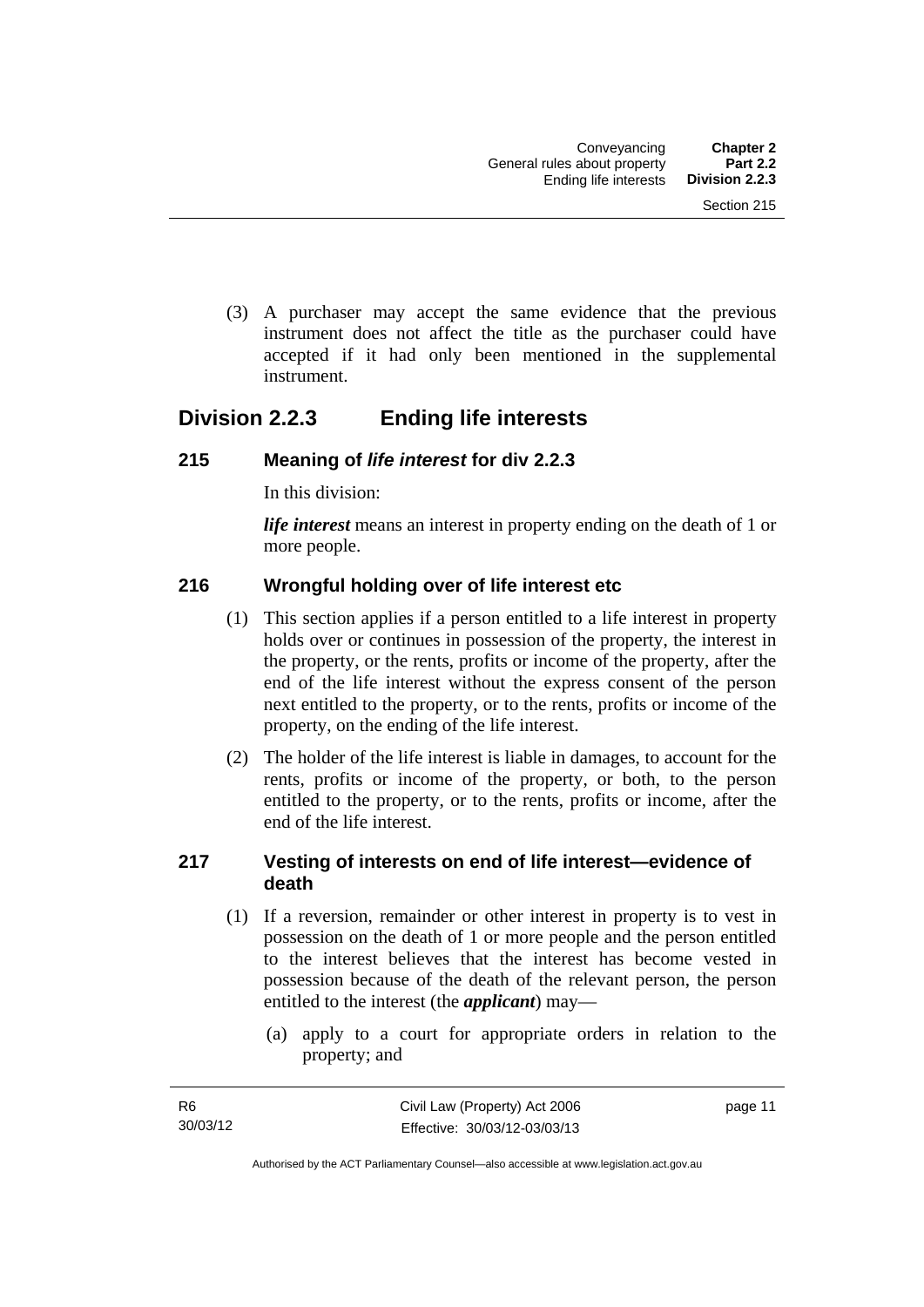(3) A purchaser may accept the same evidence that the previous instrument does not affect the title as the purchaser could have accepted if it had only been mentioned in the supplemental instrument.

## Division 2.2.3 Ending life interests

### 215 Meaning of *life interest* for div 2.2.3

In this division:

***life interest*** means an interest in property ending on the death of 1 or more people.

### 216 Wrongful holding over of life interest etc

(1) This section applies if a person entitled to a life interest in property holds over or continues in possession of the property, the interest in the property, or the rents, profits or income of the property, after the end of the life interest without the express consent of the person next entitled to the property, or to the rents, profits or income of the property, on the ending of the life interest.

(2) The holder of the life interest is liable in damages, to account for the rents, profits or income of the property, or both, to the person entitled to the property, or to the rents, profits or income, after the end of the life interest.

### 217 Vesting of interests on end of life interest—evidence of death

(1) If a reversion, remainder or other interest in property is to vest in possession on the death of 1 or more people and the person entitled to the interest believes that the interest has become vested in possession because of the death of the relevant person, the person entitled to the interest (the ***applicant***) may—

(a) apply to a court for appropriate orders in relation to the property; and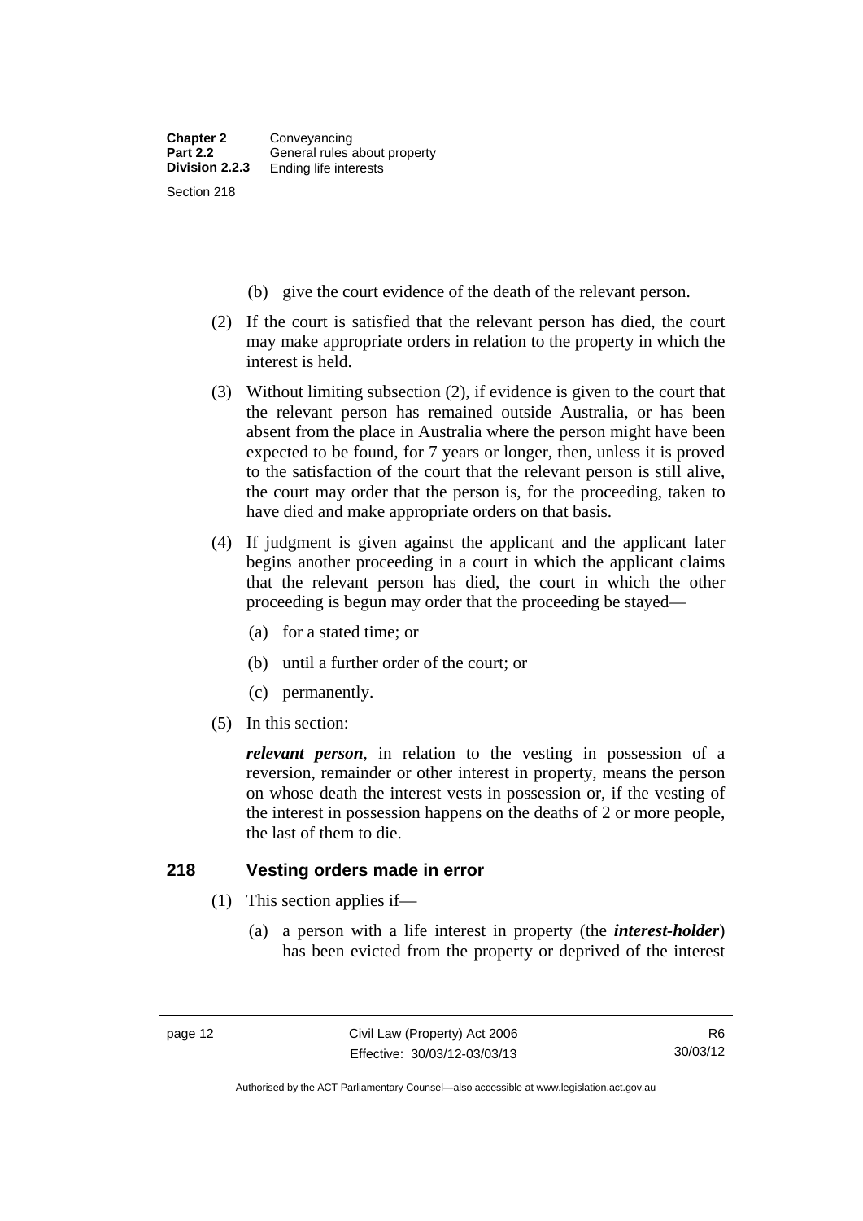(b) give the court evidence of the death of the relevant person.

(2) If the court is satisfied that the relevant person has died, the court may make appropriate orders in relation to the property in which the interest is held.

(3) Without limiting subsection (2), if evidence is given to the court that the relevant person has remained outside Australia, or has been absent from the place in Australia where the person might have been expected to be found, for 7 years or longer, then, unless it is proved to the satisfaction of the court that the relevant person is still alive, the court may order that the person is, for the proceeding, taken to have died and make appropriate orders on that basis.

(4) If judgment is given against the applicant and the applicant later begins another proceeding in a court in which the applicant claims that the relevant person has died, the court in which the other proceeding is begun may order that the proceeding be stayed—

(a) for a stated time; or

(b) until a further order of the court; or

(c) permanently.

(5) In this section:

***relevant person***, in relation to the vesting in possession of a reversion, remainder or other interest in property, means the person on whose death the interest vests in possession or, if the vesting of the interest in possession happens on the deaths of 2 or more people, the last of them to die.

## 218 Vesting orders made in error

(1) This section applies if—

(a) a person with a life interest in property (the ***interest-holder***) has been evicted from the property or deprived of the interest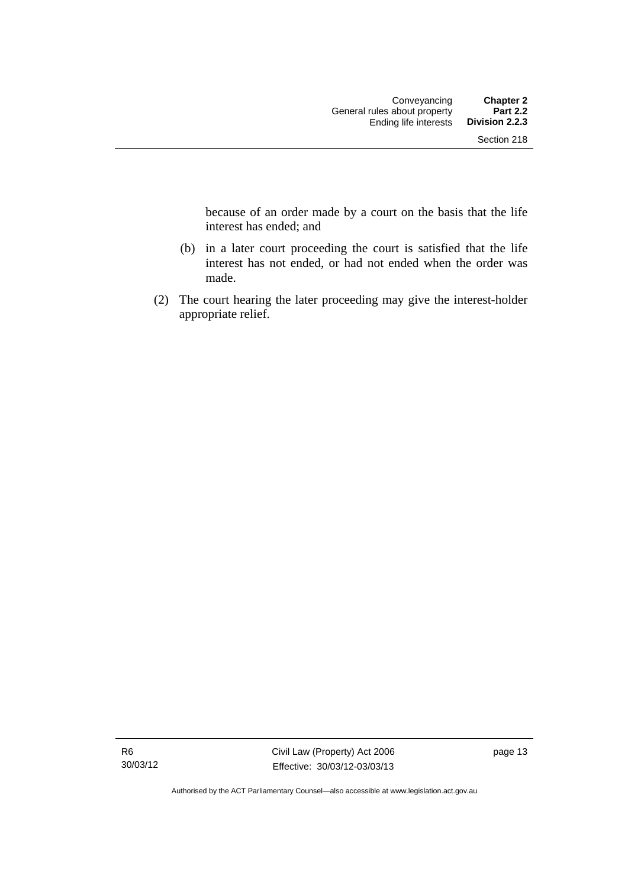because of an order made by a court on the basis that the life interest has ended; and

(b) in a later court proceeding the court is satisfied that the life interest has not ended, or had not ended when the order was made.

(2) The court hearing the later proceeding may give the interest-holder appropriate relief.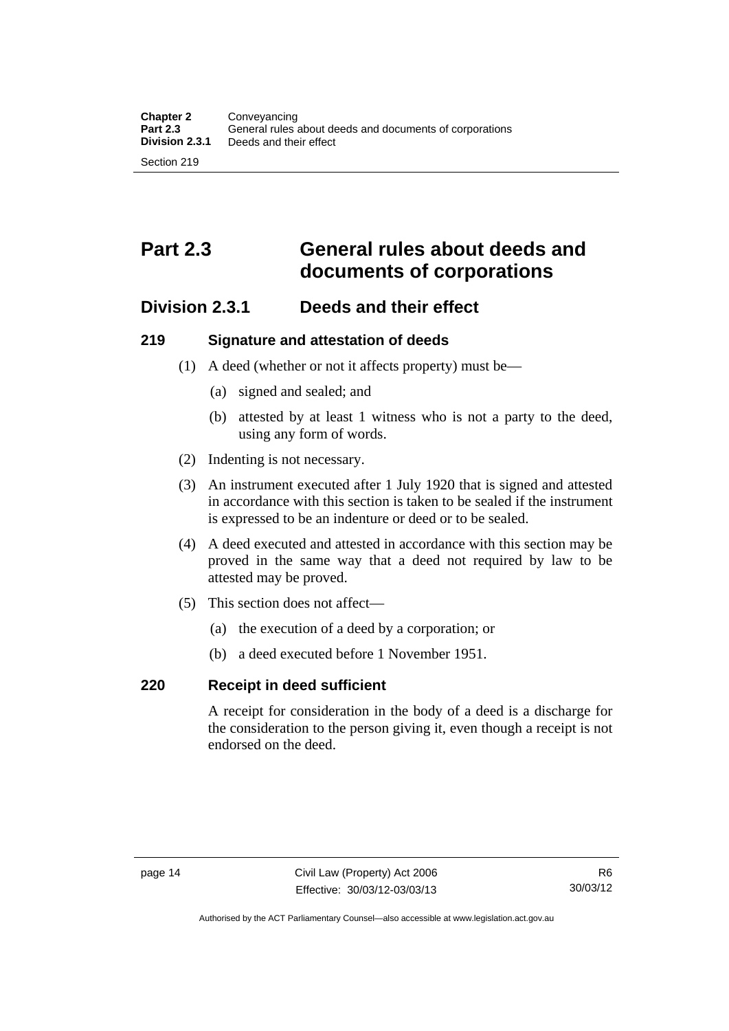# Part 2.3 General rules about deeds and documents of corporations

## Division 2.3.1 Deeds and their effect

### 219 Signature and attestation of deeds

(1) A deed (whether or not it affects property) must be—

(a) signed and sealed; and

(b) attested by at least 1 witness who is not a party to the deed, using any form of words.

(2) Indenting is not necessary.

(3) An instrument executed after 1 July 1920 that is signed and attested in accordance with this section is taken to be sealed if the instrument is expressed to be an indenture or deed or to be sealed.

(4) A deed executed and attested in accordance with this section may be proved in the same way that a deed not required by law to be attested may be proved.

(5) This section does not affect—

(a) the execution of a deed by a corporation; or

(b) a deed executed before 1 November 1951.

### 220 Receipt in deed sufficient

A receipt for consideration in the body of a deed is a discharge for the consideration to the person giving it, even though a receipt is not endorsed on the deed.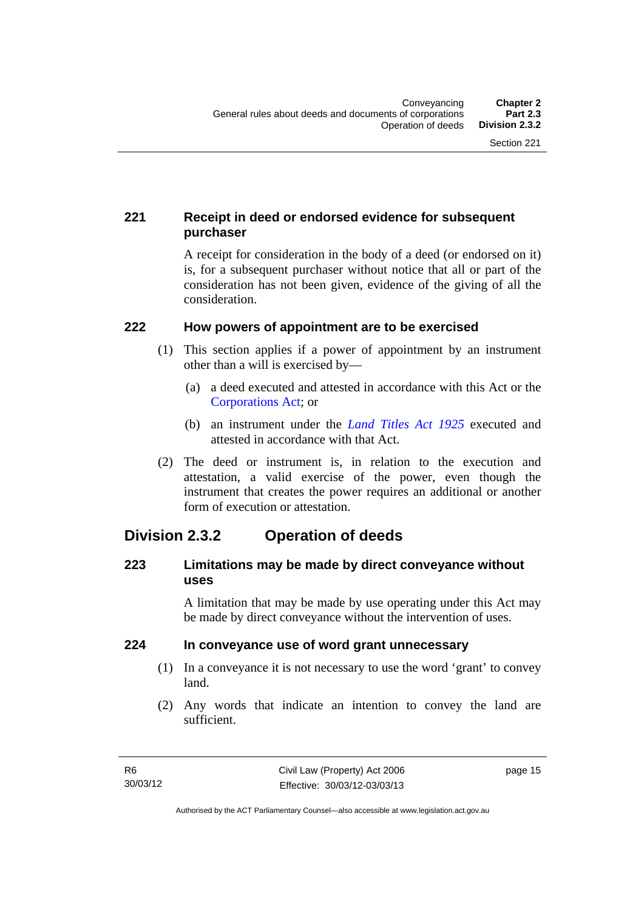### 221 Receipt in deed or endorsed evidence for subsequent purchaser

A receipt for consideration in the body of a deed (or endorsed on it) is, for a subsequent purchaser without notice that all or part of the consideration has not been given, evidence of the giving of all the consideration.

### 222 How powers of appointment are to be exercised

(1) This section applies if a power of appointment by an instrument other than a will is exercised by—

(a) a deed executed and attested in accordance with this Act or the Corporations Act; or

(b) an instrument under the *Land Titles Act 1925* executed and attested in accordance with that Act.

(2) The deed or instrument is, in relation to the execution and attestation, a valid exercise of the power, even though the instrument that creates the power requires an additional or another form of execution or attestation.

## Division 2.3.2 Operation of deeds

### 223 Limitations may be made by direct conveyance without uses

A limitation that may be made by use operating under this Act may be made by direct conveyance without the intervention of uses.

### 224 In conveyance use of word grant unnecessary

(1) In a conveyance it is not necessary to use the word 'grant' to convey land.

(2) Any words that indicate an intention to convey the land are sufficient.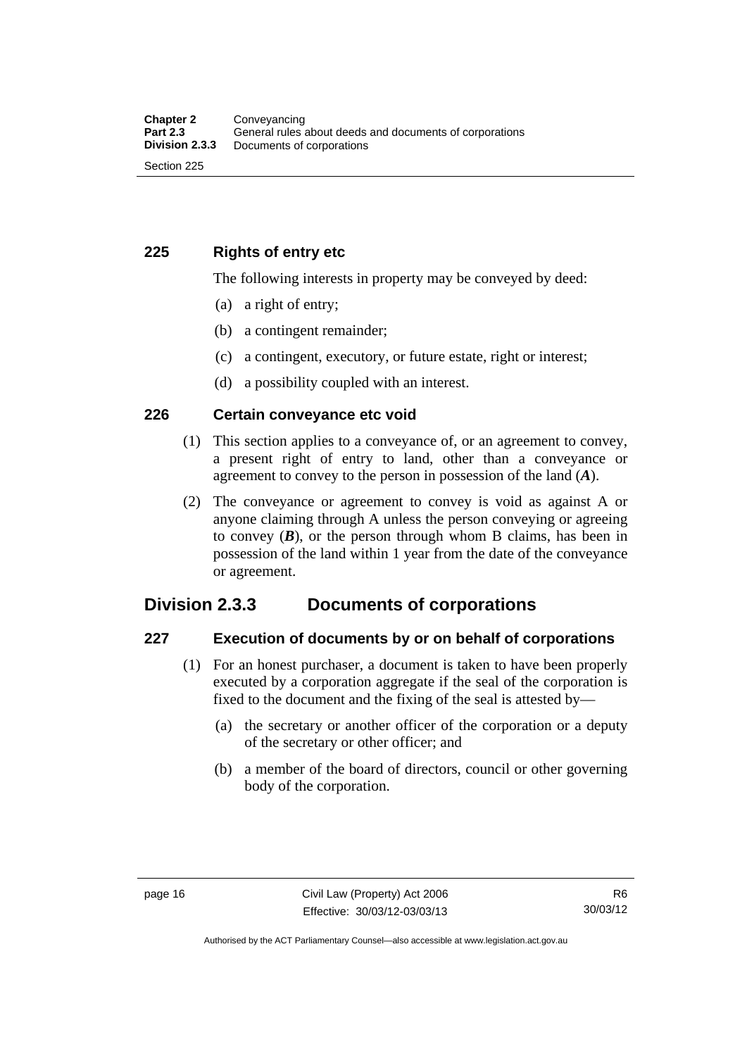### 225 Rights of entry etc

The following interests in property may be conveyed by deed:

(a) a right of entry;

(b) a contingent remainder;

(c) a contingent, executory, or future estate, right or interest;

(d) a possibility coupled with an interest.

### 226 Certain conveyance etc void

(1) This section applies to a conveyance of, or an agreement to convey, a present right of entry to land, other than a conveyance or agreement to convey to the person in possession of the land (***A***).

(2) The conveyance or agreement to convey is void as against A or anyone claiming through A unless the person conveying or agreeing to convey (***B***), or the person through whom B claims, has been in possession of the land within 1 year from the date of the conveyance or agreement.

## Division 2.3.3 Documents of corporations

### 227 Execution of documents by or on behalf of corporations

(1) For an honest purchaser, a document is taken to have been properly executed by a corporation aggregate if the seal of the corporation is fixed to the document and the fixing of the seal is attested by—

(a) the secretary or another officer of the corporation or a deputy of the secretary or other officer; and

(b) a member of the board of directors, council or other governing body of the corporation.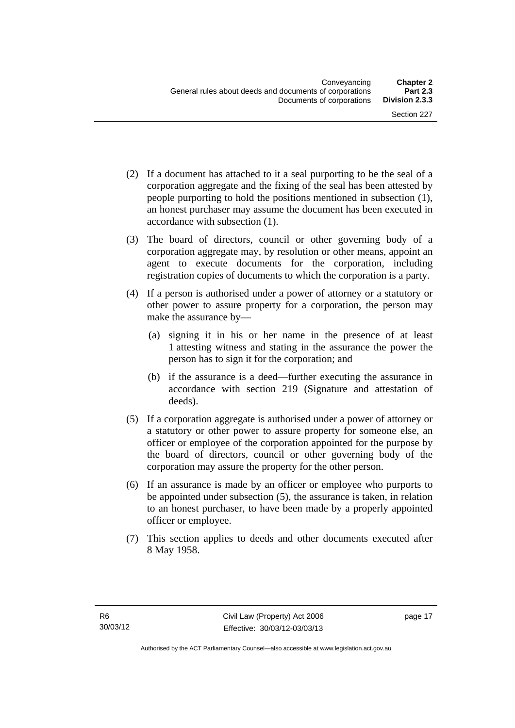(2) If a document has attached to it a seal purporting to be the seal of a corporation aggregate and the fixing of the seal has been attested by people purporting to hold the positions mentioned in subsection (1), an honest purchaser may assume the document has been executed in accordance with subsection (1).

(3) The board of directors, council or other governing body of a corporation aggregate may, by resolution or other means, appoint an agent to execute documents for the corporation, including registration copies of documents to which the corporation is a party.

(4) If a person is authorised under a power of attorney or a statutory or other power to assure property for a corporation, the person may make the assurance by—

(a) signing it in his or her name in the presence of at least 1 attesting witness and stating in the assurance the power the person has to sign it for the corporation; and

(b) if the assurance is a deed—further executing the assurance in accordance with section 219 (Signature and attestation of deeds).

(5) If a corporation aggregate is authorised under a power of attorney or a statutory or other power to assure property for someone else, an officer or employee of the corporation appointed for the purpose by the board of directors, council or other governing body of the corporation may assure the property for the other person.

(6) If an assurance is made by an officer or employee who purports to be appointed under subsection (5), the assurance is taken, in relation to an honest purchaser, to have been made by a properly appointed officer or employee.

(7) This section applies to deeds and other documents executed after 8 May 1958.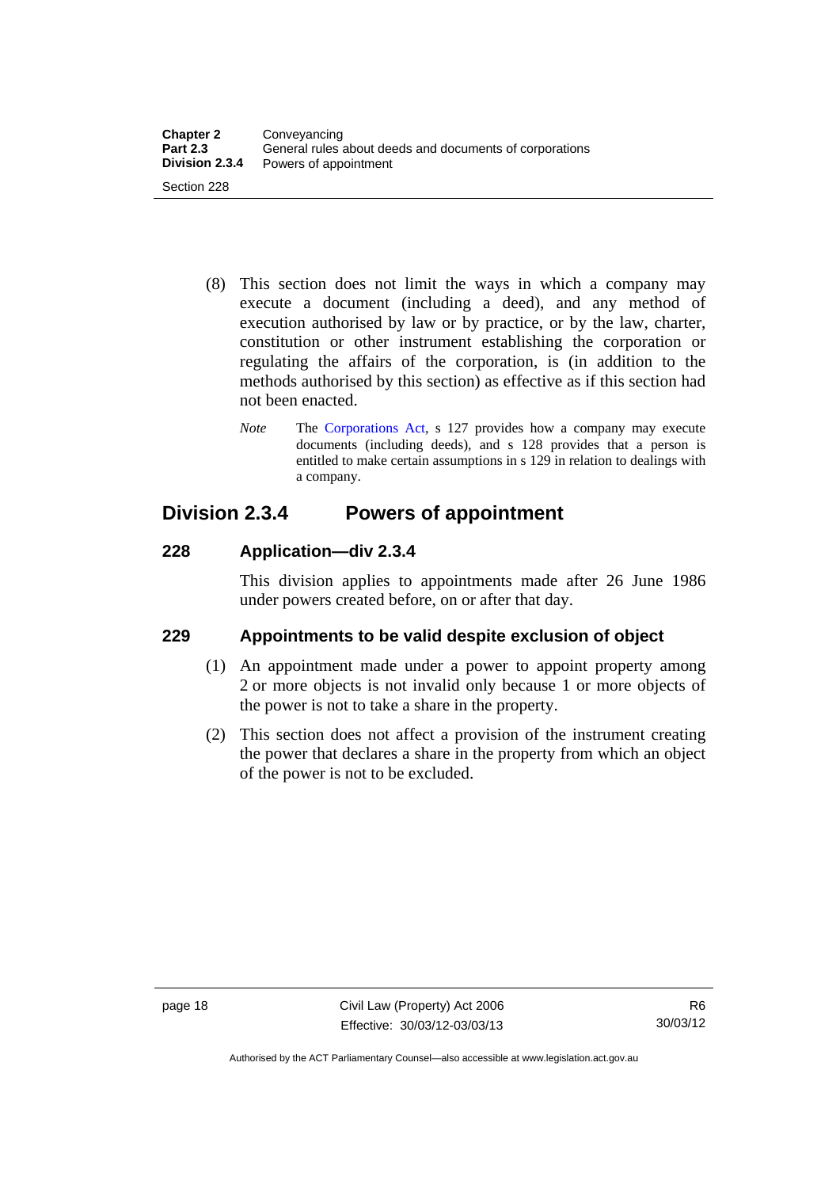(8) This section does not limit the ways in which a company may execute a document (including a deed), and any method of execution authorised by law or by practice, or by the law, charter, constitution or other instrument establishing the corporation or regulating the affairs of the corporation, is (in addition to the methods authorised by this section) as effective as if this section had not been enacted.

*Note* The Corporations Act, s 127 provides how a company may execute documents (including deeds), and s 128 provides that a person is entitled to make certain assumptions in s 129 in relation to dealings with a company.

## Division 2.3.4 Powers of appointment

### 228 Application—div 2.3.4

This division applies to appointments made after 26 June 1986 under powers created before, on or after that day.

### 229 Appointments to be valid despite exclusion of object

(1) An appointment made under a power to appoint property among 2 or more objects is not invalid only because 1 or more objects of the power is not to take a share in the property.

(2) This section does not affect a provision of the instrument creating the power that declares a share in the property from which an object of the power is not to be excluded.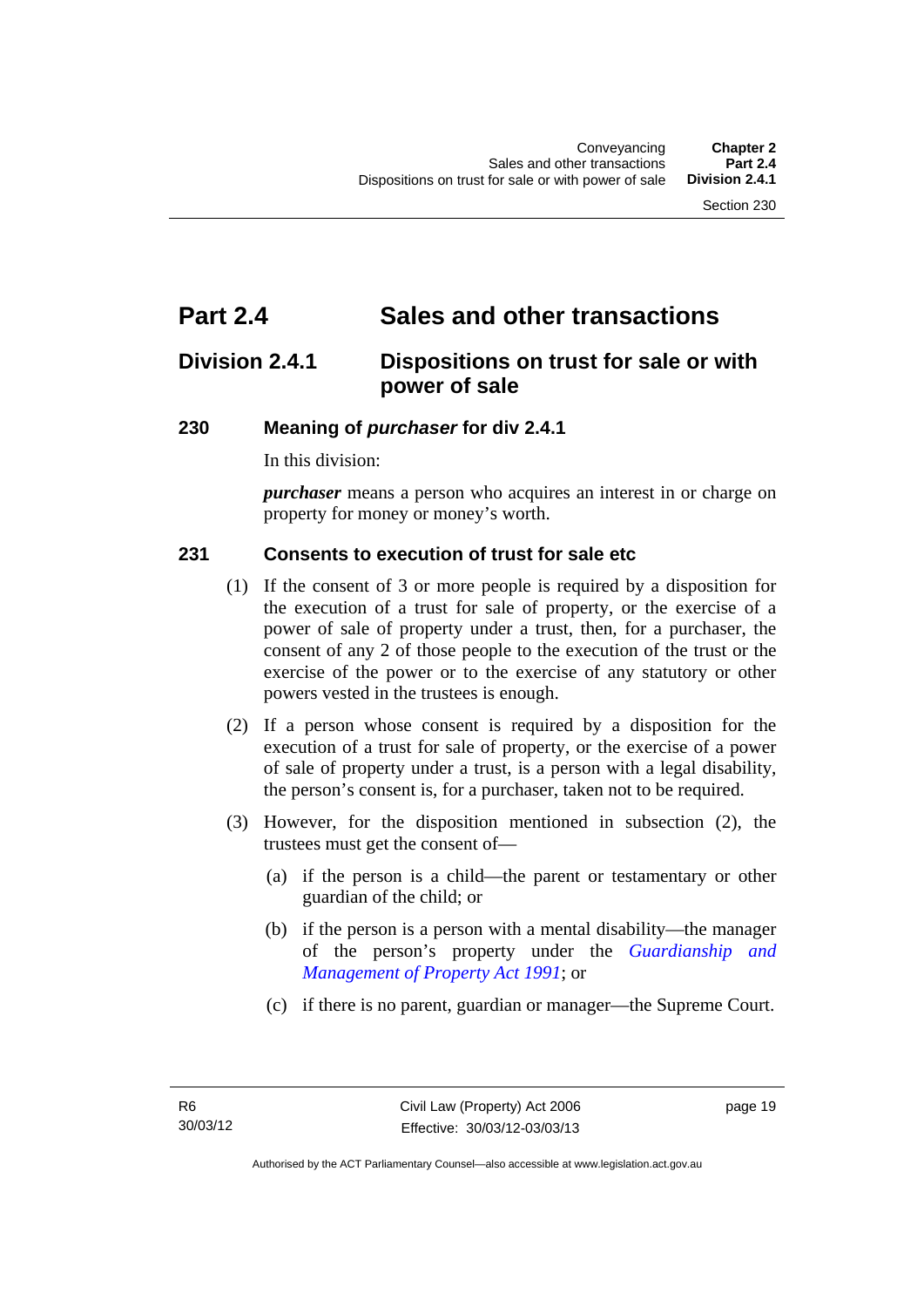# Part 2.4 Sales and other transactions

## Division 2.4.1 Dispositions on trust for sale or with power of sale

### 230 Meaning of *purchaser* for div 2.4.1

In this division:

***purchaser*** means a person who acquires an interest in or charge on property for money or money's worth.

### 231 Consents to execution of trust for sale etc

(1) If the consent of 3 or more people is required by a disposition for the execution of a trust for sale of property, or the exercise of a power of sale of property under a trust, then, for a purchaser, the consent of any 2 of those people to the execution of the trust or the exercise of the power or to the exercise of any statutory or other powers vested in the trustees is enough.

(2) If a person whose consent is required by a disposition for the execution of a trust for sale of property, or the exercise of a power of sale of property under a trust, is a person with a legal disability, the person's consent is, for a purchaser, taken not to be required.

(3) However, for the disposition mentioned in subsection (2), the trustees must get the consent of—

(a) if the person is a child—the parent or testamentary or other guardian of the child; or

(b) if the person is a person with a mental disability—the manager of the person's property under the *Guardianship and Management of Property Act 1991*; or

(c) if there is no parent, guardian or manager—the Supreme Court.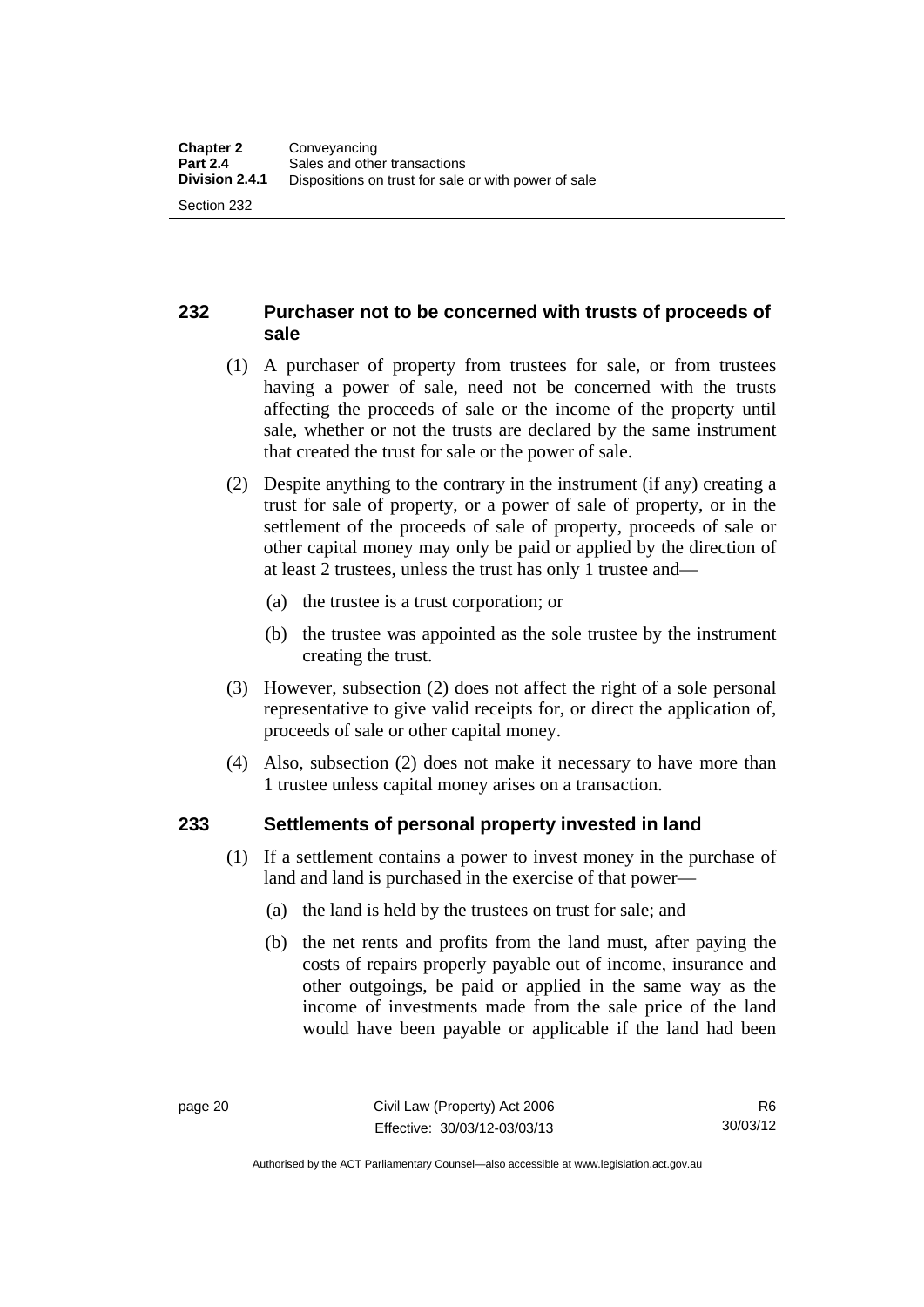## 232 Purchaser not to be concerned with trusts of proceeds of sale

(1) A purchaser of property from trustees for sale, or from trustees having a power of sale, need not be concerned with the trusts affecting the proceeds of sale or the income of the property until sale, whether or not the trusts are declared by the same instrument that created the trust for sale or the power of sale.

(2) Despite anything to the contrary in the instrument (if any) creating a trust for sale of property, or a power of sale of property, or in the settlement of the proceeds of sale of property, proceeds of sale or other capital money may only be paid or applied by the direction of at least 2 trustees, unless the trust has only 1 trustee and—

(a) the trustee is a trust corporation; or

(b) the trustee was appointed as the sole trustee by the instrument creating the trust.

(3) However, subsection (2) does not affect the right of a sole personal representative to give valid receipts for, or direct the application of, proceeds of sale or other capital money.

(4) Also, subsection (2) does not make it necessary to have more than 1 trustee unless capital money arises on a transaction.

## 233 Settlements of personal property invested in land

(1) If a settlement contains a power to invest money in the purchase of land and land is purchased in the exercise of that power—

(a) the land is held by the trustees on trust for sale; and

(b) the net rents and profits from the land must, after paying the costs of repairs properly payable out of income, insurance and other outgoings, be paid or applied in the same way as the income of investments made from the sale price of the land would have been payable or applicable if the land had been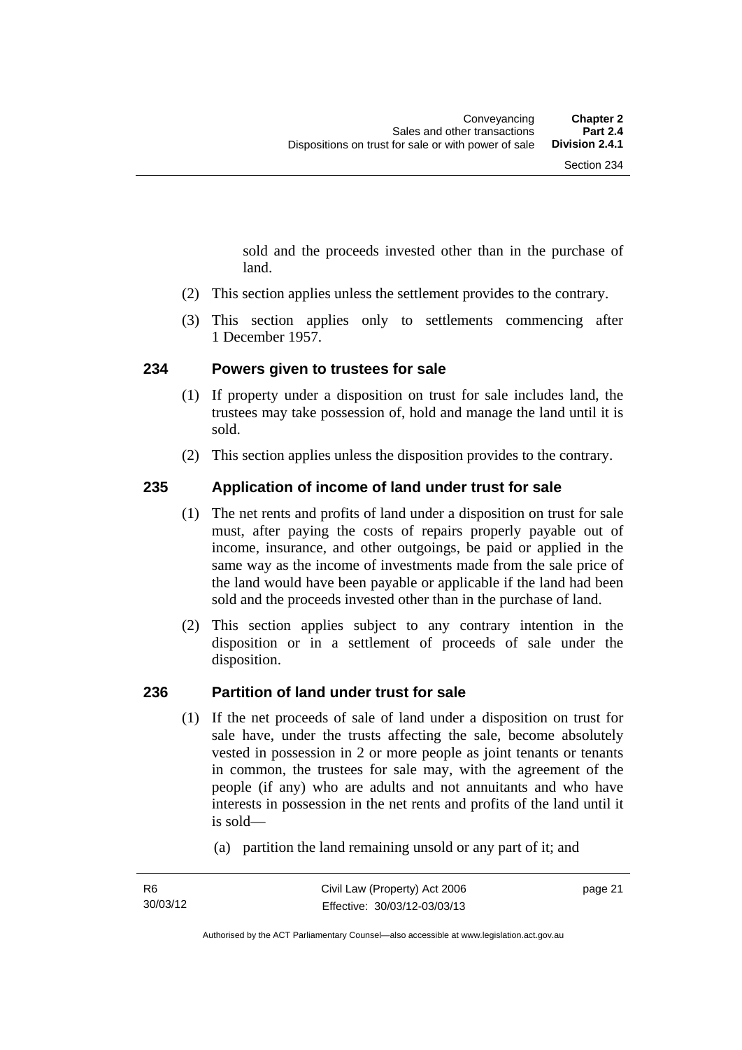sold and the proceeds invested other than in the purchase of land.

(2) This section applies unless the settlement provides to the contrary.

(3) This section applies only to settlements commencing after 1 December 1957.

## 234 Powers given to trustees for sale

(1) If property under a disposition on trust for sale includes land, the trustees may take possession of, hold and manage the land until it is sold.

(2) This section applies unless the disposition provides to the contrary.

## 235 Application of income of land under trust for sale

(1) The net rents and profits of land under a disposition on trust for sale must, after paying the costs of repairs properly payable out of income, insurance, and other outgoings, be paid or applied in the same way as the income of investments made from the sale price of the land would have been payable or applicable if the land had been sold and the proceeds invested other than in the purchase of land.

(2) This section applies subject to any contrary intention in the disposition or in a settlement of proceeds of sale under the disposition.

## 236 Partition of land under trust for sale

(1) If the net proceeds of sale of land under a disposition on trust for sale have, under the trusts affecting the sale, become absolutely vested in possession in 2 or more people as joint tenants or tenants in common, the trustees for sale may, with the agreement of the people (if any) who are adults and not annuitants and who have interests in possession in the net rents and profits of the land until it is sold—

(a) partition the land remaining unsold or any part of it; and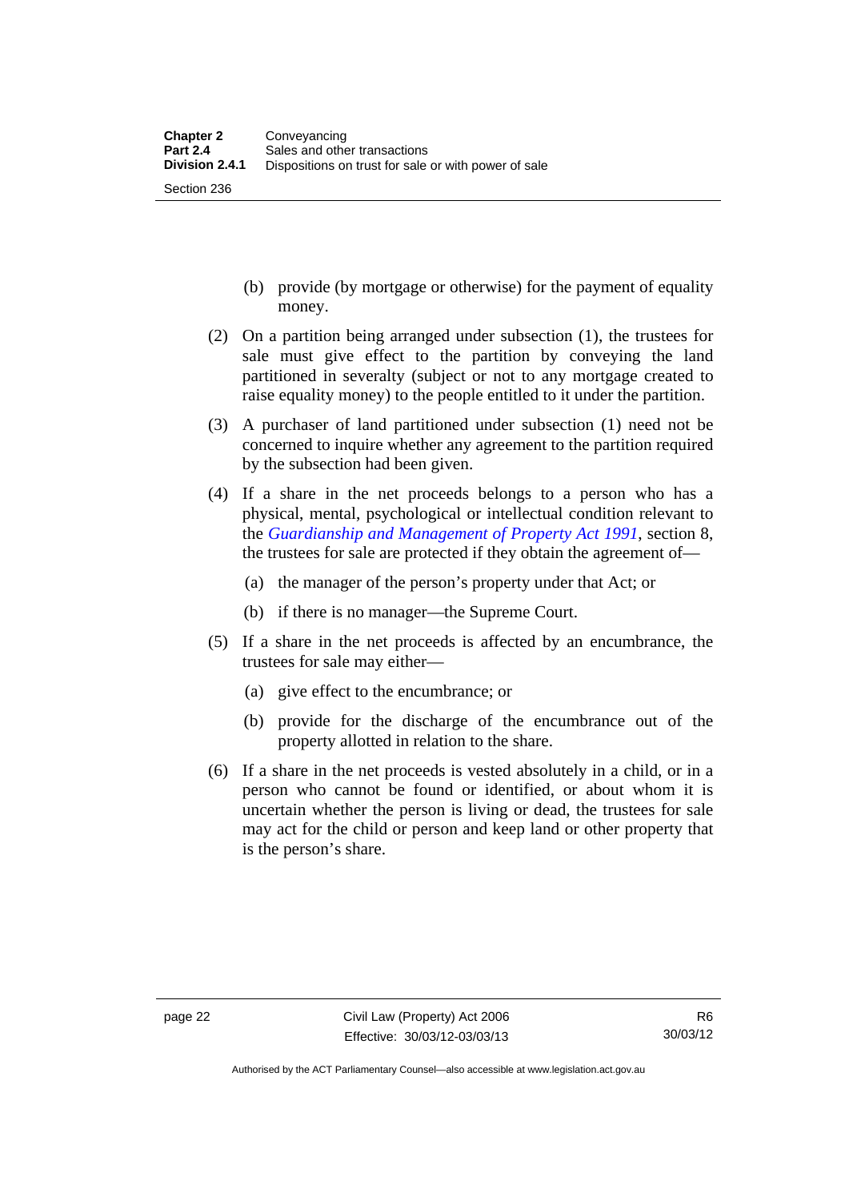(b) provide (by mortgage or otherwise) for the payment of equality money.

(2) On a partition being arranged under subsection (1), the trustees for sale must give effect to the partition by conveying the land partitioned in severalty (subject or not to any mortgage created to raise equality money) to the people entitled to it under the partition.

(3) A purchaser of land partitioned under subsection (1) need not be concerned to inquire whether any agreement to the partition required by the subsection had been given.

(4) If a share in the net proceeds belongs to a person who has a physical, mental, psychological or intellectual condition relevant to the *Guardianship and Management of Property Act 1991*, section 8, the trustees for sale are protected if they obtain the agreement of—

(a) the manager of the person's property under that Act; or

(b) if there is no manager—the Supreme Court.

(5) If a share in the net proceeds is affected by an encumbrance, the trustees for sale may either—

(a) give effect to the encumbrance; or

(b) provide for the discharge of the encumbrance out of the property allotted in relation to the share.

(6) If a share in the net proceeds is vested absolutely in a child, or in a person who cannot be found or identified, or about whom it is uncertain whether the person is living or dead, the trustees for sale may act for the child or person and keep land or other property that is the person's share.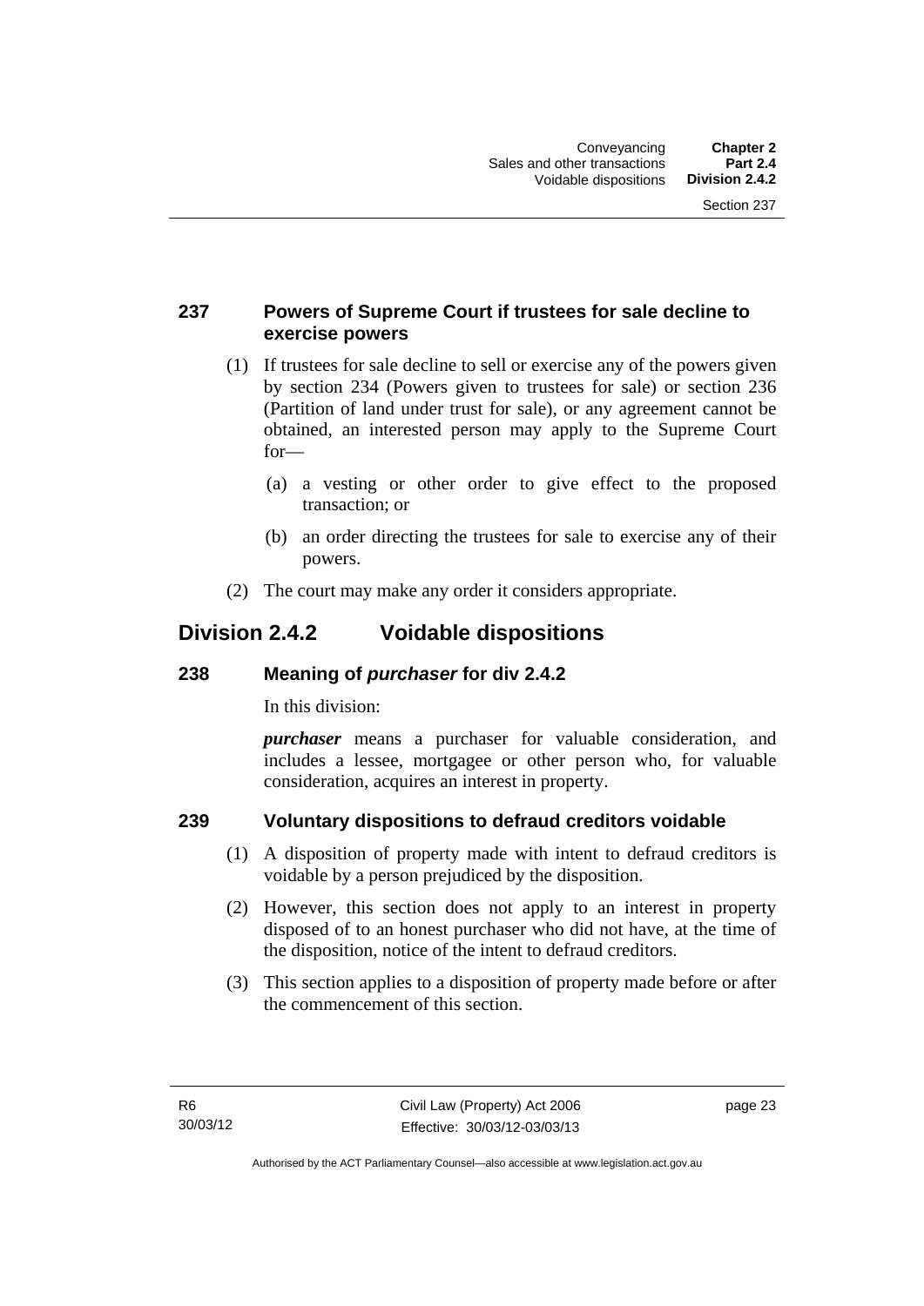### 237 Powers of Supreme Court if trustees for sale decline to exercise powers

(1) If trustees for sale decline to sell or exercise any of the powers given by section 234 (Powers given to trustees for sale) or section 236 (Partition of land under trust for sale), or any agreement cannot be obtained, an interested person may apply to the Supreme Court for—

(a) a vesting or other order to give effect to the proposed transaction; or

(b) an order directing the trustees for sale to exercise any of their powers.

(2) The court may make any order it considers appropriate.

## Division 2.4.2 Voidable dispositions

### 238 Meaning of *purchaser* for div 2.4.2

In this division:

***purchaser*** means a purchaser for valuable consideration, and includes a lessee, mortgagee or other person who, for valuable consideration, acquires an interest in property.

### 239 Voluntary dispositions to defraud creditors voidable

(1) A disposition of property made with intent to defraud creditors is voidable by a person prejudiced by the disposition.

(2) However, this section does not apply to an interest in property disposed of to an honest purchaser who did not have, at the time of the disposition, notice of the intent to defraud creditors.

(3) This section applies to a disposition of property made before or after the commencement of this section.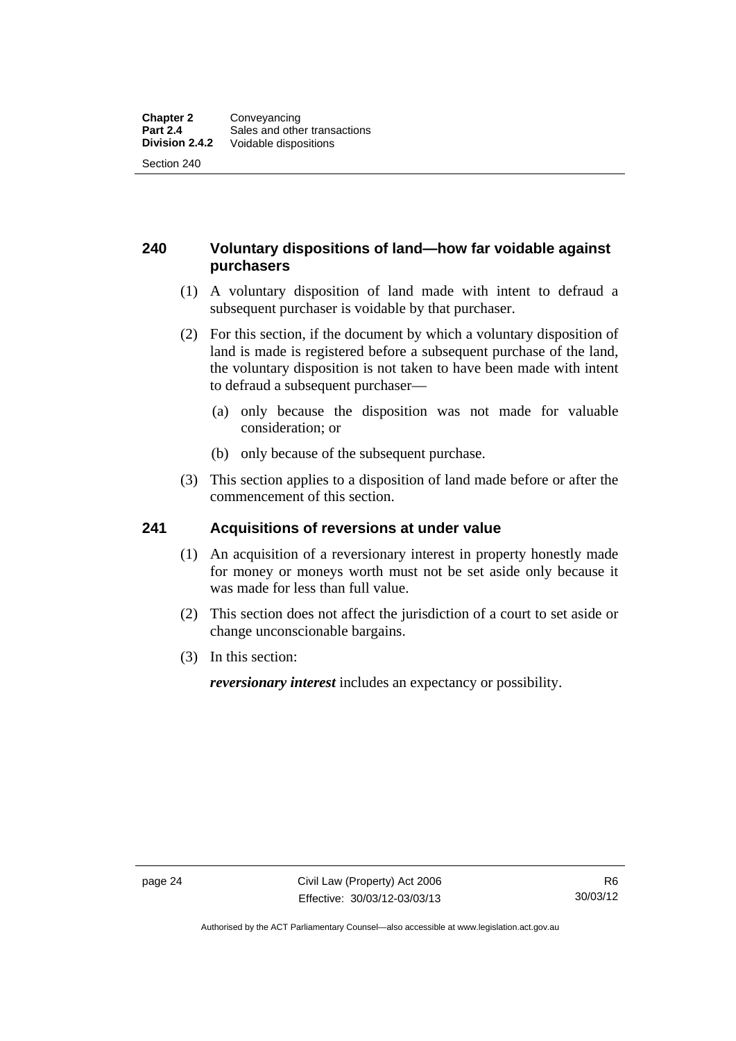## 240 Voluntary dispositions of land—how far voidable against purchasers

(1) A voluntary disposition of land made with intent to defraud a subsequent purchaser is voidable by that purchaser.

(2) For this section, if the document by which a voluntary disposition of land is made is registered before a subsequent purchase of the land, the voluntary disposition is not taken to have been made with intent to defraud a subsequent purchaser—

(a) only because the disposition was not made for valuable consideration; or

(b) only because of the subsequent purchase.

(3) This section applies to a disposition of land made before or after the commencement of this section.

## 241 Acquisitions of reversions at under value

(1) An acquisition of a reversionary interest in property honestly made for money or moneys worth must not be set aside only because it was made for less than full value.

(2) This section does not affect the jurisdiction of a court to set aside or change unconscionable bargains.

(3) In this section:

***reversionary interest*** includes an expectancy or possibility.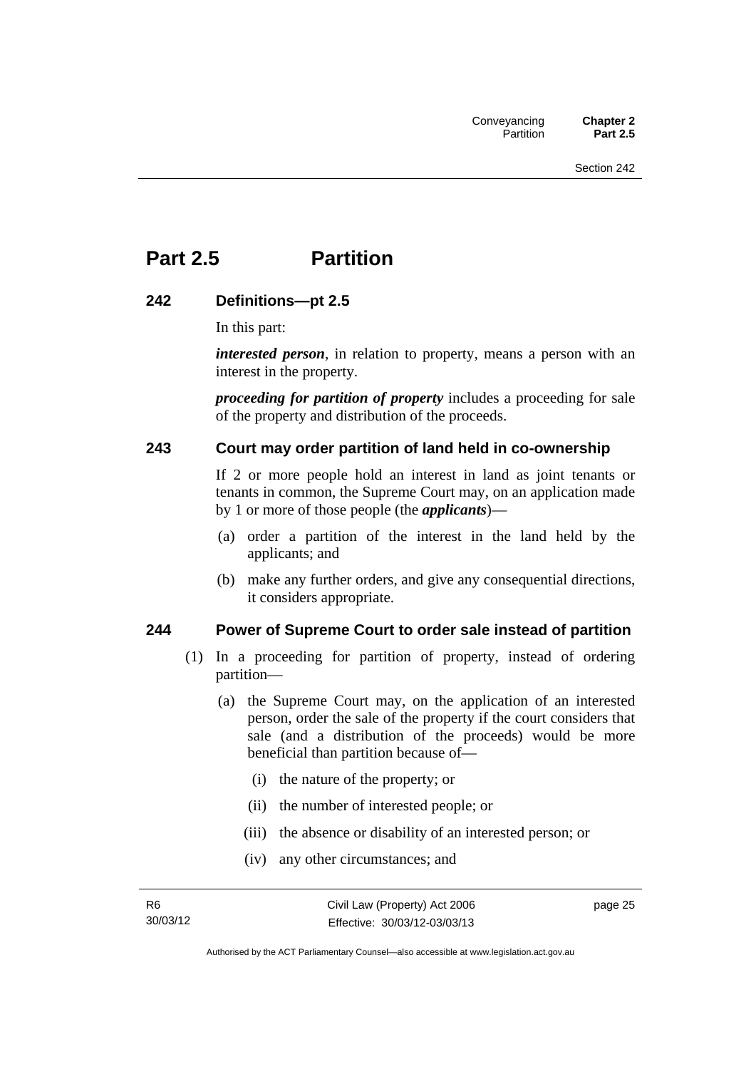# Part 2.5 Partition

## 242 Definitions—pt 2.5

In this part:

***interested person***, in relation to property, means a person with an interest in the property.

***proceeding for partition of property*** includes a proceeding for sale of the property and distribution of the proceeds.

## 243 Court may order partition of land held in co-ownership

If 2 or more people hold an interest in land as joint tenants or tenants in common, the Supreme Court may, on an application made by 1 or more of those people (the ***applicants***)—

(a) order a partition of the interest in the land held by the applicants; and

(b) make any further orders, and give any consequential directions, it considers appropriate.

## 244 Power of Supreme Court to order sale instead of partition

(1) In a proceeding for partition of property, instead of ordering partition—

(a) the Supreme Court may, on the application of an interested person, order the sale of the property if the court considers that sale (and a distribution of the proceeds) would be more beneficial than partition because of—

(i) the nature of the property; or

(ii) the number of interested people; or

(iii) the absence or disability of an interested person; or

(iv) any other circumstances; and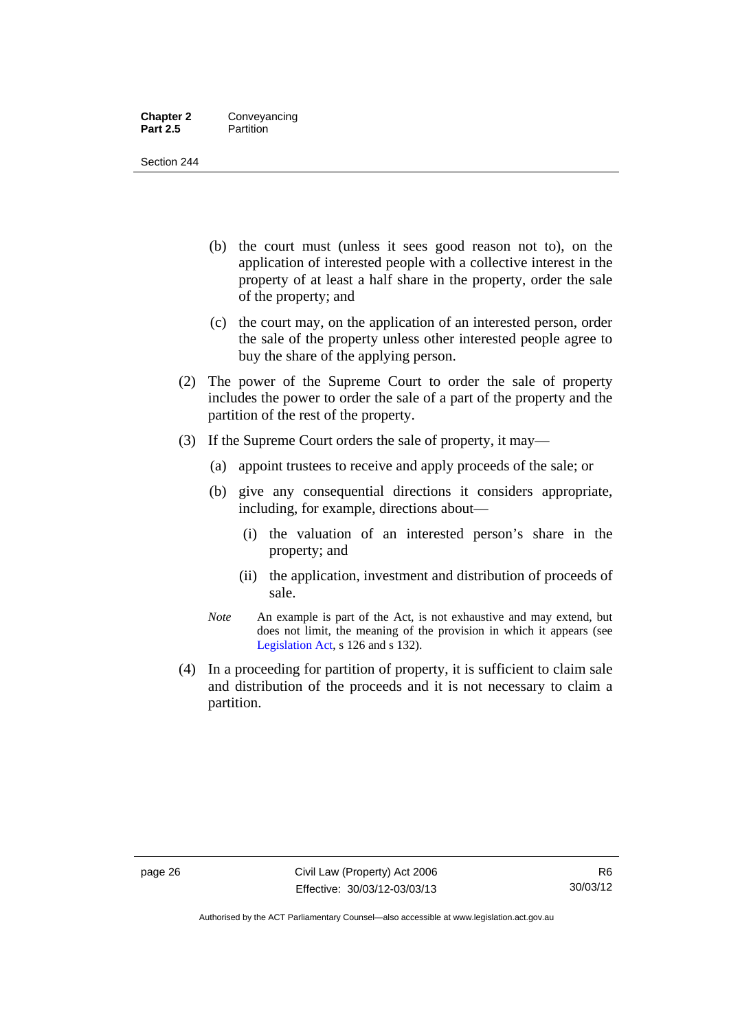(b) the court must (unless it sees good reason not to), on the application of interested people with a collective interest in the property of at least a half share in the property, order the sale of the property; and

(c) the court may, on the application of an interested person, order the sale of the property unless other interested people agree to buy the share of the applying person.

(2) The power of the Supreme Court to order the sale of property includes the power to order the sale of a part of the property and the partition of the rest of the property.

(3) If the Supreme Court orders the sale of property, it may—

(a) appoint trustees to receive and apply proceeds of the sale; or

(b) give any consequential directions it considers appropriate, including, for example, directions about—

(i) the valuation of an interested person's share in the property; and

(ii) the application, investment and distribution of proceeds of sale.

*Note* An example is part of the Act, is not exhaustive and may extend, but does not limit, the meaning of the provision in which it appears (see Legislation Act, s 126 and s 132).

(4) In a proceeding for partition of property, it is sufficient to claim sale and distribution of the proceeds and it is not necessary to claim a partition.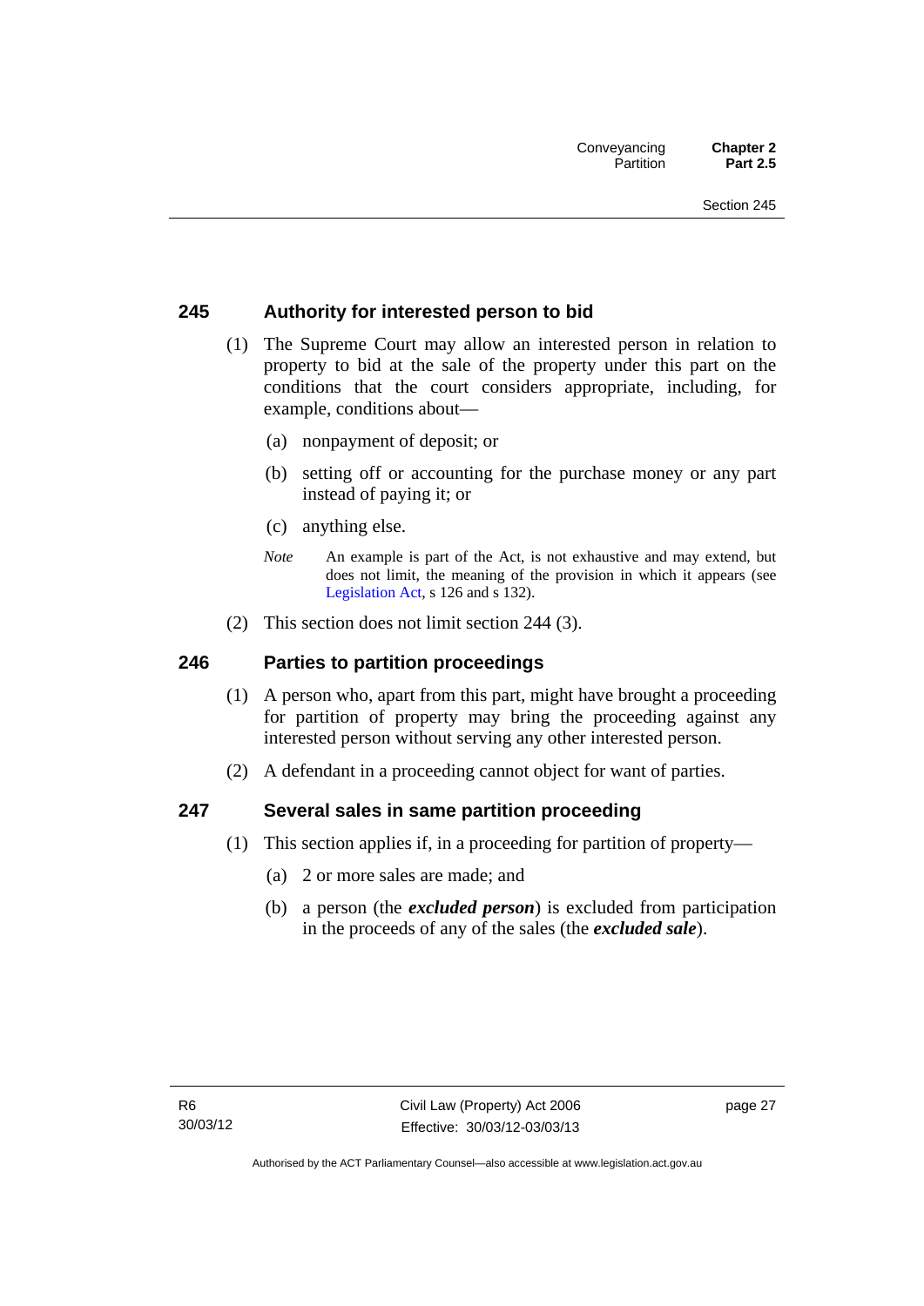## 245 Authority for interested person to bid

(1) The Supreme Court may allow an interested person in relation to property to bid at the sale of the property under this part on the conditions that the court considers appropriate, including, for example, conditions about—

  (a) nonpayment of deposit; or

  (b) setting off or accounting for the purchase money or any part instead of paying it; or

  (c) anything else.

*Note* An example is part of the Act, is not exhaustive and may extend, but does not limit, the meaning of the provision in which it appears (see Legislation Act, s 126 and s 132).

(2) This section does not limit section 244 (3).

## 246 Parties to partition proceedings

(1) A person who, apart from this part, might have brought a proceeding for partition of property may bring the proceeding against any interested person without serving any other interested person.

(2) A defendant in a proceeding cannot object for want of parties.

## 247 Several sales in same partition proceeding

(1) This section applies if, in a proceeding for partition of property—

  (a) 2 or more sales are made; and

  (b) a person (the ***excluded person***) is excluded from participation in the proceeds of any of the sales (the ***excluded sale***).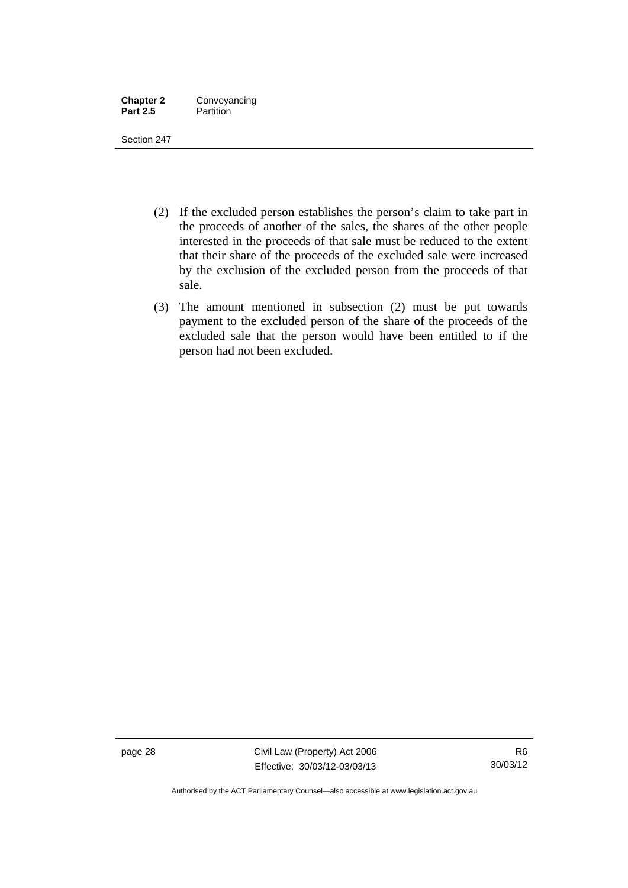(2) If the excluded person establishes the person's claim to take part in the proceeds of another of the sales, the shares of the other people interested in the proceeds of that sale must be reduced to the extent that their share of the proceeds of the excluded sale were increased by the exclusion of the excluded person from the proceeds of that sale.

(3) The amount mentioned in subsection (2) must be put towards payment to the excluded person of the share of the proceeds of the excluded sale that the person would have been entitled to if the person had not been excluded.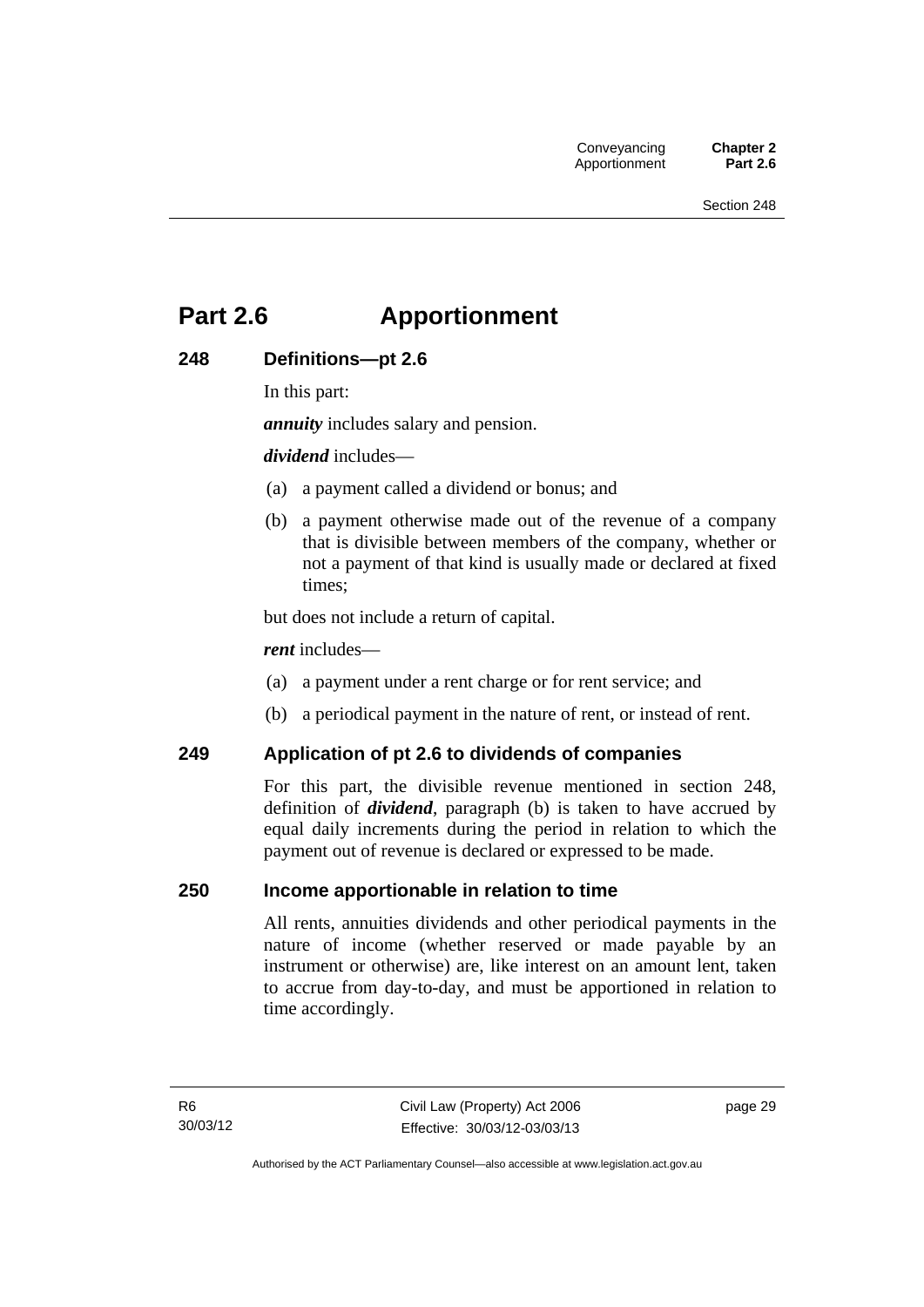# Part 2.6 Apportionment

## 248 Definitions—pt 2.6

In this part:

***annuity*** includes salary and pension.

***dividend*** includes—

(a) a payment called a dividend or bonus; and

(b) a payment otherwise made out of the revenue of a company that is divisible between members of the company, whether or not a payment of that kind is usually made or declared at fixed times;

but does not include a return of capital.

***rent*** includes—

(a) a payment under a rent charge or for rent service; and

(b) a periodical payment in the nature of rent, or instead of rent.

## 249 Application of pt 2.6 to dividends of companies

For this part, the divisible revenue mentioned in section 248, definition of ***dividend***, paragraph (b) is taken to have accrued by equal daily increments during the period in relation to which the payment out of revenue is declared or expressed to be made.

## 250 Income apportionable in relation to time

All rents, annuities dividends and other periodical payments in the nature of income (whether reserved or made payable by an instrument or otherwise) are, like interest on an amount lent, taken to accrue from day-to-day, and must be apportioned in relation to time accordingly.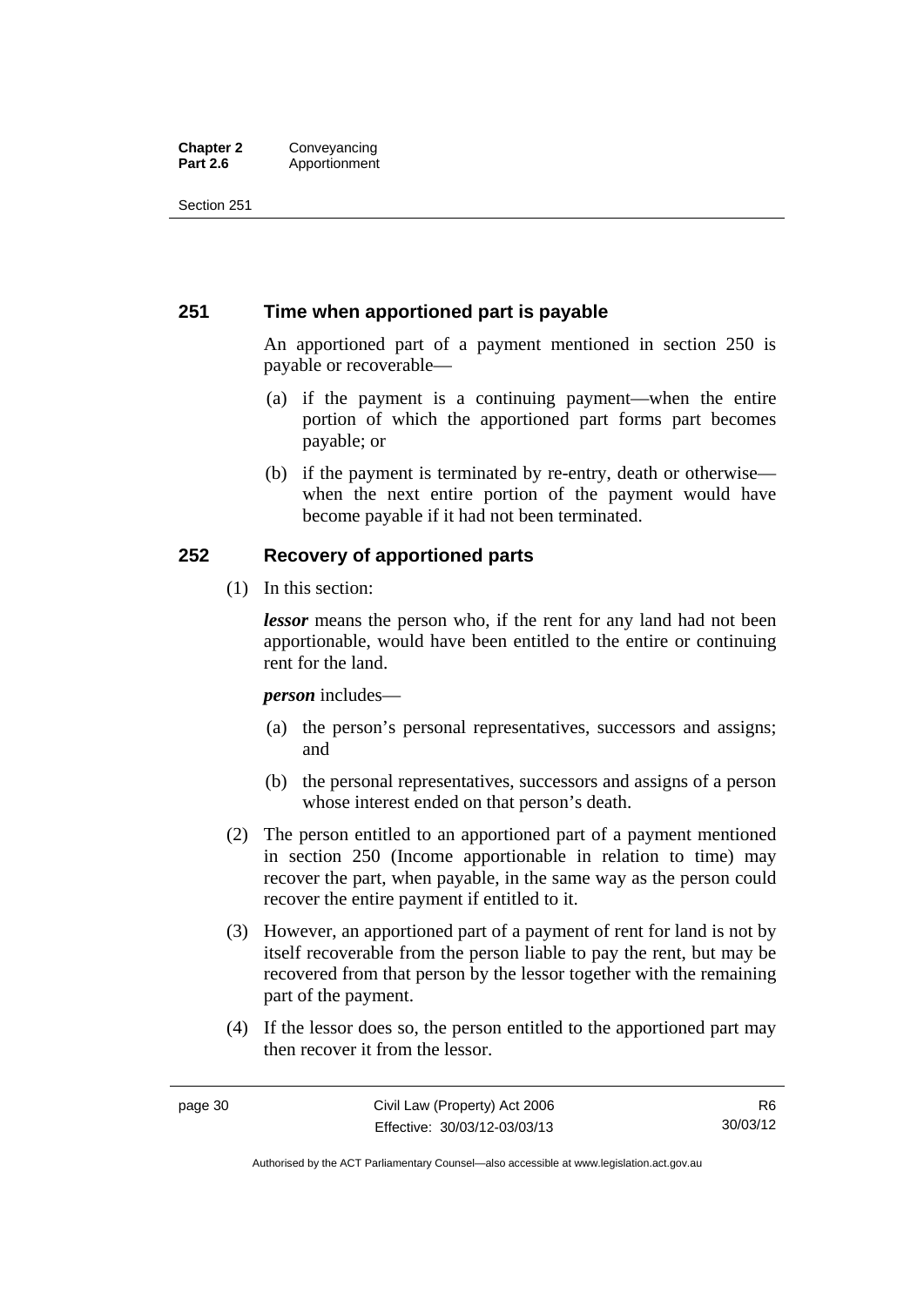## 251 Time when apportioned part is payable

An apportioned part of a payment mentioned in section 250 is payable or recoverable—

(a) if the payment is a continuing payment—when the entire portion of which the apportioned part forms part becomes payable; or

(b) if the payment is terminated by re-entry, death or otherwise—when the next entire portion of the payment would have become payable if it had not been terminated.

## 252 Recovery of apportioned parts

(1) In this section:

***lessor*** means the person who, if the rent for any land had not been apportionable, would have been entitled to the entire or continuing rent for the land.

***person*** includes—

(a) the person's personal representatives, successors and assigns; and

(b) the personal representatives, successors and assigns of a person whose interest ended on that person's death.

(2) The person entitled to an apportioned part of a payment mentioned in section 250 (Income apportionable in relation to time) may recover the part, when payable, in the same way as the person could recover the entire payment if entitled to it.

(3) However, an apportioned part of a payment of rent for land is not by itself recoverable from the person liable to pay the rent, but may be recovered from that person by the lessor together with the remaining part of the payment.

(4) If the lessor does so, the person entitled to the apportioned part may then recover it from the lessor.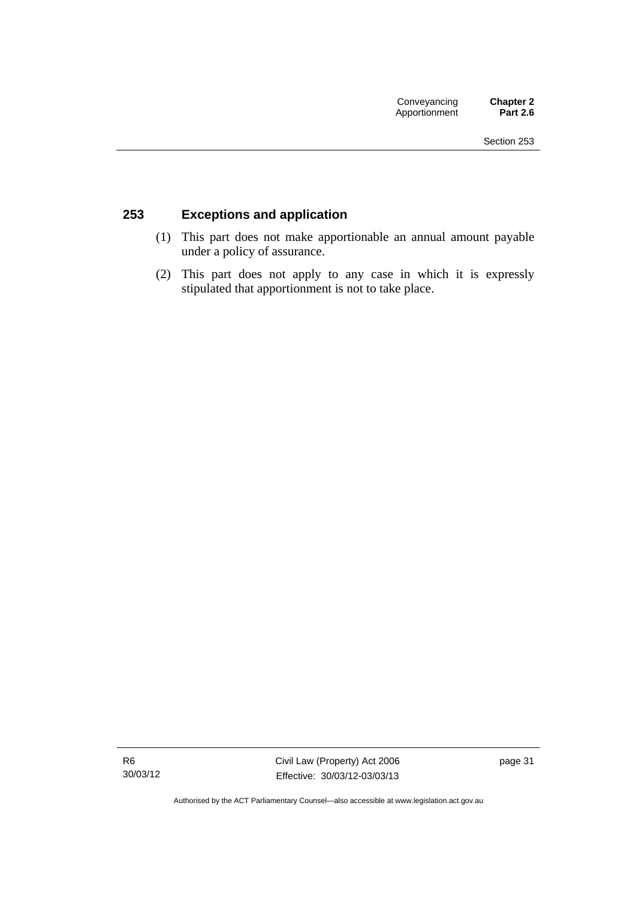## 253 Exceptions and application

(1) This part does not make apportionable an annual amount payable under a policy of assurance.

(2) This part does not apply to any case in which it is expressly stipulated that apportionment is not to take place.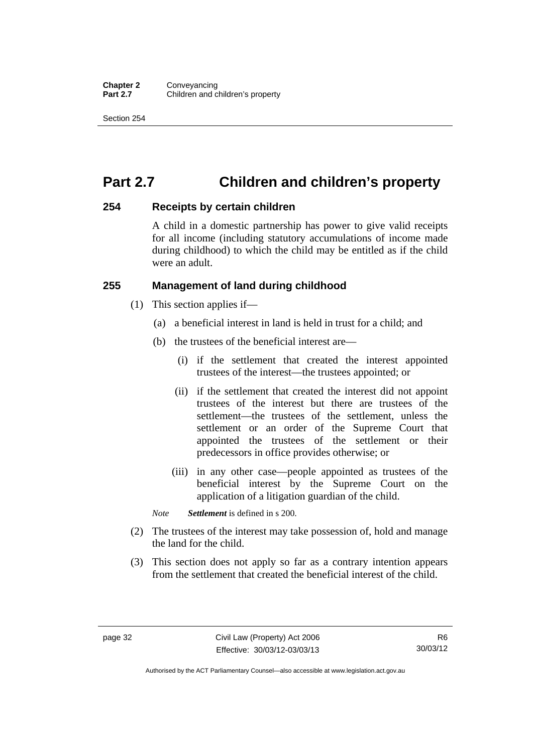# Part 2.7 Children and children's property

## 254 Receipts by certain children

A child in a domestic partnership has power to give valid receipts for all income (including statutory accumulations of income made during childhood) to which the child may be entitled as if the child were an adult.

## 255 Management of land during childhood

(1) This section applies if—

(a) a beneficial interest in land is held in trust for a child; and

(b) the trustees of the beneficial interest are—

(i) if the settlement that created the interest appointed trustees of the interest—the trustees appointed; or

(ii) if the settlement that created the interest did not appoint trustees of the interest but there are trustees of the settlement—the trustees of the settlement, unless the settlement or an order of the Supreme Court that appointed the trustees of the settlement or their predecessors in office provides otherwise; or

(iii) in any other case—people appointed as trustees of the beneficial interest by the Supreme Court on the application of a litigation guardian of the child.

*Note* ***Settlement*** is defined in s 200.

(2) The trustees of the interest may take possession of, hold and manage the land for the child.

(3) This section does not apply so far as a contrary intention appears from the settlement that created the beneficial interest of the child.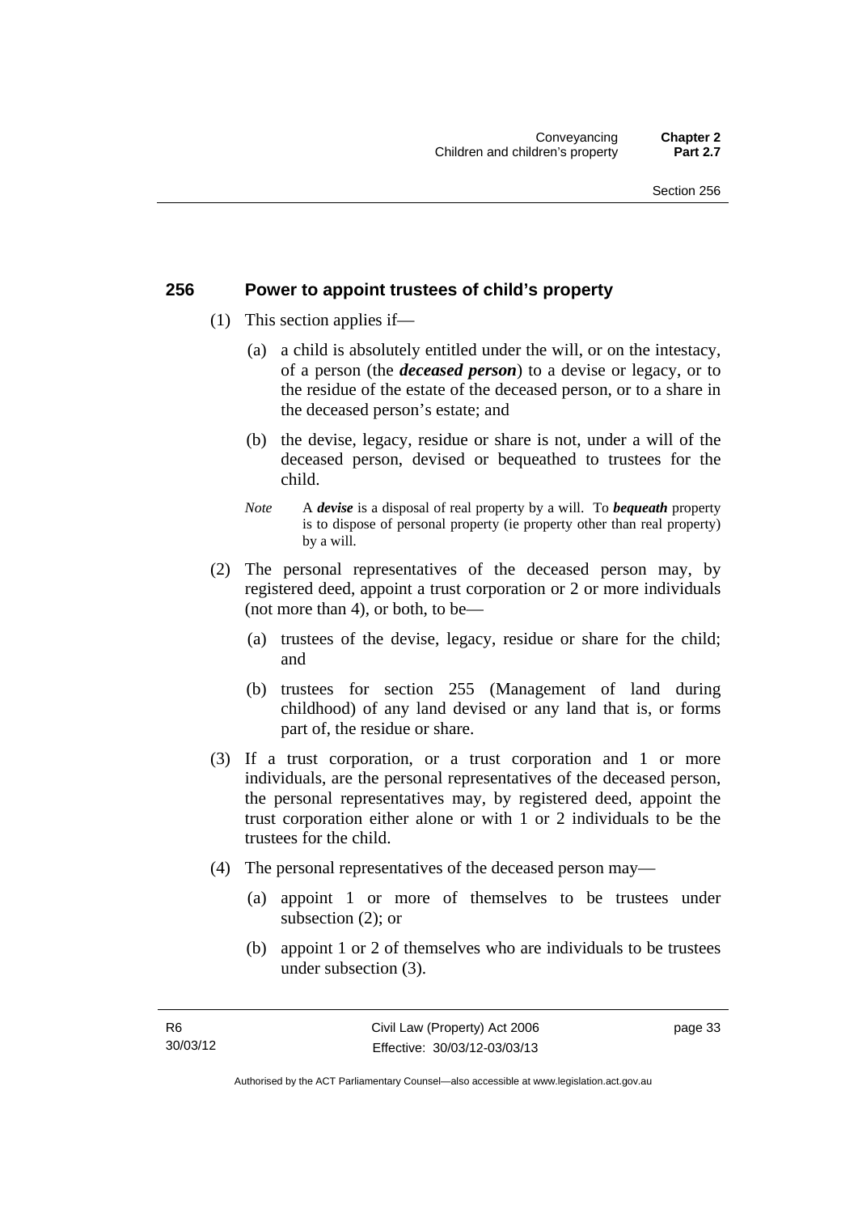## 256 Power to appoint trustees of child's property

(1) This section applies if—

(a) a child is absolutely entitled under the will, or on the intestacy, of a person (the ***deceased person***) to a devise or legacy, or to the residue of the estate of the deceased person, or to a share in the deceased person's estate; and

(b) the devise, legacy, residue or share is not, under a will of the deceased person, devised or bequeathed to trustees for the child.

*Note* A ***devise*** is a disposal of real property by a will. To ***bequeath*** property is to dispose of personal property (ie property other than real property) by a will.

(2) The personal representatives of the deceased person may, by registered deed, appoint a trust corporation or 2 or more individuals (not more than 4), or both, to be—

(a) trustees of the devise, legacy, residue or share for the child; and

(b) trustees for section 255 (Management of land during childhood) of any land devised or any land that is, or forms part of, the residue or share.

(3) If a trust corporation, or a trust corporation and 1 or more individuals, are the personal representatives of the deceased person, the personal representatives may, by registered deed, appoint the trust corporation either alone or with 1 or 2 individuals to be the trustees for the child.

(4) The personal representatives of the deceased person may—

(a) appoint 1 or more of themselves to be trustees under subsection (2); or

(b) appoint 1 or 2 of themselves who are individuals to be trustees under subsection (3).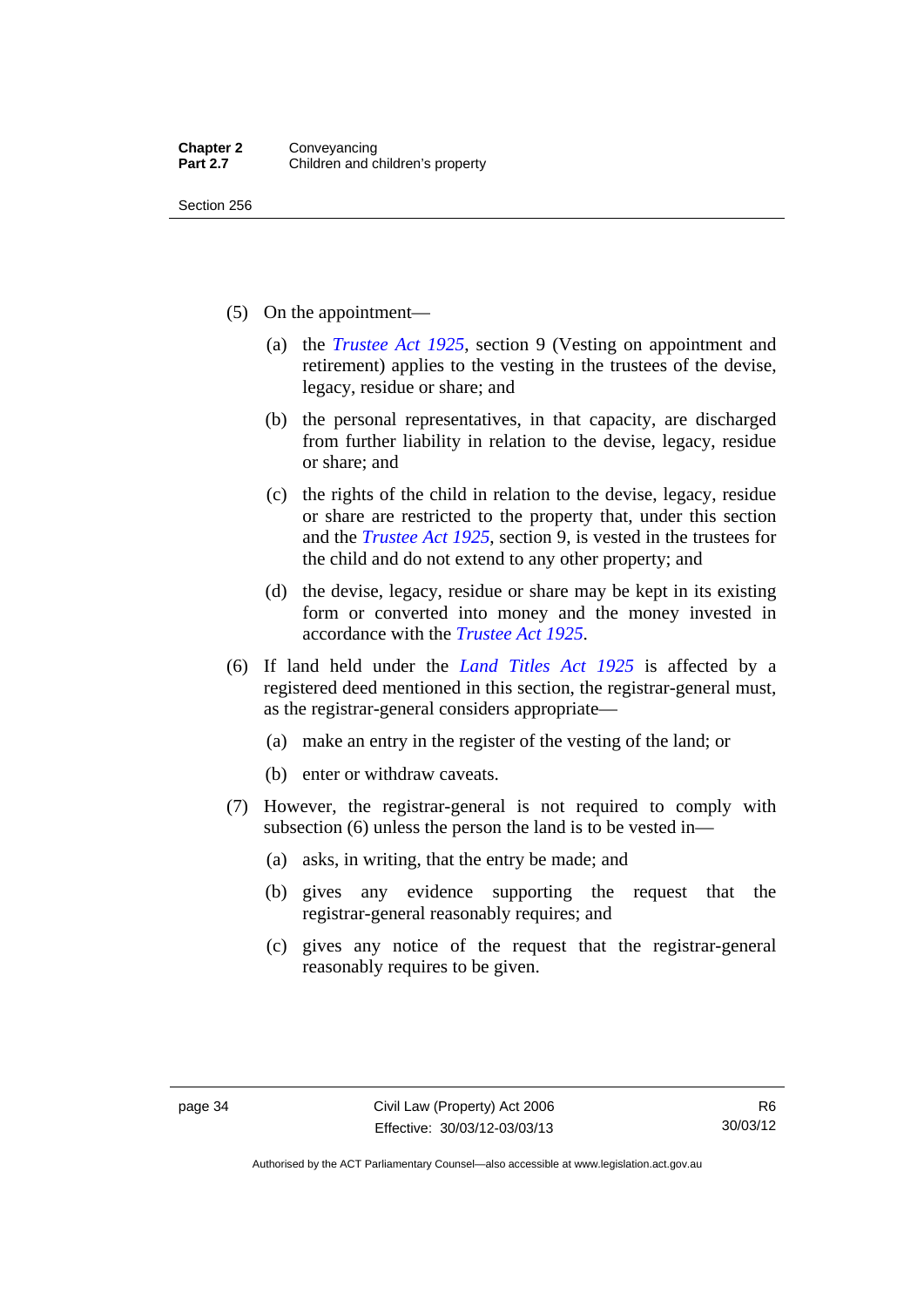(5) On the appointment—

(a) the *Trustee Act 1925*, section 9 (Vesting on appointment and retirement) applies to the vesting in the trustees of the devise, legacy, residue or share; and

(b) the personal representatives, in that capacity, are discharged from further liability in relation to the devise, legacy, residue or share; and

(c) the rights of the child in relation to the devise, legacy, residue or share are restricted to the property that, under this section and the *Trustee Act 1925*, section 9, is vested in the trustees for the child and do not extend to any other property; and

(d) the devise, legacy, residue or share may be kept in its existing form or converted into money and the money invested in accordance with the *Trustee Act 1925*.

(6) If land held under the *Land Titles Act 1925* is affected by a registered deed mentioned in this section, the registrar-general must, as the registrar-general considers appropriate—

(a) make an entry in the register of the vesting of the land; or

(b) enter or withdraw caveats.

(7) However, the registrar-general is not required to comply with subsection (6) unless the person the land is to be vested in—

(a) asks, in writing, that the entry be made; and

(b) gives any evidence supporting the request that the registrar-general reasonably requires; and

(c) gives any notice of the request that the registrar-general reasonably requires to be given.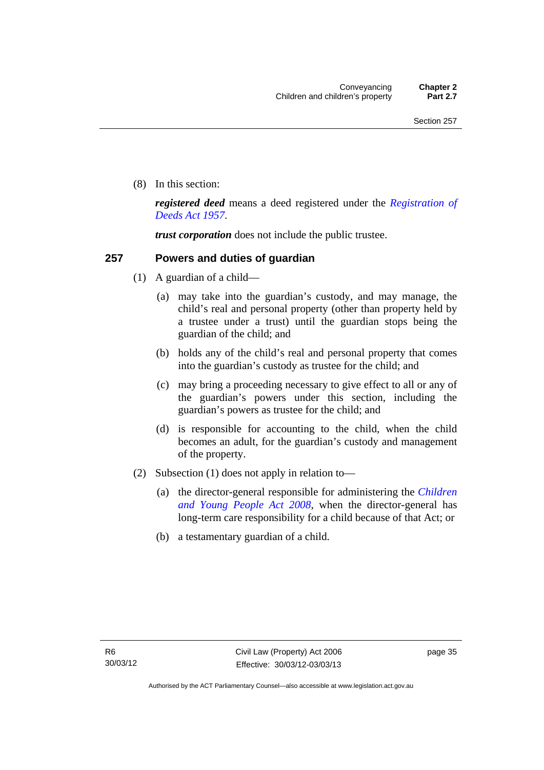(8) In this section:

***registered deed*** means a deed registered under the *Registration of Deeds Act 1957*.

***trust corporation*** does not include the public trustee.

## 257 Powers and duties of guardian

(1) A guardian of a child—

(a) may take into the guardian's custody, and may manage, the child's real and personal property (other than property held by a trustee under a trust) until the guardian stops being the guardian of the child; and

(b) holds any of the child's real and personal property that comes into the guardian's custody as trustee for the child; and

(c) may bring a proceeding necessary to give effect to all or any of the guardian's powers under this section, including the guardian's powers as trustee for the child; and

(d) is responsible for accounting to the child, when the child becomes an adult, for the guardian's custody and management of the property.

(2) Subsection (1) does not apply in relation to—

(a) the director-general responsible for administering the *Children and Young People Act 2008*, when the director-general has long-term care responsibility for a child because of that Act; or

(b) a testamentary guardian of a child.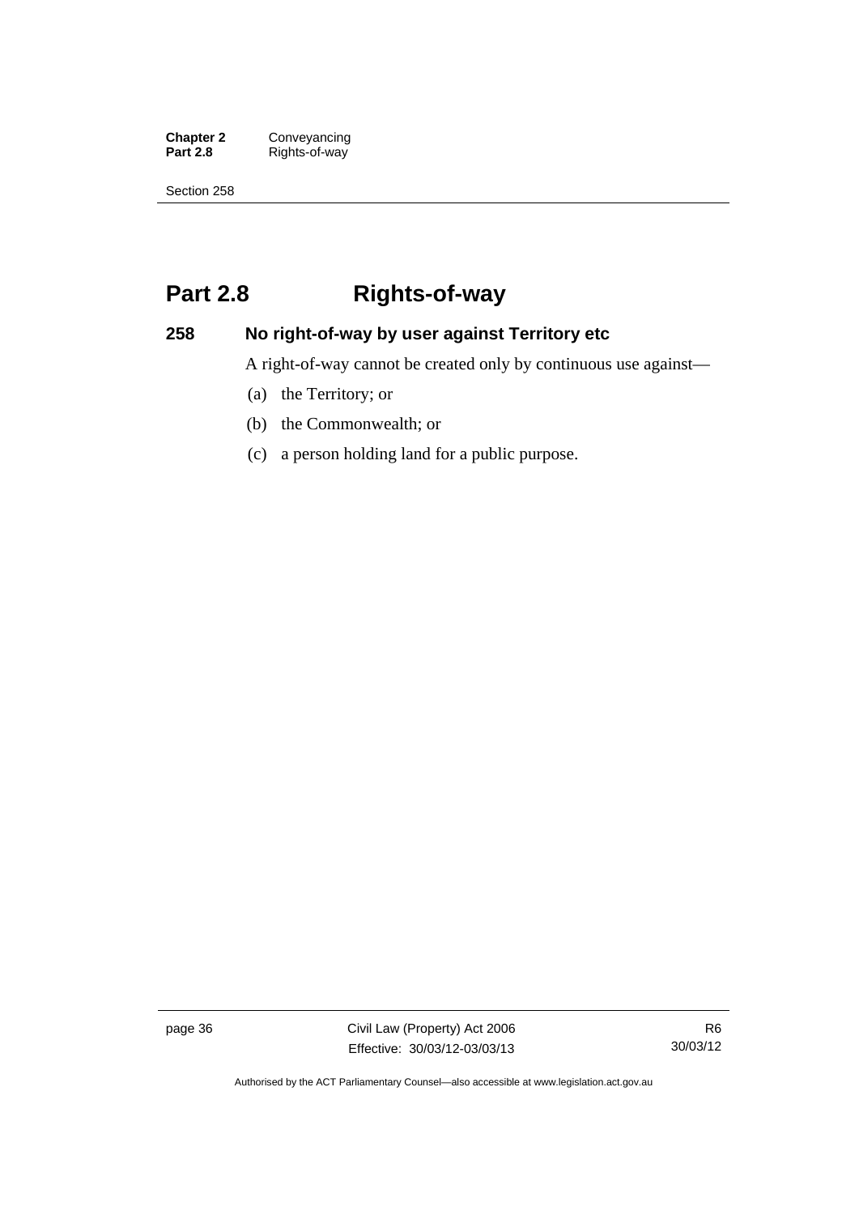# Part 2.8 Rights-of-way

## 258 No right-of-way by user against Territory etc

A right-of-way cannot be created only by continuous use against—

(a) the Territory; or

(b) the Commonwealth; or

(c) a person holding land for a public purpose.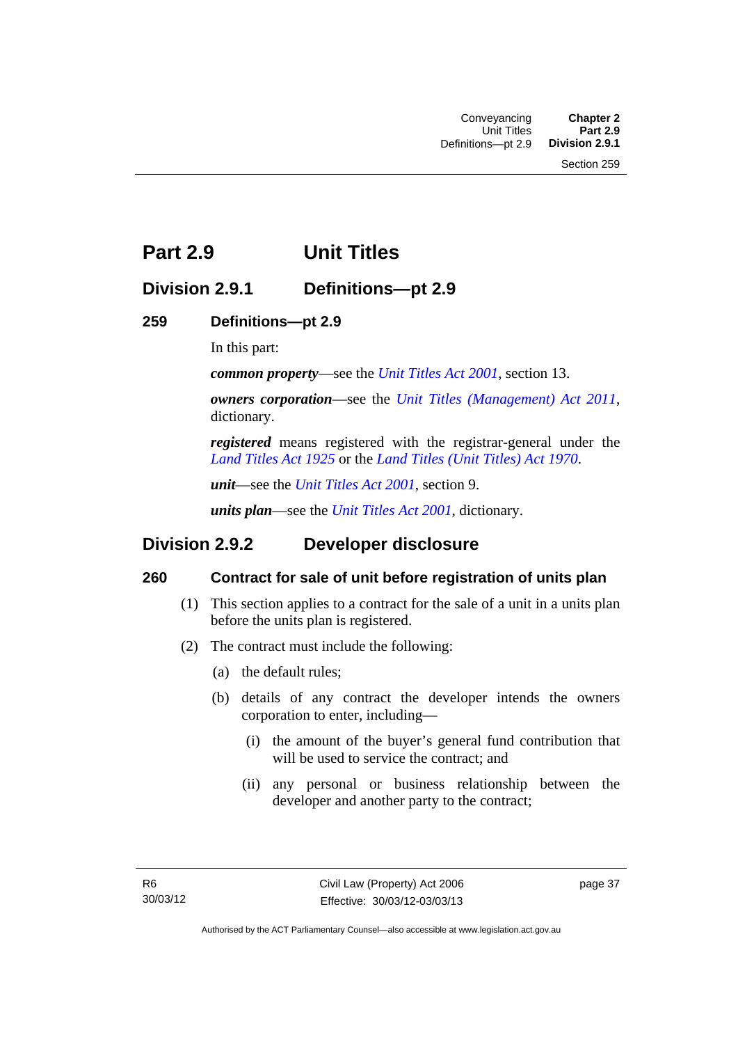# Part 2.9 Unit Titles

## Division 2.9.1 Definitions—pt 2.9

### 259 Definitions—pt 2.9

In this part:

***common property***—see the *Unit Titles Act 2001*, section 13.

***owners corporation***—see the *Unit Titles (Management) Act 2011*, dictionary.

***registered*** means registered with the registrar-general under the *Land Titles Act 1925* or the *Land Titles (Unit Titles) Act 1970*.

***unit***—see the *Unit Titles Act 2001*, section 9.

***units plan***—see the *Unit Titles Act 2001*, dictionary.

## Division 2.9.2 Developer disclosure

### 260 Contract for sale of unit before registration of units plan

(1) This section applies to a contract for the sale of a unit in a units plan before the units plan is registered.

(2) The contract must include the following:

(a) the default rules;

(b) details of any contract the developer intends the owners corporation to enter, including—

(i) the amount of the buyer's general fund contribution that will be used to service the contract; and

(ii) any personal or business relationship between the developer and another party to the contract;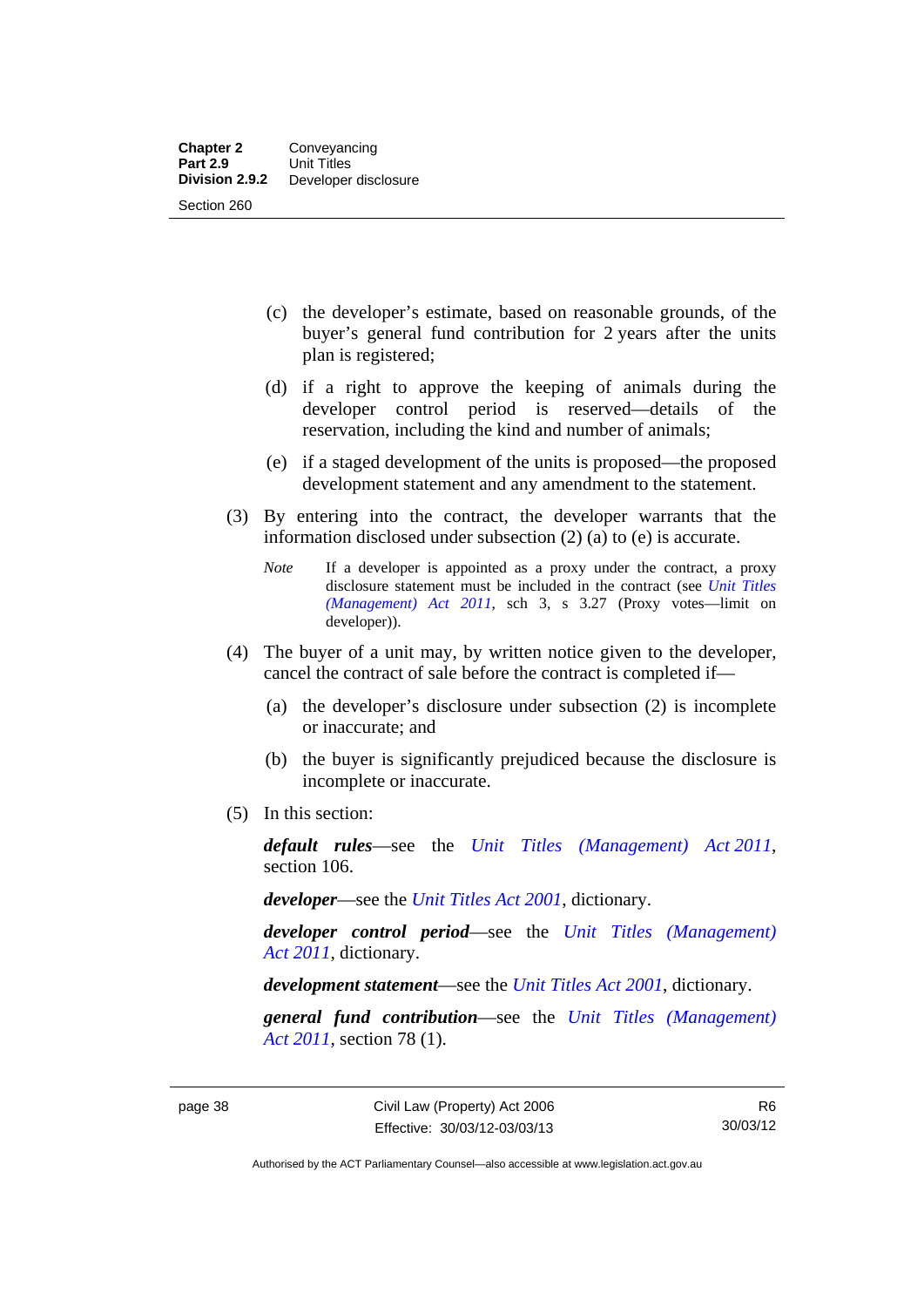(c) the developer's estimate, based on reasonable grounds, of the buyer's general fund contribution for 2 years after the units plan is registered;

(d) if a right to approve the keeping of animals during the developer control period is reserved—details of the reservation, including the kind and number of animals;

(e) if a staged development of the units is proposed—the proposed development statement and any amendment to the statement.

(3) By entering into the contract, the developer warrants that the information disclosed under subsection (2) (a) to (e) is accurate.

*Note* If a developer is appointed as a proxy under the contract, a proxy disclosure statement must be included in the contract (see *Unit Titles (Management) Act 2011*, sch 3, s 3.27 (Proxy votes—limit on developer)).

(4) The buyer of a unit may, by written notice given to the developer, cancel the contract of sale before the contract is completed if—

(a) the developer's disclosure under subsection (2) is incomplete or inaccurate; and

(b) the buyer is significantly prejudiced because the disclosure is incomplete or inaccurate.

(5) In this section:

***default rules***—see the *Unit Titles (Management) Act 2011*, section 106.

***developer***—see the *Unit Titles Act 2001*, dictionary.

***developer control period***—see the *Unit Titles (Management) Act 2011*, dictionary.

***development statement***—see the *Unit Titles Act 2001*, dictionary.

***general fund contribution***—see the *Unit Titles (Management) Act 2011*, section 78 (1).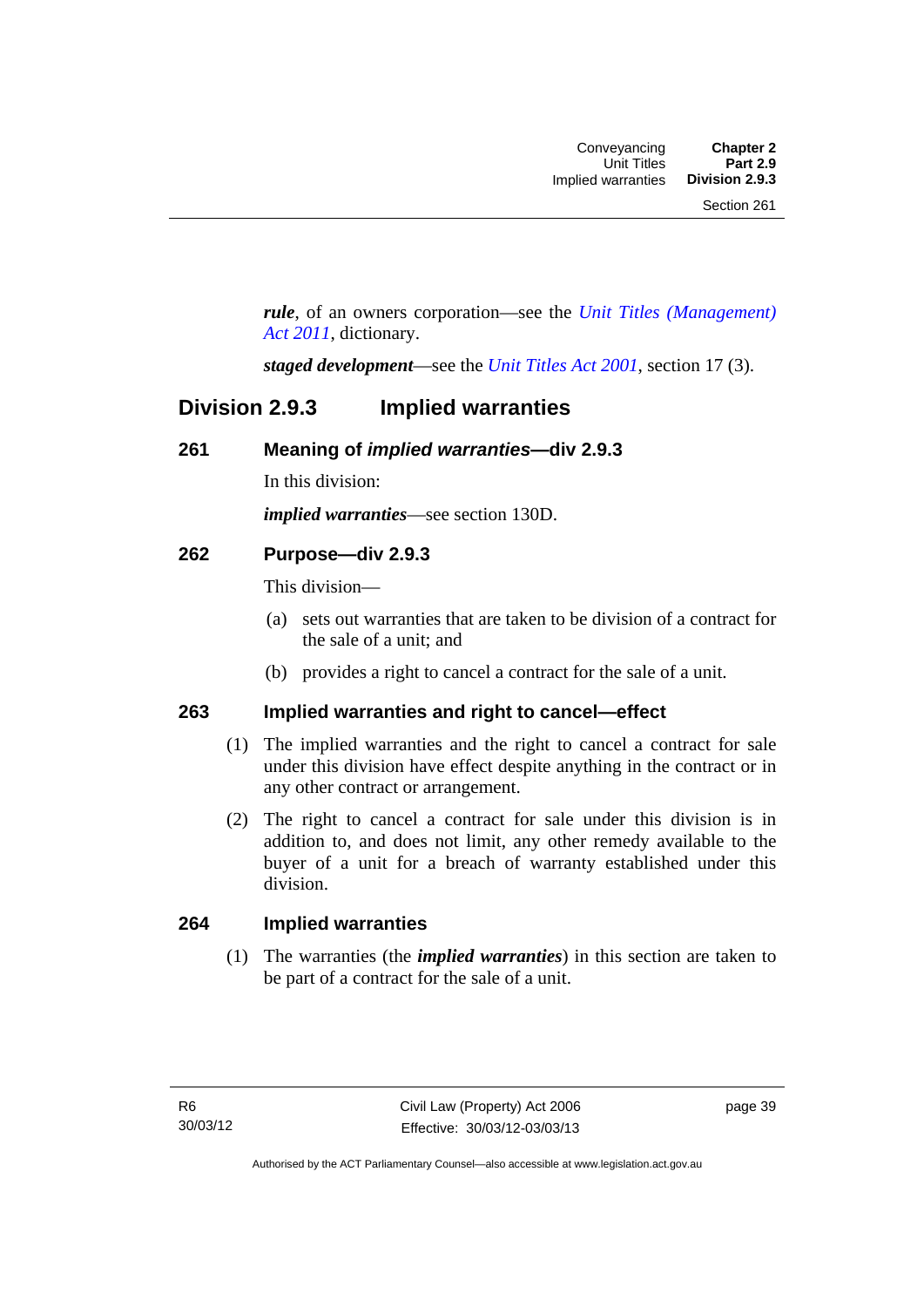***rule***, of an owners corporation—see the *Unit Titles (Management) Act 2011*, dictionary.

***staged development***—see the *Unit Titles Act 2001*, section 17 (3).

## Division 2.9.3 Implied warranties

### 261 Meaning of *implied warranties*—div 2.9.3

In this division:

***implied warranties***—see section 130D.

### 262 Purpose—div 2.9.3

This division—

(a) sets out warranties that are taken to be division of a contract for the sale of a unit; and

(b) provides a right to cancel a contract for the sale of a unit.

### 263 Implied warranties and right to cancel—effect

(1) The implied warranties and the right to cancel a contract for sale under this division have effect despite anything in the contract or in any other contract or arrangement.

(2) The right to cancel a contract for sale under this division is in addition to, and does not limit, any other remedy available to the buyer of a unit for a breach of warranty established under this division.

### 264 Implied warranties

(1) The warranties (the ***implied warranties***) in this section are taken to be part of a contract for the sale of a unit.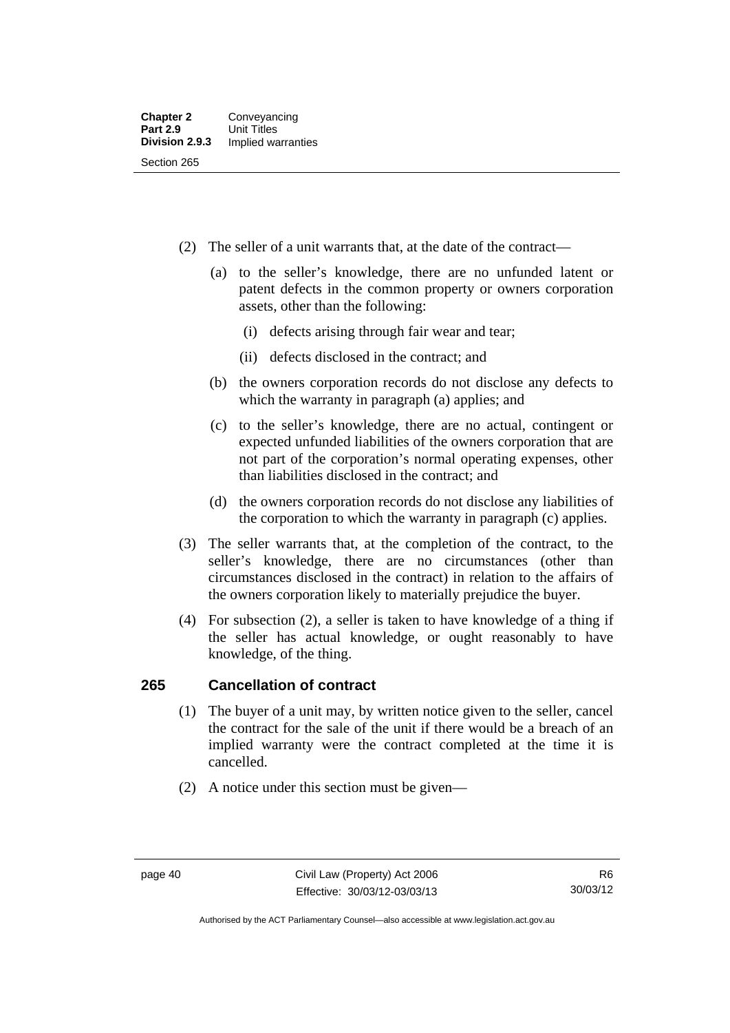(2) The seller of a unit warrants that, at the date of the contract—

(a) to the seller's knowledge, there are no unfunded latent or patent defects in the common property or owners corporation assets, other than the following:

(i) defects arising through fair wear and tear;

(ii) defects disclosed in the contract; and

(b) the owners corporation records do not disclose any defects to which the warranty in paragraph (a) applies; and

(c) to the seller's knowledge, there are no actual, contingent or expected unfunded liabilities of the owners corporation that are not part of the corporation's normal operating expenses, other than liabilities disclosed in the contract; and

(d) the owners corporation records do not disclose any liabilities of the corporation to which the warranty in paragraph (c) applies.

(3) The seller warrants that, at the completion of the contract, to the seller's knowledge, there are no circumstances (other than circumstances disclosed in the contract) in relation to the affairs of the owners corporation likely to materially prejudice the buyer.

(4) For subsection (2), a seller is taken to have knowledge of a thing if the seller has actual knowledge, or ought reasonably to have knowledge, of the thing.

## 265 Cancellation of contract

(1) The buyer of a unit may, by written notice given to the seller, cancel the contract for the sale of the unit if there would be a breach of an implied warranty were the contract completed at the time it is cancelled.

(2) A notice under this section must be given—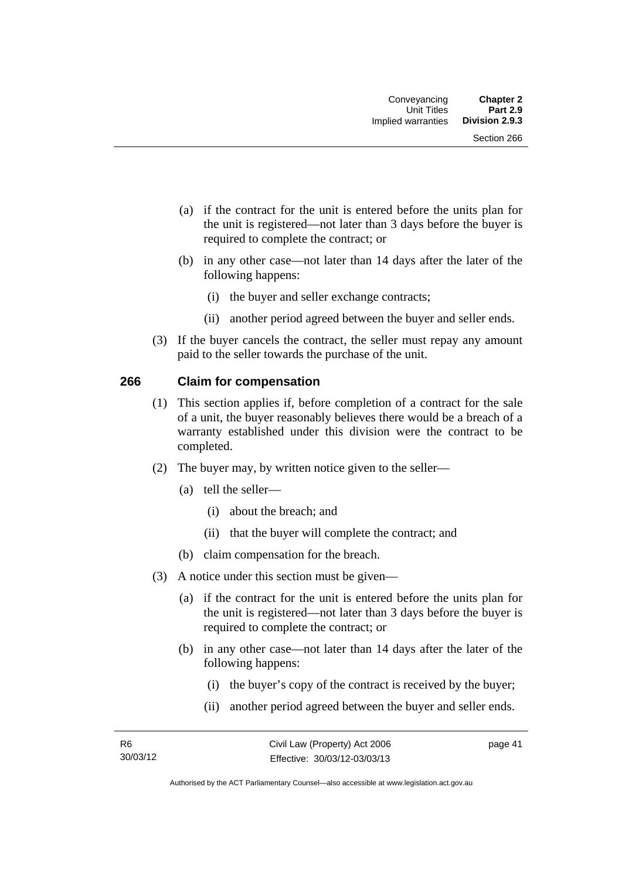(a) if the contract for the unit is entered before the units plan for the unit is registered—not later than 3 days before the buyer is required to complete the contract; or

(b) in any other case—not later than 14 days after the later of the following happens:

(i) the buyer and seller exchange contracts;

(ii) another period agreed between the buyer and seller ends.

(3) If the buyer cancels the contract, the seller must repay any amount paid to the seller towards the purchase of the unit.

## 266 Claim for compensation

(1) This section applies if, before completion of a contract for the sale of a unit, the buyer reasonably believes there would be a breach of a warranty established under this division were the contract to be completed.

(2) The buyer may, by written notice given to the seller—

(a) tell the seller—

(i) about the breach; and

(ii) that the buyer will complete the contract; and

(b) claim compensation for the breach.

(3) A notice under this section must be given—

(a) if the contract for the unit is entered before the units plan for the unit is registered—not later than 3 days before the buyer is required to complete the contract; or

(b) in any other case—not later than 14 days after the later of the following happens:

(i) the buyer's copy of the contract is received by the buyer;

(ii) another period agreed between the buyer and seller ends.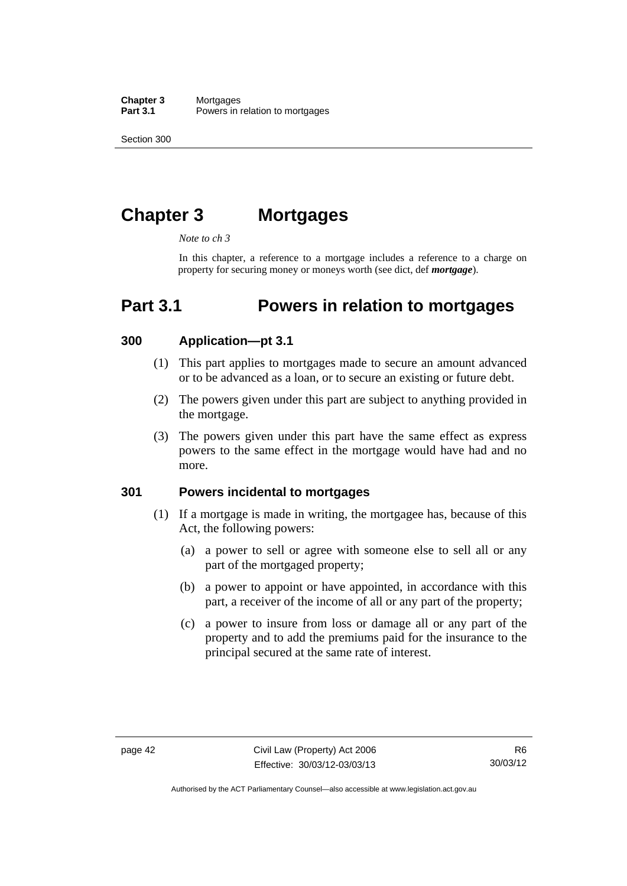# Chapter 3 Mortgages

*Note to ch 3*

In this chapter, a reference to a mortgage includes a reference to a charge on property for securing money or moneys worth (see dict, def ***mortgage***).

# Part 3.1 Powers in relation to mortgages

## 300 Application—pt 3.1

(1) This part applies to mortgages made to secure an amount advanced or to be advanced as a loan, or to secure an existing or future debt.

(2) The powers given under this part are subject to anything provided in the mortgage.

(3) The powers given under this part have the same effect as express powers to the same effect in the mortgage would have had and no more.

## 301 Powers incidental to mortgages

(1) If a mortgage is made in writing, the mortgagee has, because of this Act, the following powers:

(a) a power to sell or agree with someone else to sell all or any part of the mortgaged property;

(b) a power to appoint or have appointed, in accordance with this part, a receiver of the income of all or any part of the property;

(c) a power to insure from loss or damage all or any part of the property and to add the premiums paid for the insurance to the principal secured at the same rate of interest.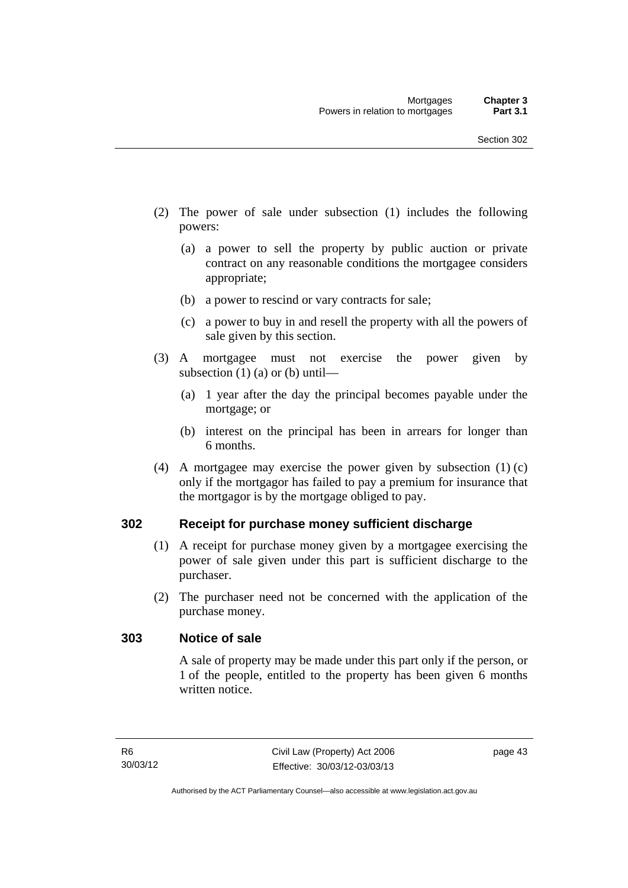(2) The power of sale under subsection (1) includes the following powers:

(a) a power to sell the property by public auction or private contract on any reasonable conditions the mortgagee considers appropriate;

(b) a power to rescind or vary contracts for sale;

(c) a power to buy in and resell the property with all the powers of sale given by this section.

(3) A mortgagee must not exercise the power given by subsection (1) (a) or (b) until—

(a) 1 year after the day the principal becomes payable under the mortgage; or

(b) interest on the principal has been in arrears for longer than 6 months.

(4) A mortgagee may exercise the power given by subsection (1) (c) only if the mortgagor has failed to pay a premium for insurance that the mortgagor is by the mortgage obliged to pay.

## 302 Receipt for purchase money sufficient discharge

(1) A receipt for purchase money given by a mortgagee exercising the power of sale given under this part is sufficient discharge to the purchaser.

(2) The purchaser need not be concerned with the application of the purchase money.

## 303 Notice of sale

A sale of property may be made under this part only if the person, or 1 of the people, entitled to the property has been given 6 months written notice.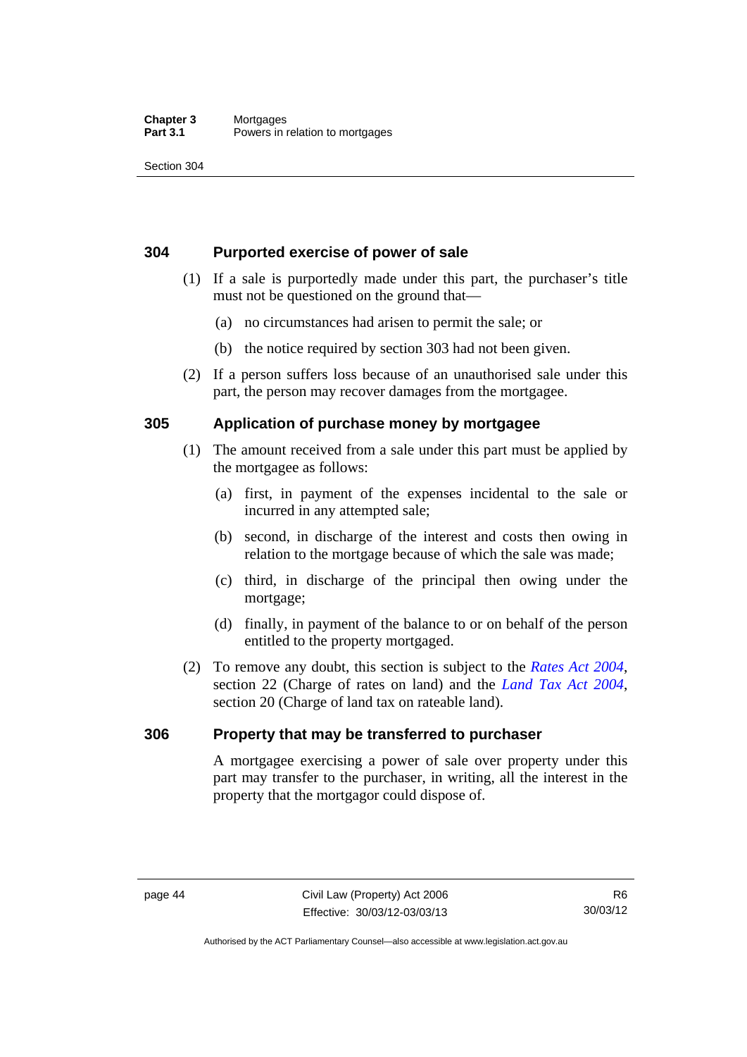### 304 Purported exercise of power of sale

(1) If a sale is purportedly made under this part, the purchaser's title must not be questioned on the ground that—

(a) no circumstances had arisen to permit the sale; or

(b) the notice required by section 303 had not been given.

(2) If a person suffers loss because of an unauthorised sale under this part, the person may recover damages from the mortgagee.

### 305 Application of purchase money by mortgagee

(1) The amount received from a sale under this part must be applied by the mortgagee as follows:

(a) first, in payment of the expenses incidental to the sale or incurred in any attempted sale;

(b) second, in discharge of the interest and costs then owing in relation to the mortgage because of which the sale was made;

(c) third, in discharge of the principal then owing under the mortgage;

(d) finally, in payment of the balance to or on behalf of the person entitled to the property mortgaged.

(2) To remove any doubt, this section is subject to the *Rates Act 2004*, section 22 (Charge of rates on land) and the *Land Tax Act 2004*, section 20 (Charge of land tax on rateable land).

### 306 Property that may be transferred to purchaser

A mortgagee exercising a power of sale over property under this part may transfer to the purchaser, in writing, all the interest in the property that the mortgagor could dispose of.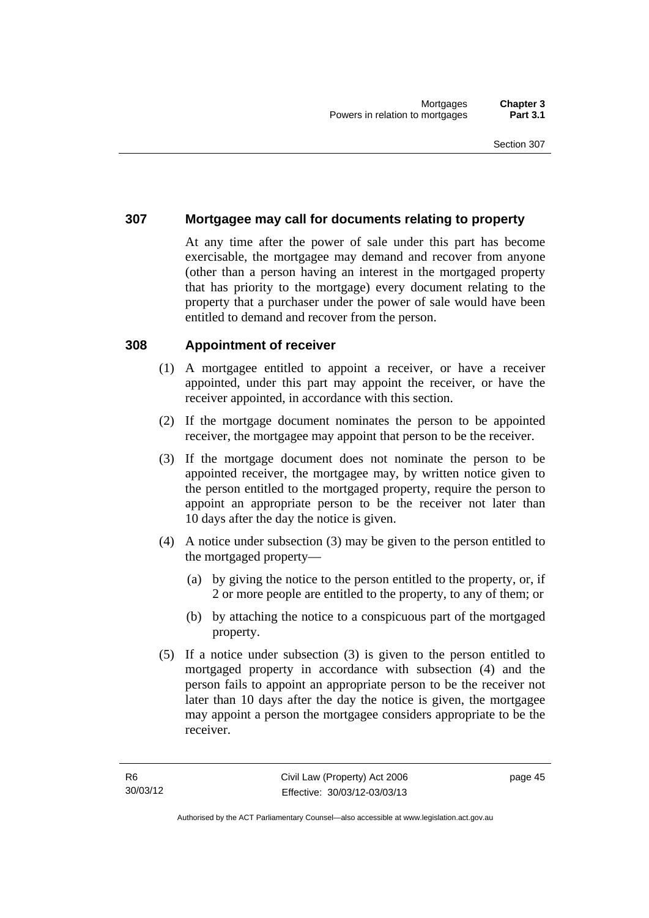## 307 Mortgagee may call for documents relating to property

At any time after the power of sale under this part has become exercisable, the mortgagee may demand and recover from anyone (other than a person having an interest in the mortgaged property that has priority to the mortgage) every document relating to the property that a purchaser under the power of sale would have been entitled to demand and recover from the person.

## 308 Appointment of receiver

(1) A mortgagee entitled to appoint a receiver, or have a receiver appointed, under this part may appoint the receiver, or have the receiver appointed, in accordance with this section.

(2) If the mortgage document nominates the person to be appointed receiver, the mortgagee may appoint that person to be the receiver.

(3) If the mortgage document does not nominate the person to be appointed receiver, the mortgagee may, by written notice given to the person entitled to the mortgaged property, require the person to appoint an appropriate person to be the receiver not later than 10 days after the day the notice is given.

(4) A notice under subsection (3) may be given to the person entitled to the mortgaged property—

(a) by giving the notice to the person entitled to the property, or, if 2 or more people are entitled to the property, to any of them; or

(b) by attaching the notice to a conspicuous part of the mortgaged property.

(5) If a notice under subsection (3) is given to the person entitled to mortgaged property in accordance with subsection (4) and the person fails to appoint an appropriate person to be the receiver not later than 10 days after the day the notice is given, the mortgagee may appoint a person the mortgagee considers appropriate to be the receiver.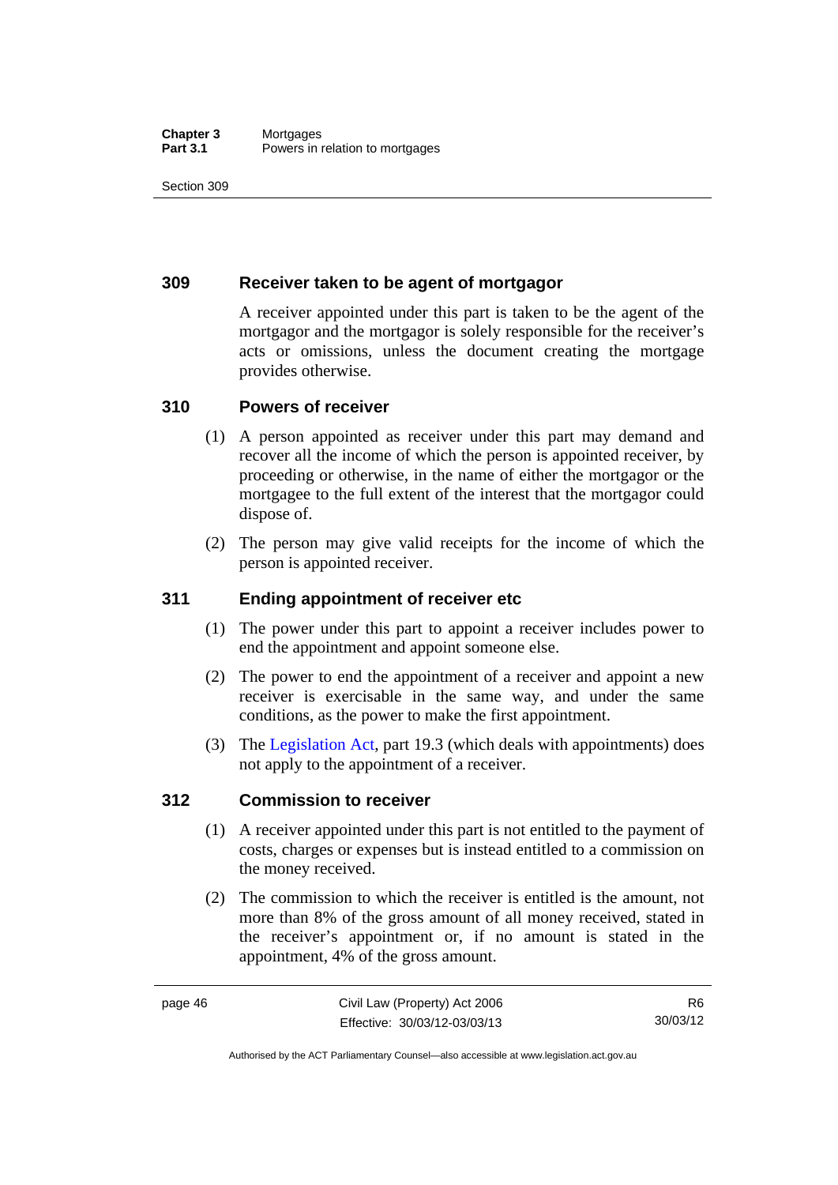### 309 Receiver taken to be agent of mortgagor

A receiver appointed under this part is taken to be the agent of the mortgagor and the mortgagor is solely responsible for the receiver's acts or omissions, unless the document creating the mortgage provides otherwise.

### 310 Powers of receiver

(1) A person appointed as receiver under this part may demand and recover all the income of which the person is appointed receiver, by proceeding or otherwise, in the name of either the mortgagor or the mortgagee to the full extent of the interest that the mortgagor could dispose of.

(2) The person may give valid receipts for the income of which the person is appointed receiver.

### 311 Ending appointment of receiver etc

(1) The power under this part to appoint a receiver includes power to end the appointment and appoint someone else.

(2) The power to end the appointment of a receiver and appoint a new receiver is exercisable in the same way, and under the same conditions, as the power to make the first appointment.

(3) The Legislation Act, part 19.3 (which deals with appointments) does not apply to the appointment of a receiver.

### 312 Commission to receiver

(1) A receiver appointed under this part is not entitled to the payment of costs, charges or expenses but is instead entitled to a commission on the money received.

(2) The commission to which the receiver is entitled is the amount, not more than 8% of the gross amount of all money received, stated in the receiver's appointment or, if no amount is stated in the appointment, 4% of the gross amount.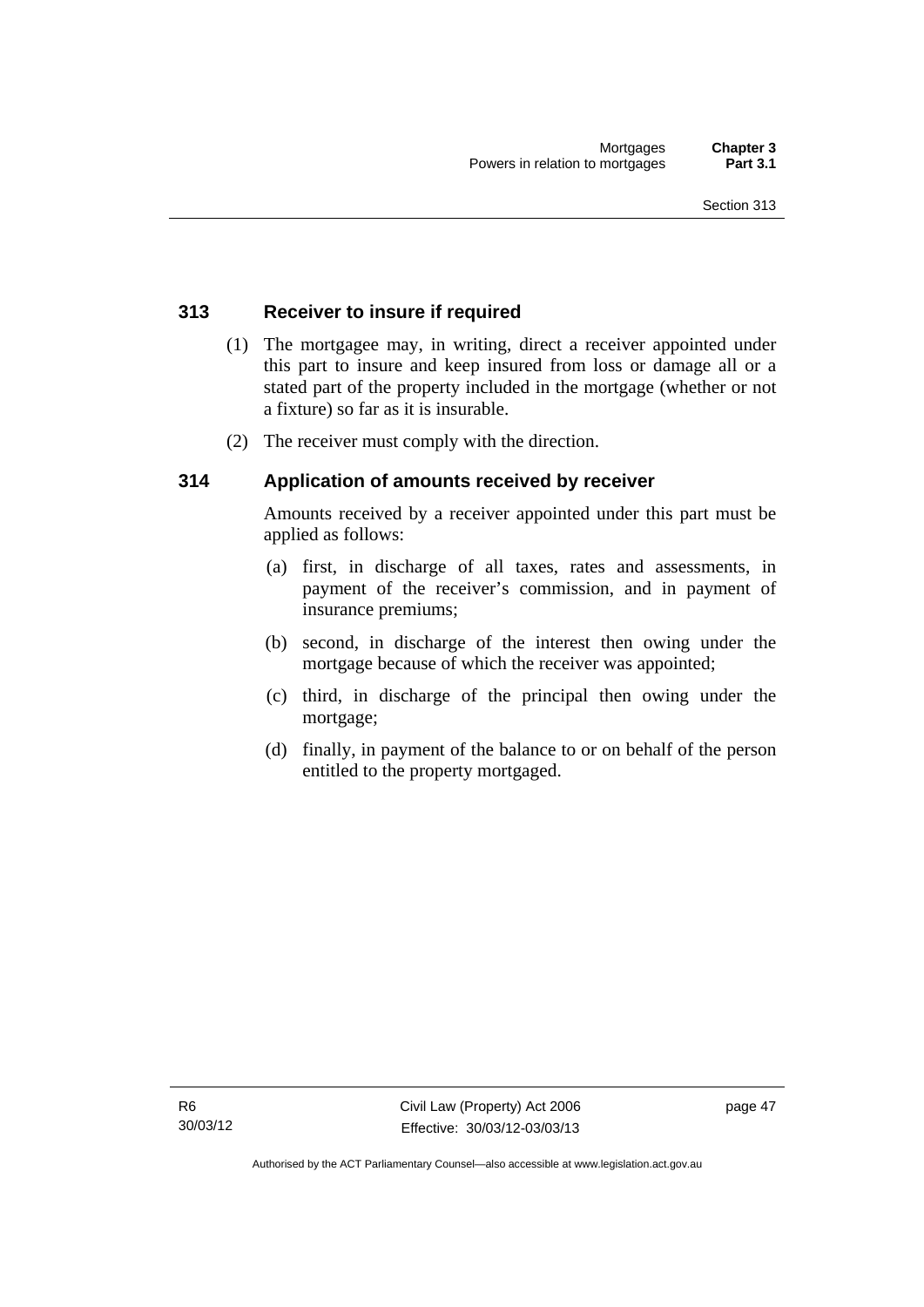## 313 Receiver to insure if required

(1) The mortgagee may, in writing, direct a receiver appointed under this part to insure and keep insured from loss or damage all or a stated part of the property included in the mortgage (whether or not a fixture) so far as it is insurable.

(2) The receiver must comply with the direction.

## 314 Application of amounts received by receiver

Amounts received by a receiver appointed under this part must be applied as follows:

(a) first, in discharge of all taxes, rates and assessments, in payment of the receiver's commission, and in payment of insurance premiums;

(b) second, in discharge of the interest then owing under the mortgage because of which the receiver was appointed;

(c) third, in discharge of the principal then owing under the mortgage;

(d) finally, in payment of the balance to or on behalf of the person entitled to the property mortgaged.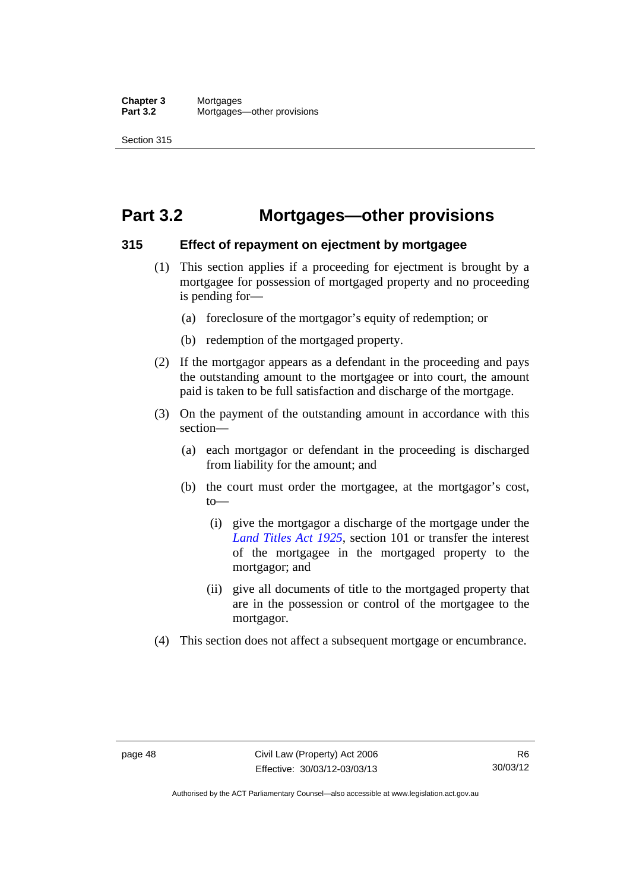# Part 3.2 Mortgages—other provisions

## 315 Effect of repayment on ejectment by mortgagee

(1) This section applies if a proceeding for ejectment is brought by a mortgagee for possession of mortgaged property and no proceeding is pending for—

(a) foreclosure of the mortgagor's equity of redemption; or

(b) redemption of the mortgaged property.

(2) If the mortgagor appears as a defendant in the proceeding and pays the outstanding amount to the mortgagee or into court, the amount paid is taken to be full satisfaction and discharge of the mortgage.

(3) On the payment of the outstanding amount in accordance with this section—

(a) each mortgagor or defendant in the proceeding is discharged from liability for the amount; and

(b) the court must order the mortgagee, at the mortgagor's cost, to—

(i) give the mortgagor a discharge of the mortgage under the *Land Titles Act 1925*, section 101 or transfer the interest of the mortgagee in the mortgaged property to the mortgagor; and

(ii) give all documents of title to the mortgaged property that are in the possession or control of the mortgagee to the mortgagor.

(4) This section does not affect a subsequent mortgage or encumbrance.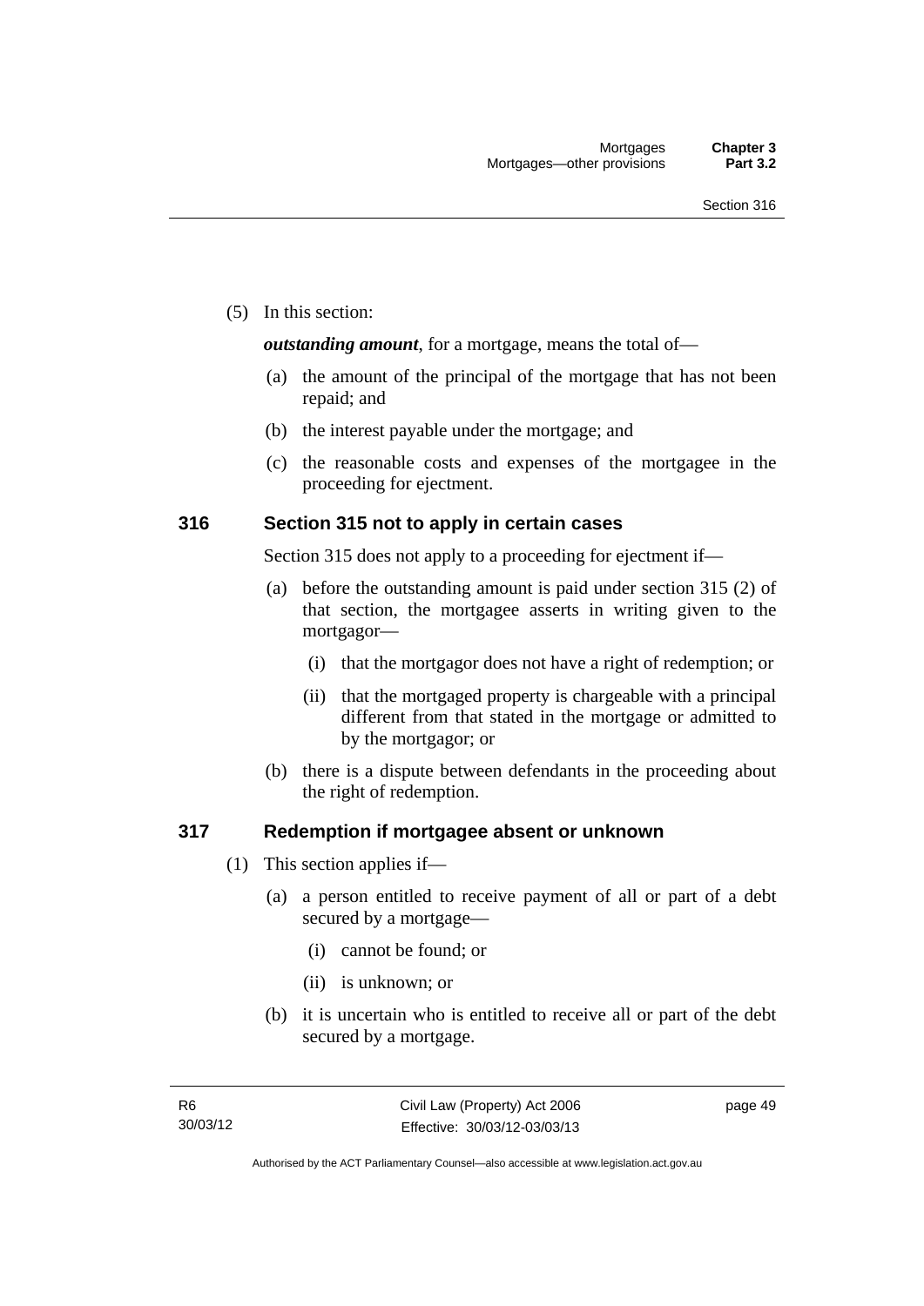(5) In this section:

***outstanding amount***, for a mortgage, means the total of—

(a) the amount of the principal of the mortgage that has not been repaid; and

(b) the interest payable under the mortgage; and

(c) the reasonable costs and expenses of the mortgagee in the proceeding for ejectment.

## 316 Section 315 not to apply in certain cases

Section 315 does not apply to a proceeding for ejectment if—

(a) before the outstanding amount is paid under section 315 (2) of that section, the mortgagee asserts in writing given to the mortgagor—

(i) that the mortgagor does not have a right of redemption; or

(ii) that the mortgaged property is chargeable with a principal different from that stated in the mortgage or admitted to by the mortgagor; or

(b) there is a dispute between defendants in the proceeding about the right of redemption.

## 317 Redemption if mortgagee absent or unknown

(1) This section applies if—

(a) a person entitled to receive payment of all or part of a debt secured by a mortgage—

(i) cannot be found; or

(ii) is unknown; or

(b) it is uncertain who is entitled to receive all or part of the debt secured by a mortgage.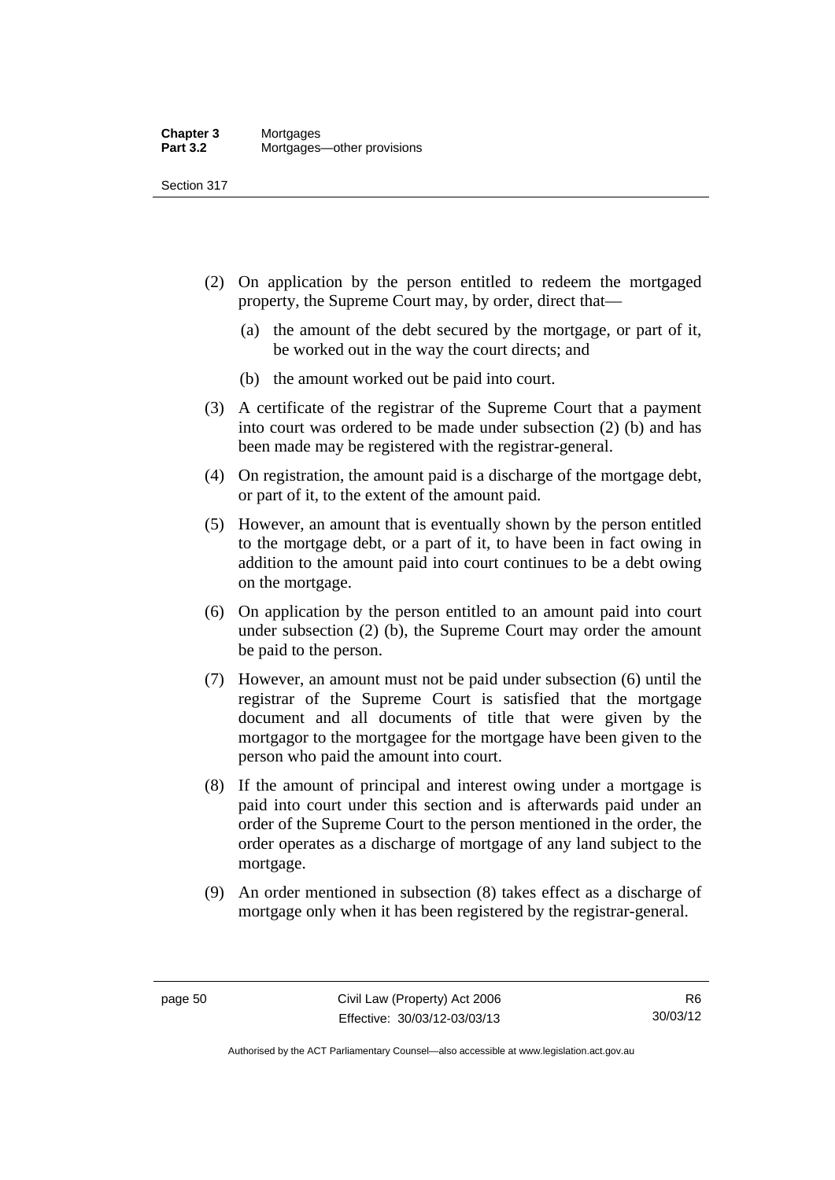(2) On application by the person entitled to redeem the mortgaged property, the Supreme Court may, by order, direct that—

   (a) the amount of the debt secured by the mortgage, or part of it, be worked out in the way the court directs; and

   (b) the amount worked out be paid into court.

(3) A certificate of the registrar of the Supreme Court that a payment into court was ordered to be made under subsection (2) (b) and has been made may be registered with the registrar-general.

(4) On registration, the amount paid is a discharge of the mortgage debt, or part of it, to the extent of the amount paid.

(5) However, an amount that is eventually shown by the person entitled to the mortgage debt, or a part of it, to have been in fact owing in addition to the amount paid into court continues to be a debt owing on the mortgage.

(6) On application by the person entitled to an amount paid into court under subsection (2) (b), the Supreme Court may order the amount be paid to the person.

(7) However, an amount must not be paid under subsection (6) until the registrar of the Supreme Court is satisfied that the mortgage document and all documents of title that were given by the mortgagor to the mortgagee for the mortgage have been given to the person who paid the amount into court.

(8) If the amount of principal and interest owing under a mortgage is paid into court under this section and is afterwards paid under an order of the Supreme Court to the person mentioned in the order, the order operates as a discharge of mortgage of any land subject to the mortgage.

(9) An order mentioned in subsection (8) takes effect as a discharge of mortgage only when it has been registered by the registrar-general.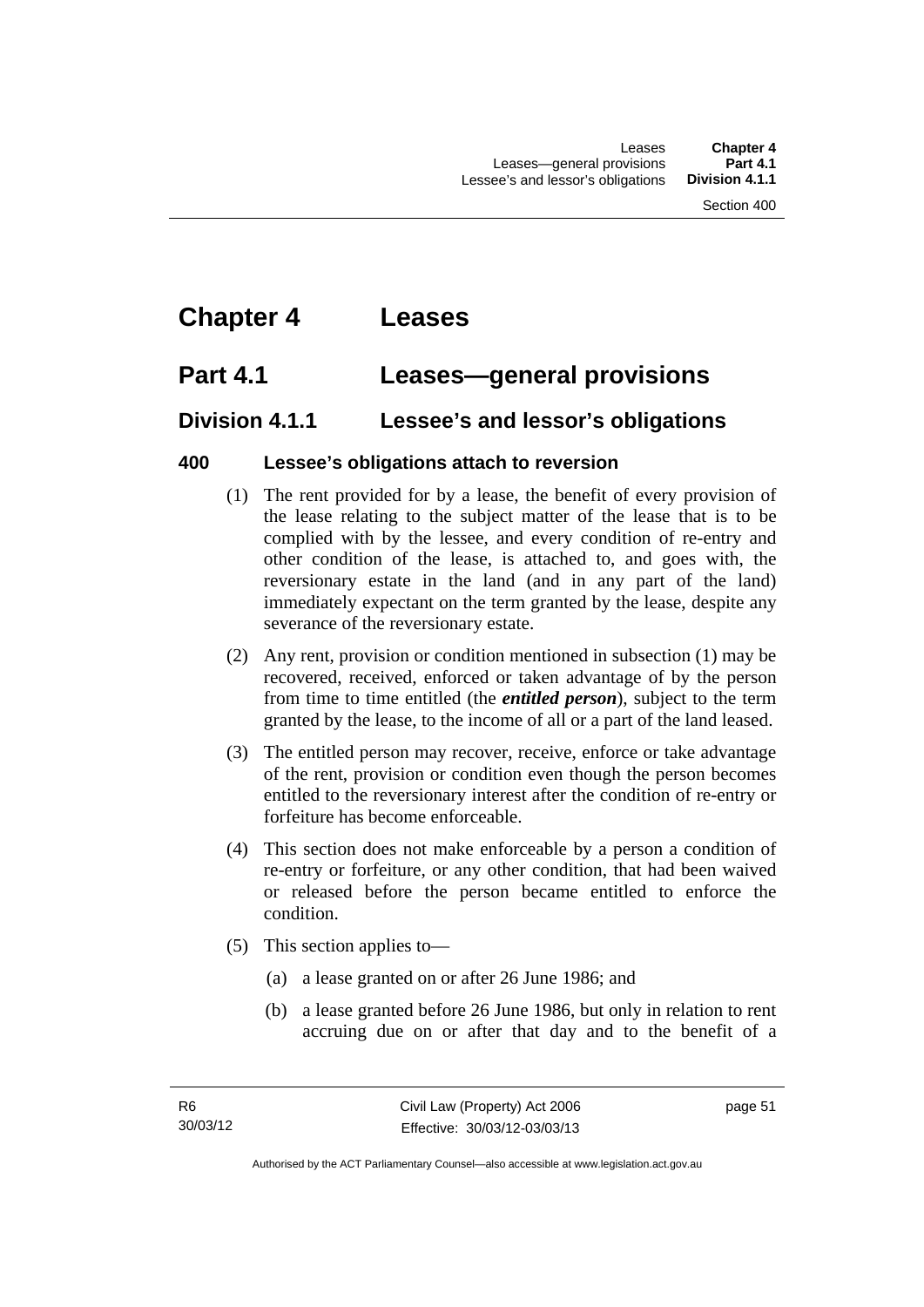# Chapter 4 Leases

## Part 4.1 Leases—general provisions

### Division 4.1.1 Lessee's and lessor's obligations

#### 400 Lessee's obligations attach to reversion

(1) The rent provided for by a lease, the benefit of every provision of the lease relating to the subject matter of the lease that is to be complied with by the lessee, and every condition of re-entry and other condition of the lease, is attached to, and goes with, the reversionary estate in the land (and in any part of the land) immediately expectant on the term granted by the lease, despite any severance of the reversionary estate.

(2) Any rent, provision or condition mentioned in subsection (1) may be recovered, received, enforced or taken advantage of by the person from time to time entitled (the ***entitled person***), subject to the term granted by the lease, to the income of all or a part of the land leased.

(3) The entitled person may recover, receive, enforce or take advantage of the rent, provision or condition even though the person becomes entitled to the reversionary interest after the condition of re-entry or forfeiture has become enforceable.

(4) This section does not make enforceable by a person a condition of re-entry or forfeiture, or any other condition, that had been waived or released before the person became entitled to enforce the condition.

(5) This section applies to—

(a) a lease granted on or after 26 June 1986; and

(b) a lease granted before 26 June 1986, but only in relation to rent accruing due on or after that day and to the benefit of a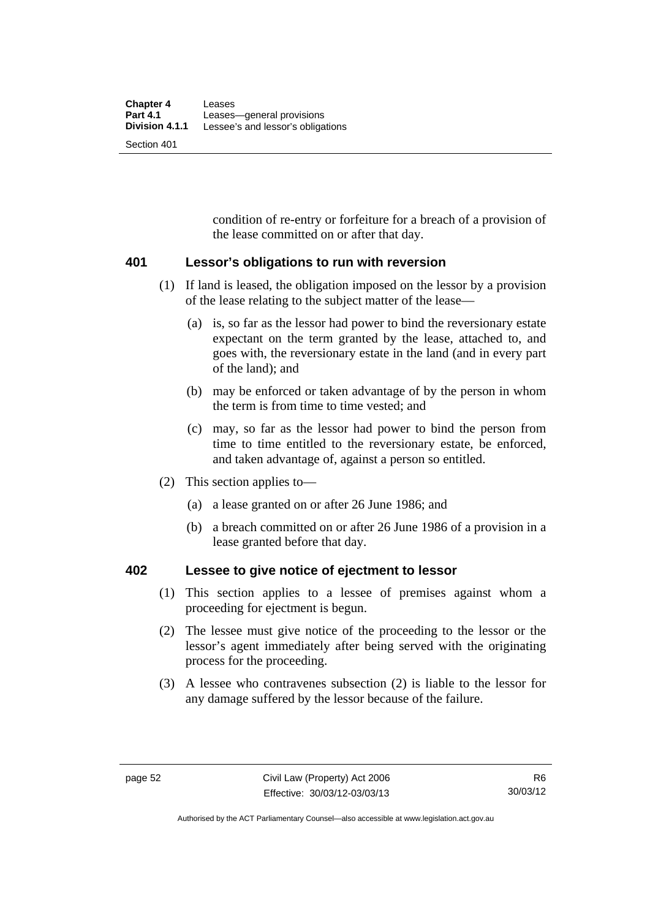condition of re-entry or forfeiture for a breach of a provision of the lease committed on or after that day.

### 401 Lessor's obligations to run with reversion

(1) If land is leased, the obligation imposed on the lessor by a provision of the lease relating to the subject matter of the lease—

(a) is, so far as the lessor had power to bind the reversionary estate expectant on the term granted by the lease, attached to, and goes with, the reversionary estate in the land (and in every part of the land); and

(b) may be enforced or taken advantage of by the person in whom the term is from time to time vested; and

(c) may, so far as the lessor had power to bind the person from time to time entitled to the reversionary estate, be enforced, and taken advantage of, against a person so entitled.

(2) This section applies to—

(a) a lease granted on or after 26 June 1986; and

(b) a breach committed on or after 26 June 1986 of a provision in a lease granted before that day.

### 402 Lessee to give notice of ejectment to lessor

(1) This section applies to a lessee of premises against whom a proceeding for ejectment is begun.

(2) The lessee must give notice of the proceeding to the lessor or the lessor's agent immediately after being served with the originating process for the proceeding.

(3) A lessee who contravenes subsection (2) is liable to the lessor for any damage suffered by the lessor because of the failure.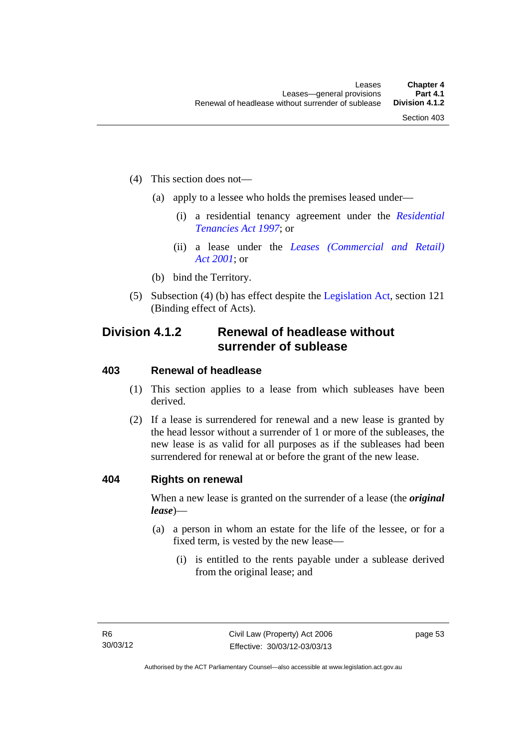(4) This section does not—

(a) apply to a lessee who holds the premises leased under—

(i) a residential tenancy agreement under the *Residential Tenancies Act 1997*; or

(ii) a lease under the *Leases (Commercial and Retail) Act 2001*; or

(b) bind the Territory.

(5) Subsection (4) (b) has effect despite the Legislation Act, section 121 (Binding effect of Acts).

## Division 4.1.2 Renewal of headlease without surrender of sublease

### 403 Renewal of headlease

(1) This section applies to a lease from which subleases have been derived.

(2) If a lease is surrendered for renewal and a new lease is granted by the head lessor without a surrender of 1 or more of the subleases, the new lease is as valid for all purposes as if the subleases had been surrendered for renewal at or before the grant of the new lease.

### 404 Rights on renewal

When a new lease is granted on the surrender of a lease (the ***original lease***)—

(a) a person in whom an estate for the life of the lessee, or for a fixed term, is vested by the new lease—

(i) is entitled to the rents payable under a sublease derived from the original lease; and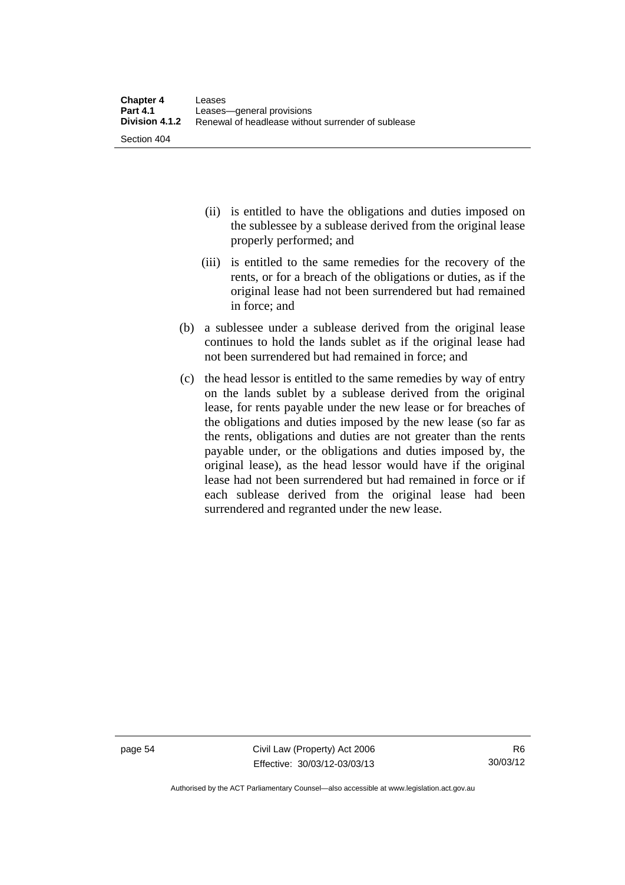(ii) is entitled to have the obligations and duties imposed on the sublessee by a sublease derived from the original lease properly performed; and

(iii) is entitled to the same remedies for the recovery of the rents, or for a breach of the obligations or duties, as if the original lease had not been surrendered but had remained in force; and

(b) a sublessee under a sublease derived from the original lease continues to hold the lands sublet as if the original lease had not been surrendered but had remained in force; and

(c) the head lessor is entitled to the same remedies by way of entry on the lands sublet by a sublease derived from the original lease, for rents payable under the new lease or for breaches of the obligations and duties imposed by the new lease (so far as the rents, obligations and duties are not greater than the rents payable under, or the obligations and duties imposed by, the original lease), as the head lessor would have if the original lease had not been surrendered but had remained in force or if each sublease derived from the original lease had been surrendered and regranted under the new lease.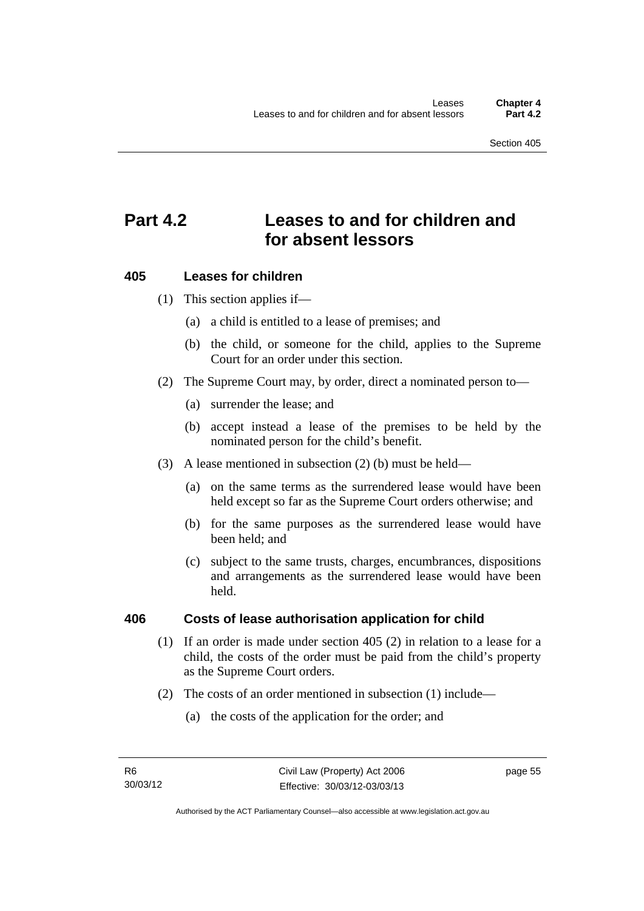# Part 4.2 Leases to and for children and for absent lessors

## 405 Leases for children

(1) This section applies if—

(a) a child is entitled to a lease of premises; and

(b) the child, or someone for the child, applies to the Supreme Court for an order under this section.

(2) The Supreme Court may, by order, direct a nominated person to—

(a) surrender the lease; and

(b) accept instead a lease of the premises to be held by the nominated person for the child's benefit.

(3) A lease mentioned in subsection (2) (b) must be held—

(a) on the same terms as the surrendered lease would have been held except so far as the Supreme Court orders otherwise; and

(b) for the same purposes as the surrendered lease would have been held; and

(c) subject to the same trusts, charges, encumbrances, dispositions and arrangements as the surrendered lease would have been held.

## 406 Costs of lease authorisation application for child

(1) If an order is made under section 405 (2) in relation to a lease for a child, the costs of the order must be paid from the child's property as the Supreme Court orders.

(2) The costs of an order mentioned in subsection (1) include—

(a) the costs of the application for the order; and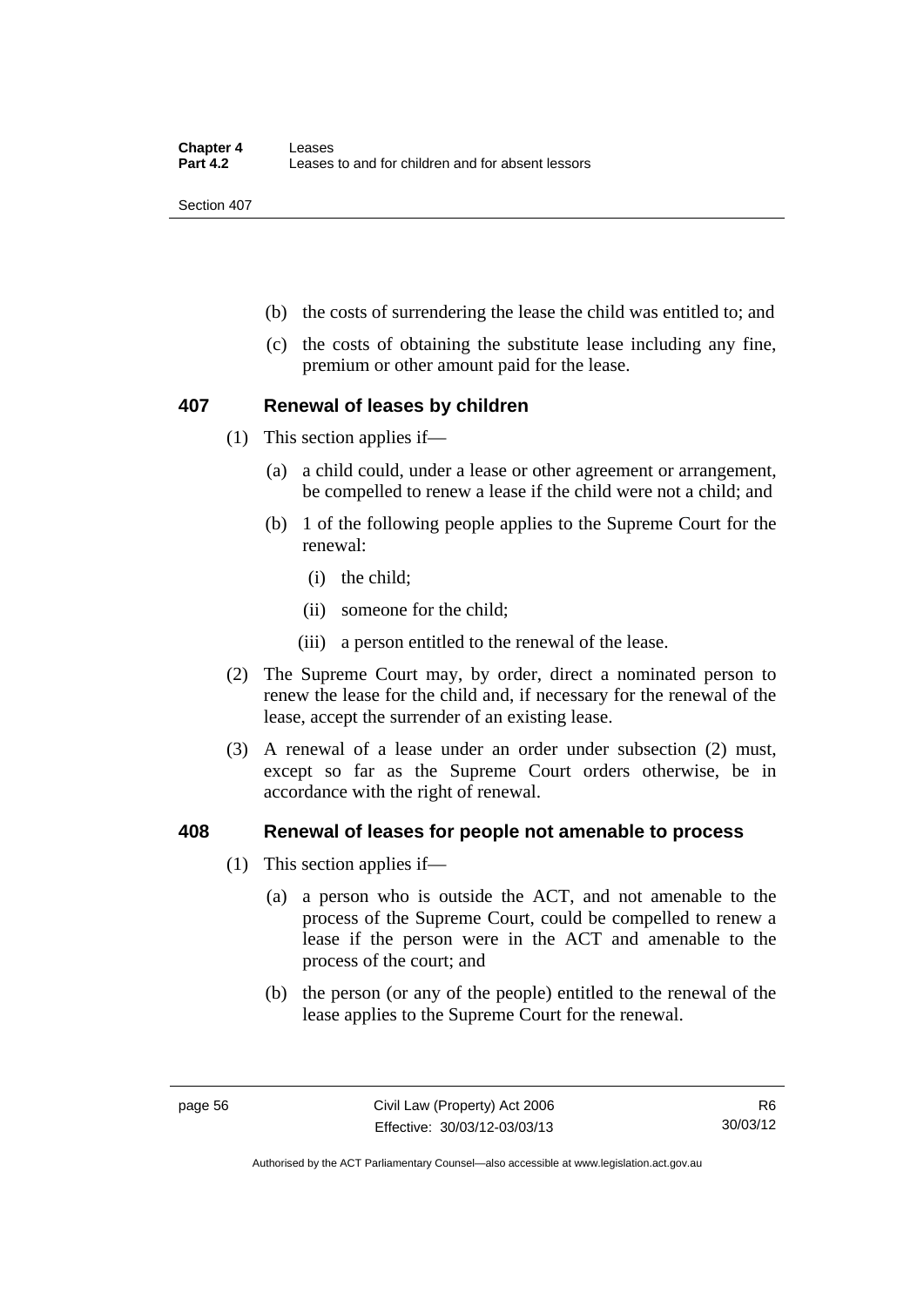(b) the costs of surrendering the lease the child was entitled to; and

(c) the costs of obtaining the substitute lease including any fine, premium or other amount paid for the lease.

## 407 Renewal of leases by children

(1) This section applies if—

(a) a child could, under a lease or other agreement or arrangement, be compelled to renew a lease if the child were not a child; and

(b) 1 of the following people applies to the Supreme Court for the renewal:

(i) the child;

(ii) someone for the child;

(iii) a person entitled to the renewal of the lease.

(2) The Supreme Court may, by order, direct a nominated person to renew the lease for the child and, if necessary for the renewal of the lease, accept the surrender of an existing lease.

(3) A renewal of a lease under an order under subsection (2) must, except so far as the Supreme Court orders otherwise, be in accordance with the right of renewal.

## 408 Renewal of leases for people not amenable to process

(1) This section applies if—

(a) a person who is outside the ACT, and not amenable to the process of the Supreme Court, could be compelled to renew a lease if the person were in the ACT and amenable to the process of the court; and

(b) the person (or any of the people) entitled to the renewal of the lease applies to the Supreme Court for the renewal.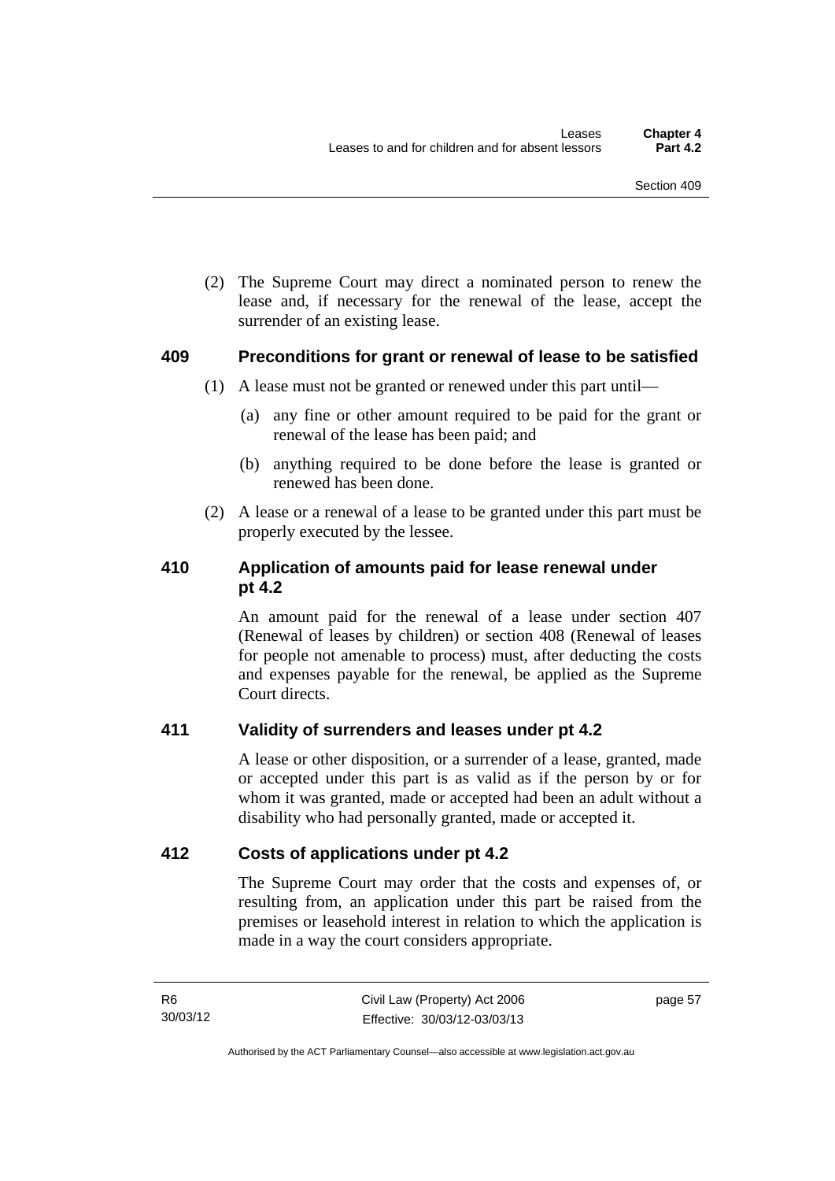(2) The Supreme Court may direct a nominated person to renew the lease and, if necessary for the renewal of the lease, accept the surrender of an existing lease.

## 409 Preconditions for grant or renewal of lease to be satisfied

(1) A lease must not be granted or renewed under this part until—

(a) any fine or other amount required to be paid for the grant or renewal of the lease has been paid; and

(b) anything required to be done before the lease is granted or renewed has been done.

(2) A lease or a renewal of a lease to be granted under this part must be properly executed by the lessee.

## 410 Application of amounts paid for lease renewal under pt 4.2

An amount paid for the renewal of a lease under section 407 (Renewal of leases by children) or section 408 (Renewal of leases for people not amenable to process) must, after deducting the costs and expenses payable for the renewal, be applied as the Supreme Court directs.

## 411 Validity of surrenders and leases under pt 4.2

A lease or other disposition, or a surrender of a lease, granted, made or accepted under this part is as valid as if the person by or for whom it was granted, made or accepted had been an adult without a disability who had personally granted, made or accepted it.

## 412 Costs of applications under pt 4.2

The Supreme Court may order that the costs and expenses of, or resulting from, an application under this part be raised from the premises or leasehold interest in relation to which the application is made in a way the court considers appropriate.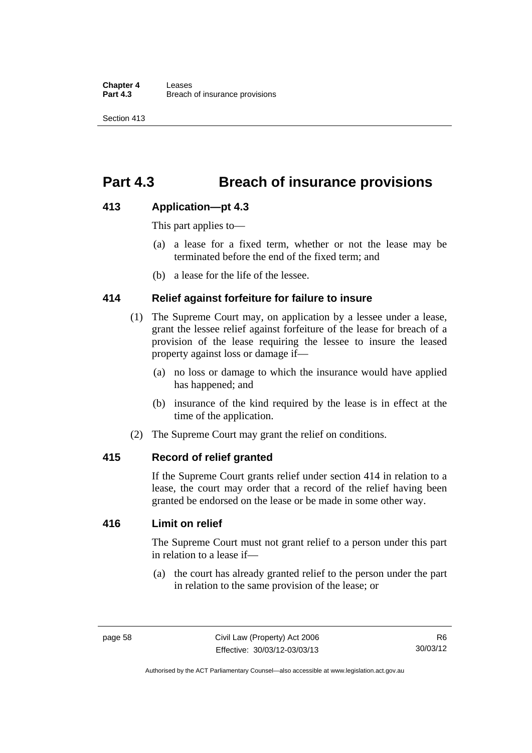# Part 4.3 Breach of insurance provisions

## 413 Application—pt 4.3

This part applies to—

(a) a lease for a fixed term, whether or not the lease may be terminated before the end of the fixed term; and

(b) a lease for the life of the lessee.

## 414 Relief against forfeiture for failure to insure

(1) The Supreme Court may, on application by a lessee under a lease, grant the lessee relief against forfeiture of the lease for breach of a provision of the lease requiring the lessee to insure the leased property against loss or damage if—

(a) no loss or damage to which the insurance would have applied has happened; and

(b) insurance of the kind required by the lease is in effect at the time of the application.

(2) The Supreme Court may grant the relief on conditions.

## 415 Record of relief granted

If the Supreme Court grants relief under section 414 in relation to a lease, the court may order that a record of the relief having been granted be endorsed on the lease or be made in some other way.

## 416 Limit on relief

The Supreme Court must not grant relief to a person under this part in relation to a lease if—

(a) the court has already granted relief to the person under the part in relation to the same provision of the lease; or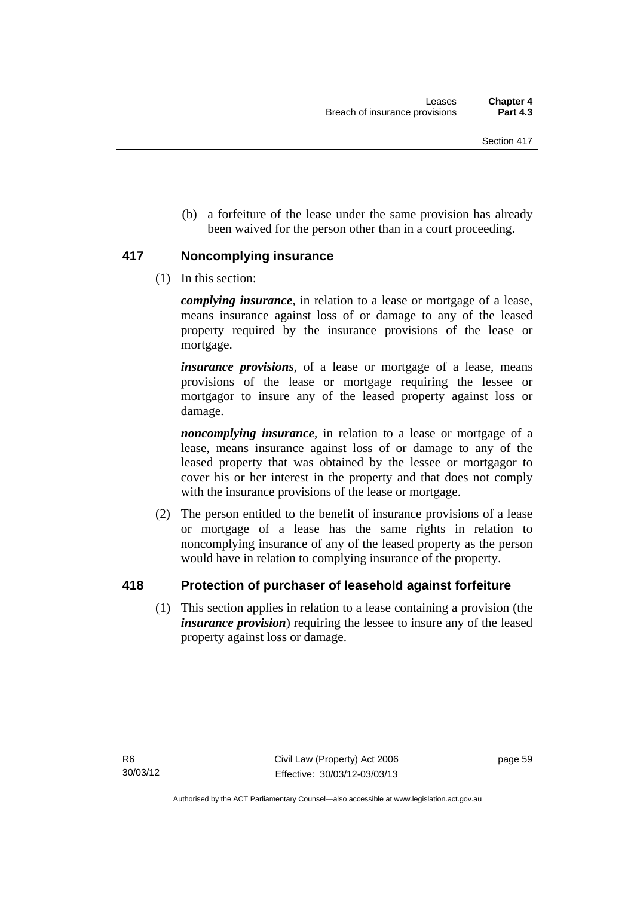(b) a forfeiture of the lease under the same provision has already been waived for the person other than in a court proceeding.

## 417 Noncomplying insurance

(1) In this section:

***complying insurance***, in relation to a lease or mortgage of a lease, means insurance against loss of or damage to any of the leased property required by the insurance provisions of the lease or mortgage.

***insurance provisions***, of a lease or mortgage of a lease, means provisions of the lease or mortgage requiring the lessee or mortgagor to insure any of the leased property against loss or damage.

***noncomplying insurance***, in relation to a lease or mortgage of a lease, means insurance against loss of or damage to any of the leased property that was obtained by the lessee or mortgagor to cover his or her interest in the property and that does not comply with the insurance provisions of the lease or mortgage.

(2) The person entitled to the benefit of insurance provisions of a lease or mortgage of a lease has the same rights in relation to noncomplying insurance of any of the leased property as the person would have in relation to complying insurance of the property.

## 418 Protection of purchaser of leasehold against forfeiture

(1) This section applies in relation to a lease containing a provision (the ***insurance provision***) requiring the lessee to insure any of the leased property against loss or damage.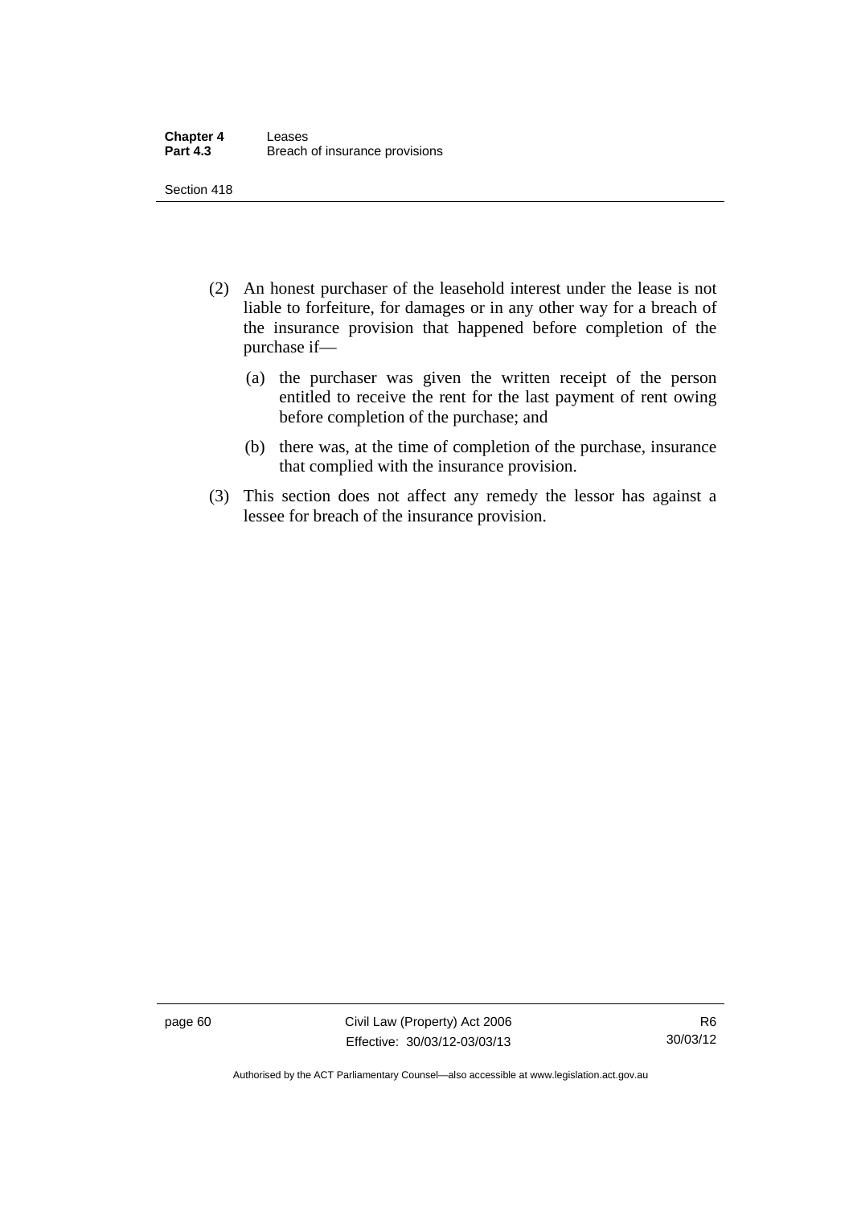(2) An honest purchaser of the leasehold interest under the lease is not liable to forfeiture, for damages or in any other way for a breach of the insurance provision that happened before completion of the purchase if—

(a) the purchaser was given the written receipt of the person entitled to receive the rent for the last payment of rent owing before completion of the purchase; and

(b) there was, at the time of completion of the purchase, insurance that complied with the insurance provision.

(3) This section does not affect any remedy the lessor has against a lessee for breach of the insurance provision.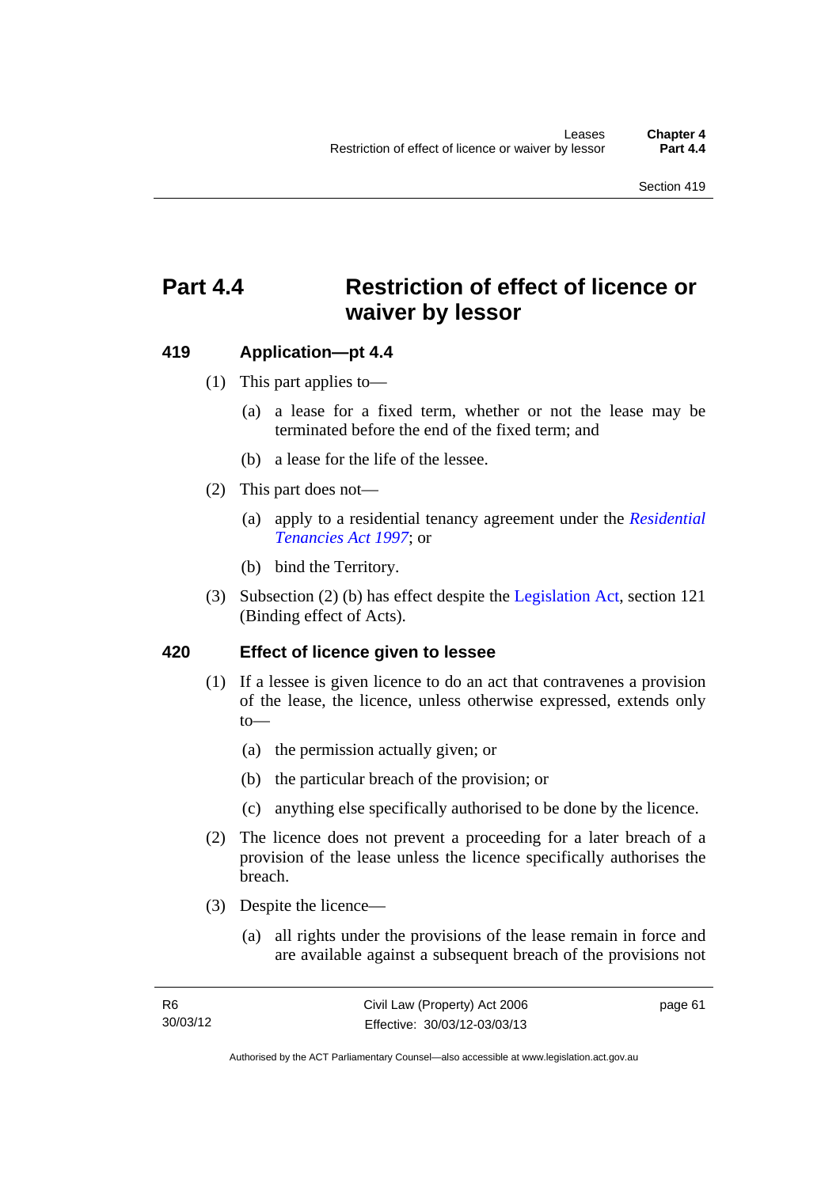# Part 4.4 Restriction of effect of licence or waiver by lessor

## 419 Application—pt 4.4

(1) This part applies to—

(a) a lease for a fixed term, whether or not the lease may be terminated before the end of the fixed term; and

(b) a lease for the life of the lessee.

(2) This part does not—

(a) apply to a residential tenancy agreement under the *Residential Tenancies Act 1997*; or

(b) bind the Territory.

(3) Subsection (2) (b) has effect despite the Legislation Act, section 121 (Binding effect of Acts).

## 420 Effect of licence given to lessee

(1) If a lessee is given licence to do an act that contravenes a provision of the lease, the licence, unless otherwise expressed, extends only to—

(a) the permission actually given; or

(b) the particular breach of the provision; or

(c) anything else specifically authorised to be done by the licence.

(2) The licence does not prevent a proceeding for a later breach of a provision of the lease unless the licence specifically authorises the breach.

(3) Despite the licence—

(a) all rights under the provisions of the lease remain in force and are available against a subsequent breach of the provisions not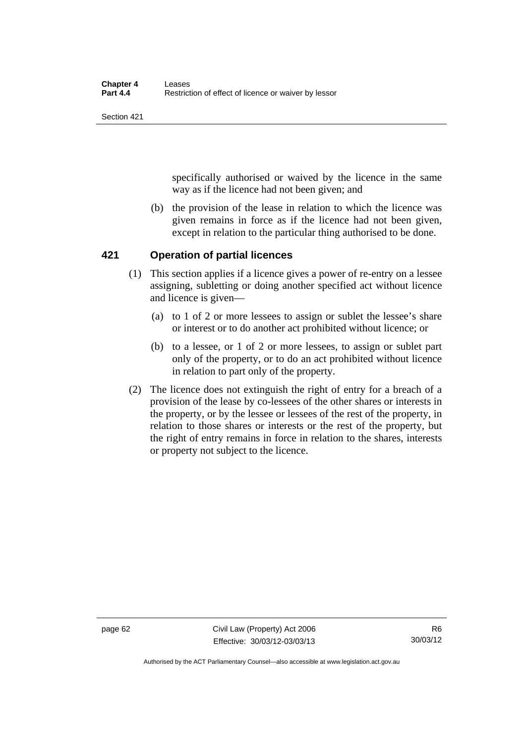specifically authorised or waived by the licence in the same way as if the licence had not been given; and

(b) the provision of the lease in relation to which the licence was given remains in force as if the licence had not been given, except in relation to the particular thing authorised to be done.

## 421 Operation of partial licences

(1) This section applies if a licence gives a power of re-entry on a lessee assigning, subletting or doing another specified act without licence and licence is given—

(a) to 1 of 2 or more lessees to assign or sublet the lessee's share or interest or to do another act prohibited without licence; or

(b) to a lessee, or 1 of 2 or more lessees, to assign or sublet part only of the property, or to do an act prohibited without licence in relation to part only of the property.

(2) The licence does not extinguish the right of entry for a breach of a provision of the lease by co-lessees of the other shares or interests in the property, or by the lessee or lessees of the rest of the property, in relation to those shares or interests or the rest of the property, but the right of entry remains in force in relation to the shares, interests or property not subject to the licence.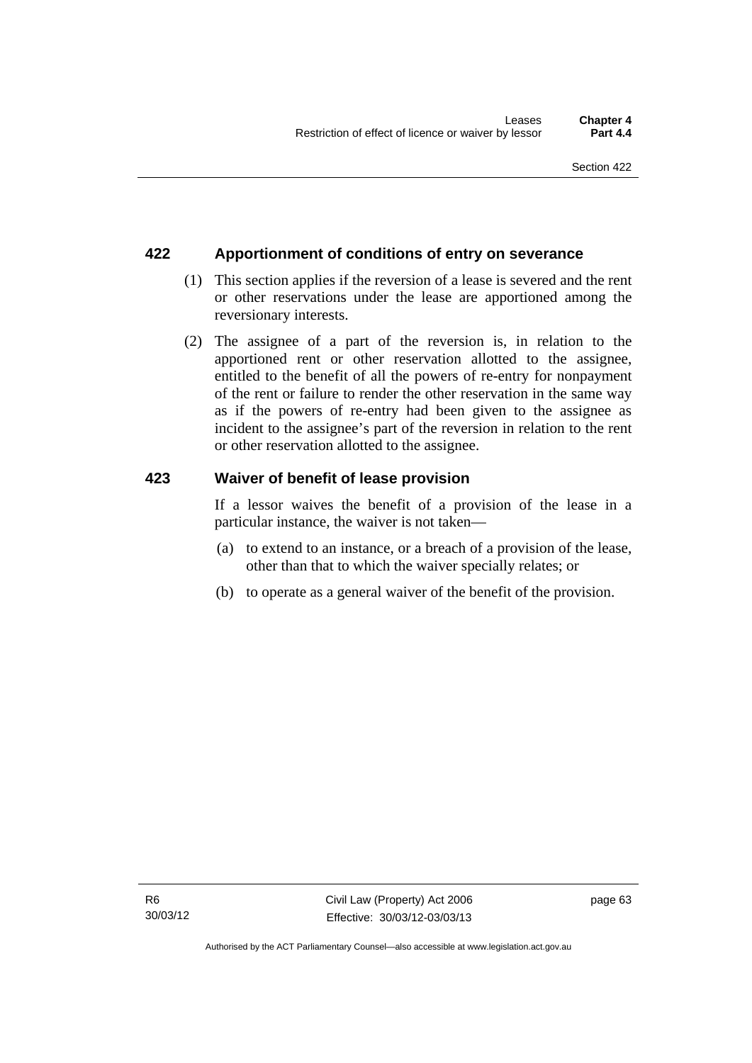### 422 Apportionment of conditions of entry on severance

(1) This section applies if the reversion of a lease is severed and the rent or other reservations under the lease are apportioned among the reversionary interests.

(2) The assignee of a part of the reversion is, in relation to the apportioned rent or other reservation allotted to the assignee, entitled to the benefit of all the powers of re-entry for nonpayment of the rent or failure to render the other reservation in the same way as if the powers of re-entry had been given to the assignee as incident to the assignee's part of the reversion in relation to the rent or other reservation allotted to the assignee.

### 423 Waiver of benefit of lease provision

If a lessor waives the benefit of a provision of the lease in a particular instance, the waiver is not taken—

(a) to extend to an instance, or a breach of a provision of the lease, other than that to which the waiver specially relates; or

(b) to operate as a general waiver of the benefit of the provision.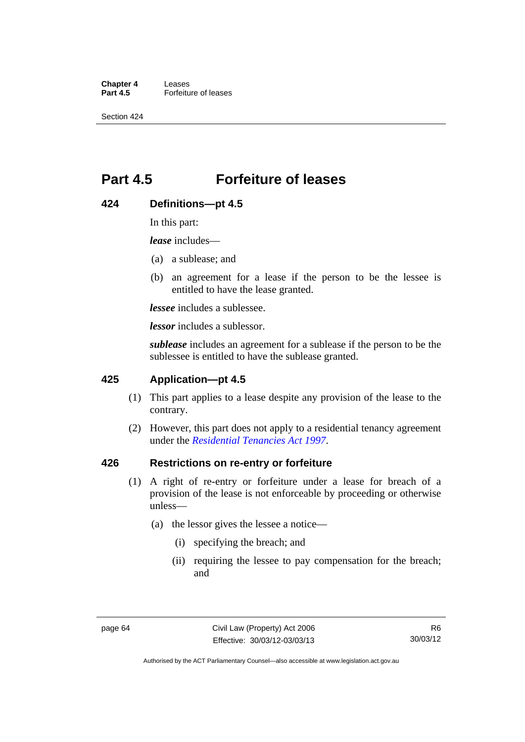# Part 4.5 Forfeiture of leases

## 424 Definitions—pt 4.5

In this part:

***lease*** includes—

(a) a sublease; and

(b) an agreement for a lease if the person to be the lessee is entitled to have the lease granted.

***lessee*** includes a sublessee.

***lessor*** includes a sublessor.

***sublease*** includes an agreement for a sublease if the person to be the sublessee is entitled to have the sublease granted.

## 425 Application—pt 4.5

(1) This part applies to a lease despite any provision of the lease to the contrary.

(2) However, this part does not apply to a residential tenancy agreement under the *Residential Tenancies Act 1997*.

## 426 Restrictions on re-entry or forfeiture

(1) A right of re-entry or forfeiture under a lease for breach of a provision of the lease is not enforceable by proceeding or otherwise unless—

(a) the lessor gives the lessee a notice—

(i) specifying the breach; and

(ii) requiring the lessee to pay compensation for the breach; and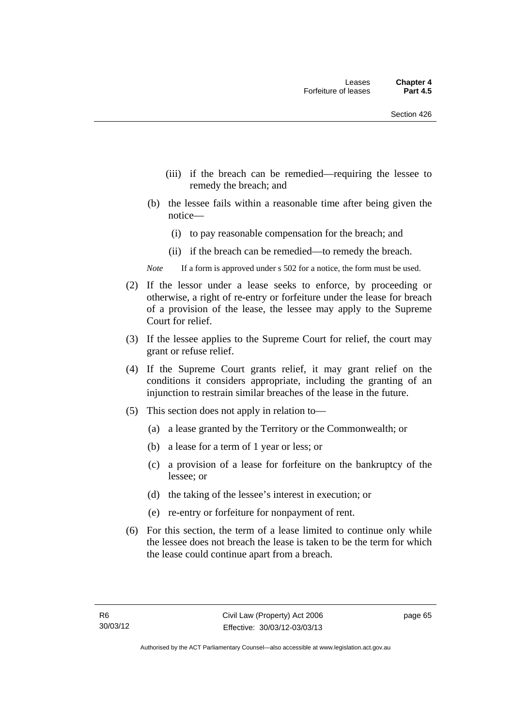(iii) if the breach can be remedied—requiring the lessee to remedy the breach; and

(b) the lessee fails within a reasonable time after being given the notice—

(i) to pay reasonable compensation for the breach; and

(ii) if the breach can be remedied—to remedy the breach.

*Note* If a form is approved under s 502 for a notice, the form must be used.

(2) If the lessor under a lease seeks to enforce, by proceeding or otherwise, a right of re-entry or forfeiture under the lease for breach of a provision of the lease, the lessee may apply to the Supreme Court for relief.

(3) If the lessee applies to the Supreme Court for relief, the court may grant or refuse relief.

(4) If the Supreme Court grants relief, it may grant relief on the conditions it considers appropriate, including the granting of an injunction to restrain similar breaches of the lease in the future.

(5) This section does not apply in relation to—

(a) a lease granted by the Territory or the Commonwealth; or

(b) a lease for a term of 1 year or less; or

(c) a provision of a lease for forfeiture on the bankruptcy of the lessee; or

(d) the taking of the lessee's interest in execution; or

(e) re-entry or forfeiture for nonpayment of rent.

(6) For this section, the term of a lease limited to continue only while the lessee does not breach the lease is taken to be the term for which the lease could continue apart from a breach.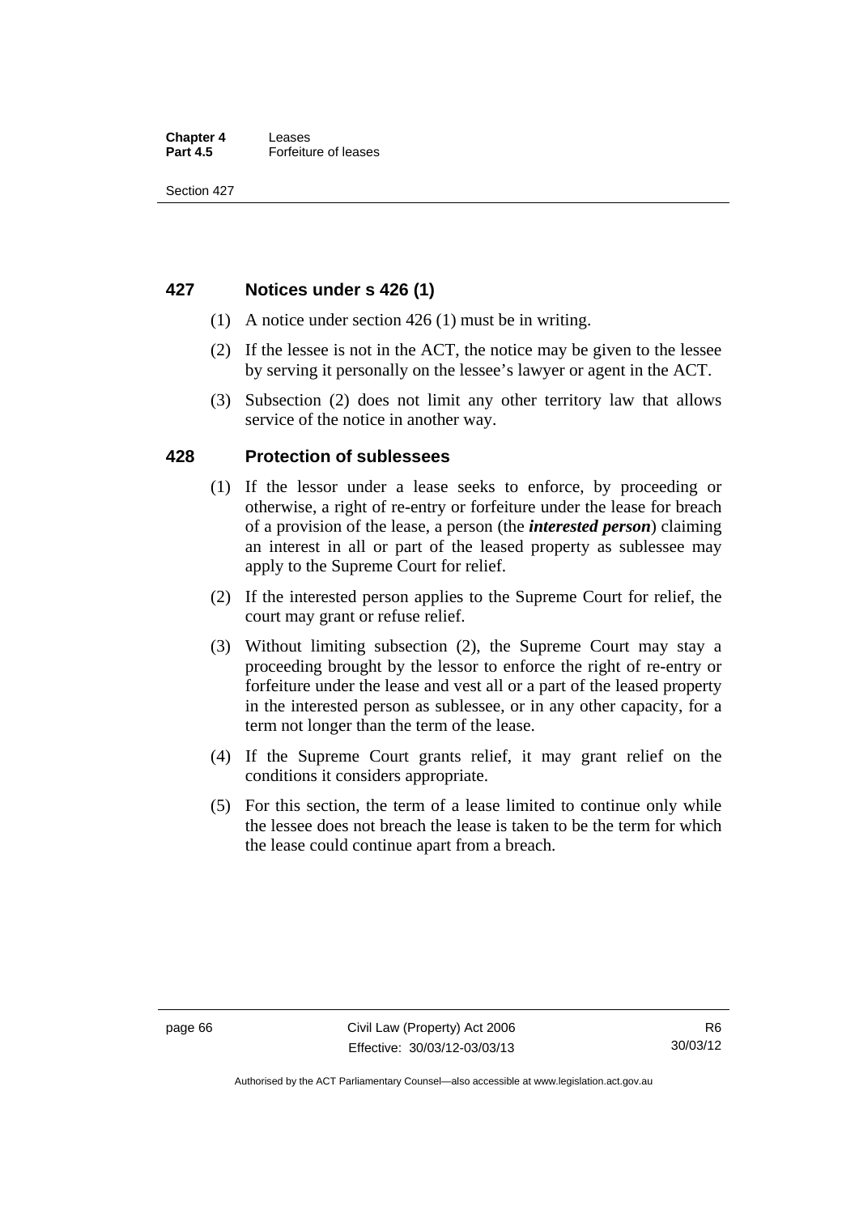## 427 Notices under s 426 (1)

(1) A notice under section 426 (1) must be in writing.

(2) If the lessee is not in the ACT, the notice may be given to the lessee by serving it personally on the lessee's lawyer or agent in the ACT.

(3) Subsection (2) does not limit any other territory law that allows service of the notice in another way.

## 428 Protection of sublessees

(1) If the lessor under a lease seeks to enforce, by proceeding or otherwise, a right of re-entry or forfeiture under the lease for breach of a provision of the lease, a person (the ***interested person***) claiming an interest in all or part of the leased property as sublessee may apply to the Supreme Court for relief.

(2) If the interested person applies to the Supreme Court for relief, the court may grant or refuse relief.

(3) Without limiting subsection (2), the Supreme Court may stay a proceeding brought by the lessor to enforce the right of re-entry or forfeiture under the lease and vest all or a part of the leased property in the interested person as sublessee, or in any other capacity, for a term not longer than the term of the lease.

(4) If the Supreme Court grants relief, it may grant relief on the conditions it considers appropriate.

(5) For this section, the term of a lease limited to continue only while the lessee does not breach the lease is taken to be the term for which the lease could continue apart from a breach.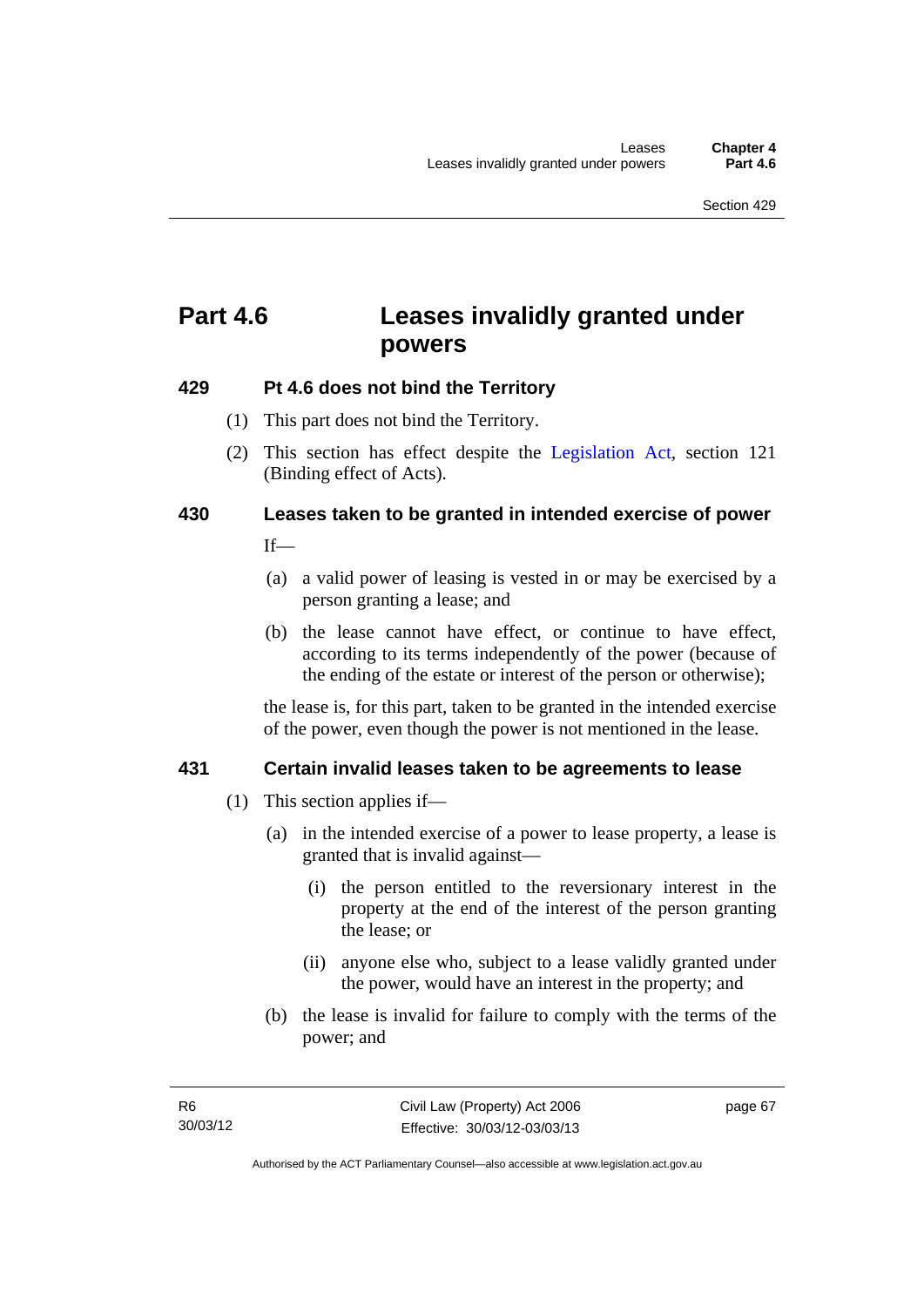# Part 4.6 Leases invalidly granted under powers

### 429 Pt 4.6 does not bind the Territory

(1) This part does not bind the Territory.

(2) This section has effect despite the Legislation Act, section 121 (Binding effect of Acts).

### 430 Leases taken to be granted in intended exercise of power

If—

(a) a valid power of leasing is vested in or may be exercised by a person granting a lease; and

(b) the lease cannot have effect, or continue to have effect, according to its terms independently of the power (because of the ending of the estate or interest of the person or otherwise);

the lease is, for this part, taken to be granted in the intended exercise of the power, even though the power is not mentioned in the lease.

### 431 Certain invalid leases taken to be agreements to lease

(1) This section applies if—

(a) in the intended exercise of a power to lease property, a lease is granted that is invalid against—

(i) the person entitled to the reversionary interest in the property at the end of the interest of the person granting the lease; or

(ii) anyone else who, subject to a lease validly granted under the power, would have an interest in the property; and

(b) the lease is invalid for failure to comply with the terms of the power; and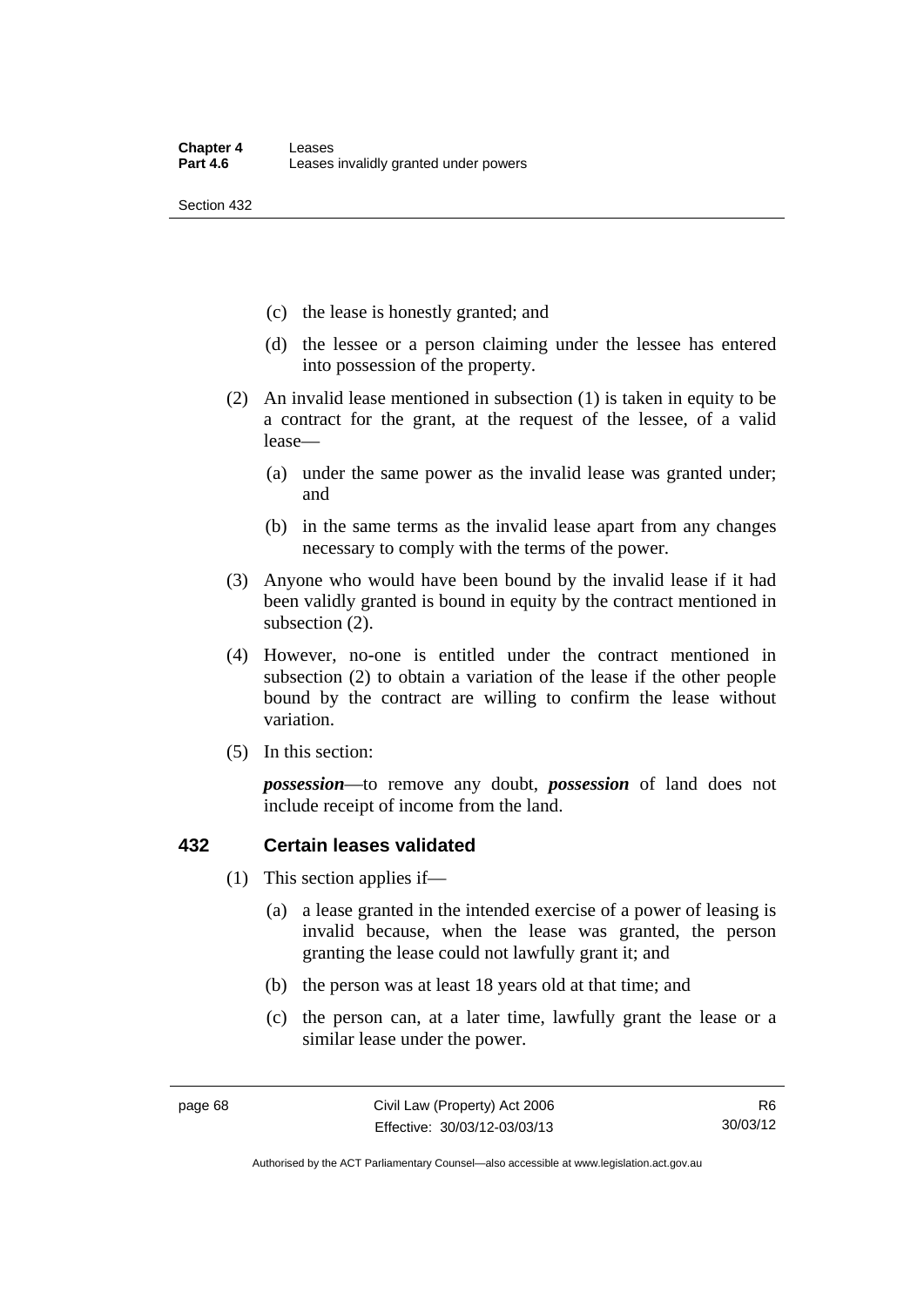(c) the lease is honestly granted; and

(d) the lessee or a person claiming under the lessee has entered into possession of the property.

(2) An invalid lease mentioned in subsection (1) is taken in equity to be a contract for the grant, at the request of the lessee, of a valid lease—

(a) under the same power as the invalid lease was granted under; and

(b) in the same terms as the invalid lease apart from any changes necessary to comply with the terms of the power.

(3) Anyone who would have been bound by the invalid lease if it had been validly granted is bound in equity by the contract mentioned in subsection (2).

(4) However, no-one is entitled under the contract mentioned in subsection (2) to obtain a variation of the lease if the other people bound by the contract are willing to confirm the lease without variation.

(5) In this section:

***possession***—to remove any doubt, ***possession*** of land does not include receipt of income from the land.

## 432 Certain leases validated

(1) This section applies if—

(a) a lease granted in the intended exercise of a power of leasing is invalid because, when the lease was granted, the person granting the lease could not lawfully grant it; and

(b) the person was at least 18 years old at that time; and

(c) the person can, at a later time, lawfully grant the lease or a similar lease under the power.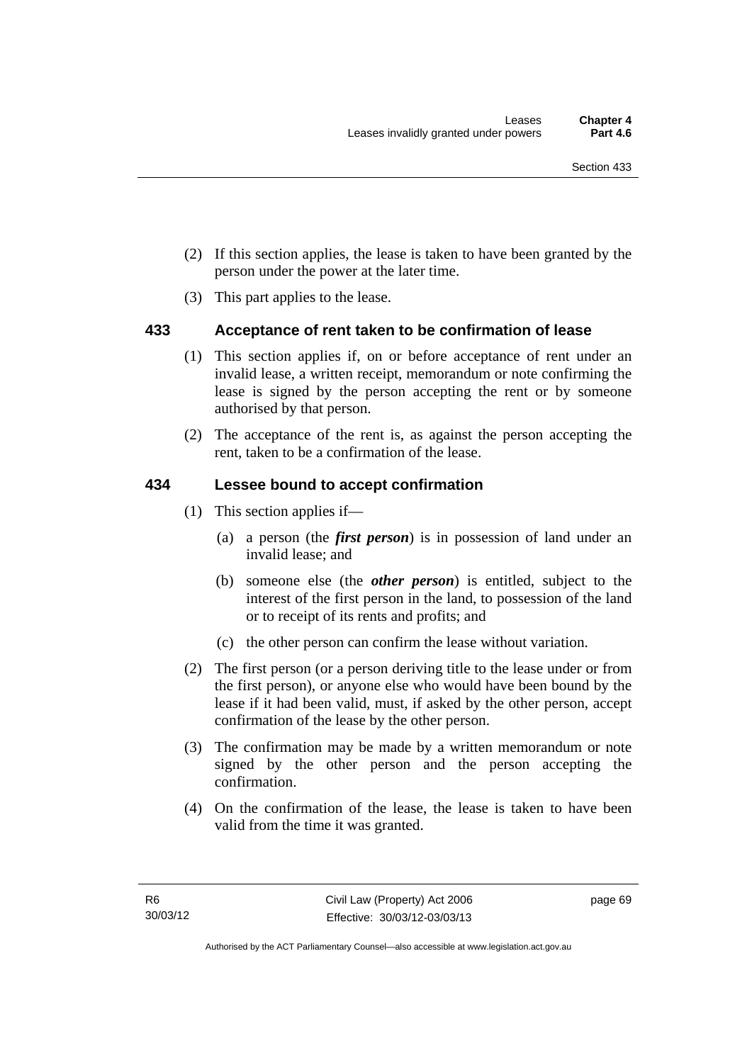(2) If this section applies, the lease is taken to have been granted by the person under the power at the later time.

(3) This part applies to the lease.

### 433 Acceptance of rent taken to be confirmation of lease

(1) This section applies if, on or before acceptance of rent under an invalid lease, a written receipt, memorandum or note confirming the lease is signed by the person accepting the rent or by someone authorised by that person.

(2) The acceptance of the rent is, as against the person accepting the rent, taken to be a confirmation of the lease.

### 434 Lessee bound to accept confirmation

(1) This section applies if—

(a) a person (the ***first person***) is in possession of land under an invalid lease; and

(b) someone else (the ***other person***) is entitled, subject to the interest of the first person in the land, to possession of the land or to receipt of its rents and profits; and

(c) the other person can confirm the lease without variation.

(2) The first person (or a person deriving title to the lease under or from the first person), or anyone else who would have been bound by the lease if it had been valid, must, if asked by the other person, accept confirmation of the lease by the other person.

(3) The confirmation may be made by a written memorandum or note signed by the other person and the person accepting the confirmation.

(4) On the confirmation of the lease, the lease is taken to have been valid from the time it was granted.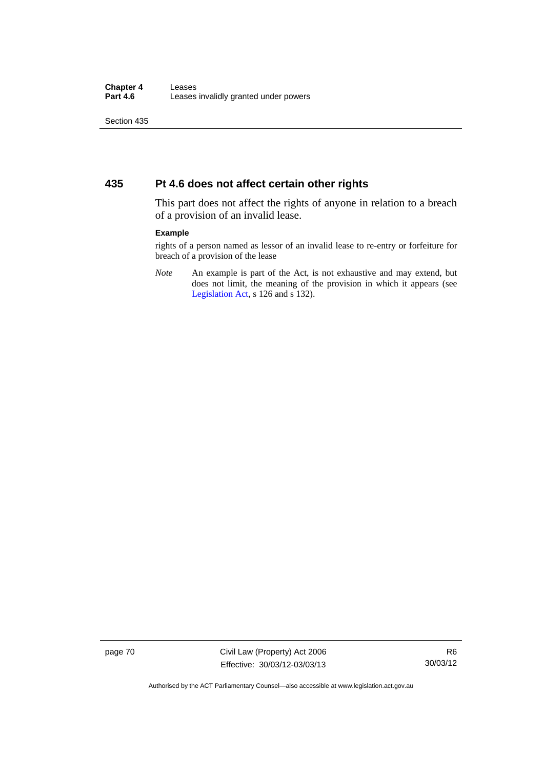## 435 Pt 4.6 does not affect certain other rights

This part does not affect the rights of anyone in relation to a breach of a provision of an invalid lease.

**Example**

rights of a person named as lessor of an invalid lease to re-entry or forfeiture for breach of a provision of the lease

*Note* An example is part of the Act, is not exhaustive and may extend, but does not limit, the meaning of the provision in which it appears (see Legislation Act, s 126 and s 132).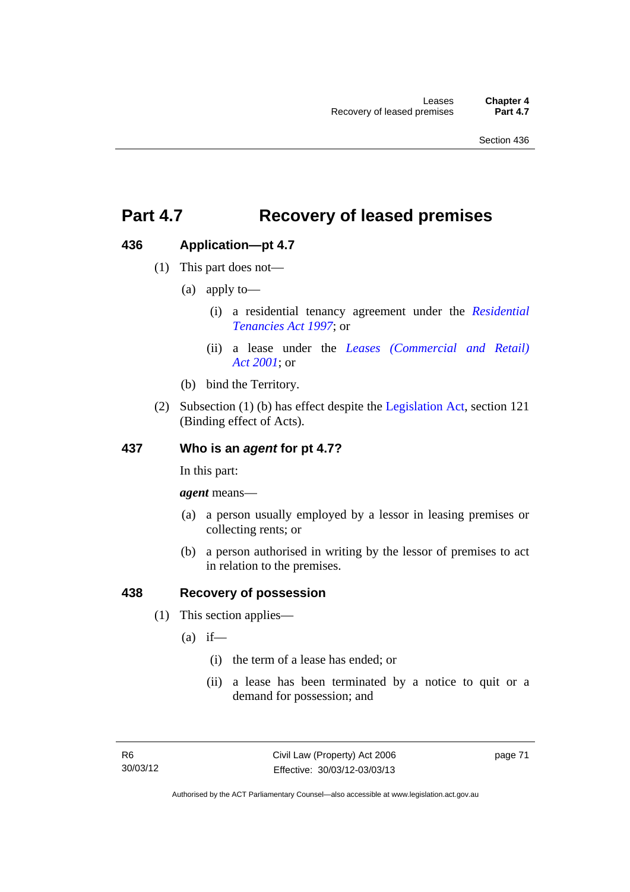# Part 4.7 Recovery of leased premises

## 436 Application—pt 4.7

(1) This part does not—

(a) apply to—

(i) a residential tenancy agreement under the *Residential Tenancies Act 1997*; or

(ii) a lease under the *Leases (Commercial and Retail) Act 2001*; or

(b) bind the Territory.

(2) Subsection (1) (b) has effect despite the Legislation Act, section 121 (Binding effect of Acts).

## 437 Who is an *agent* for pt 4.7?

In this part:

***agent*** means—

(a) a person usually employed by a lessor in leasing premises or collecting rents; or

(b) a person authorised in writing by the lessor of premises to act in relation to the premises.

## 438 Recovery of possession

(1) This section applies—

(a) if—

(i) the term of a lease has ended; or

(ii) a lease has been terminated by a notice to quit or a demand for possession; and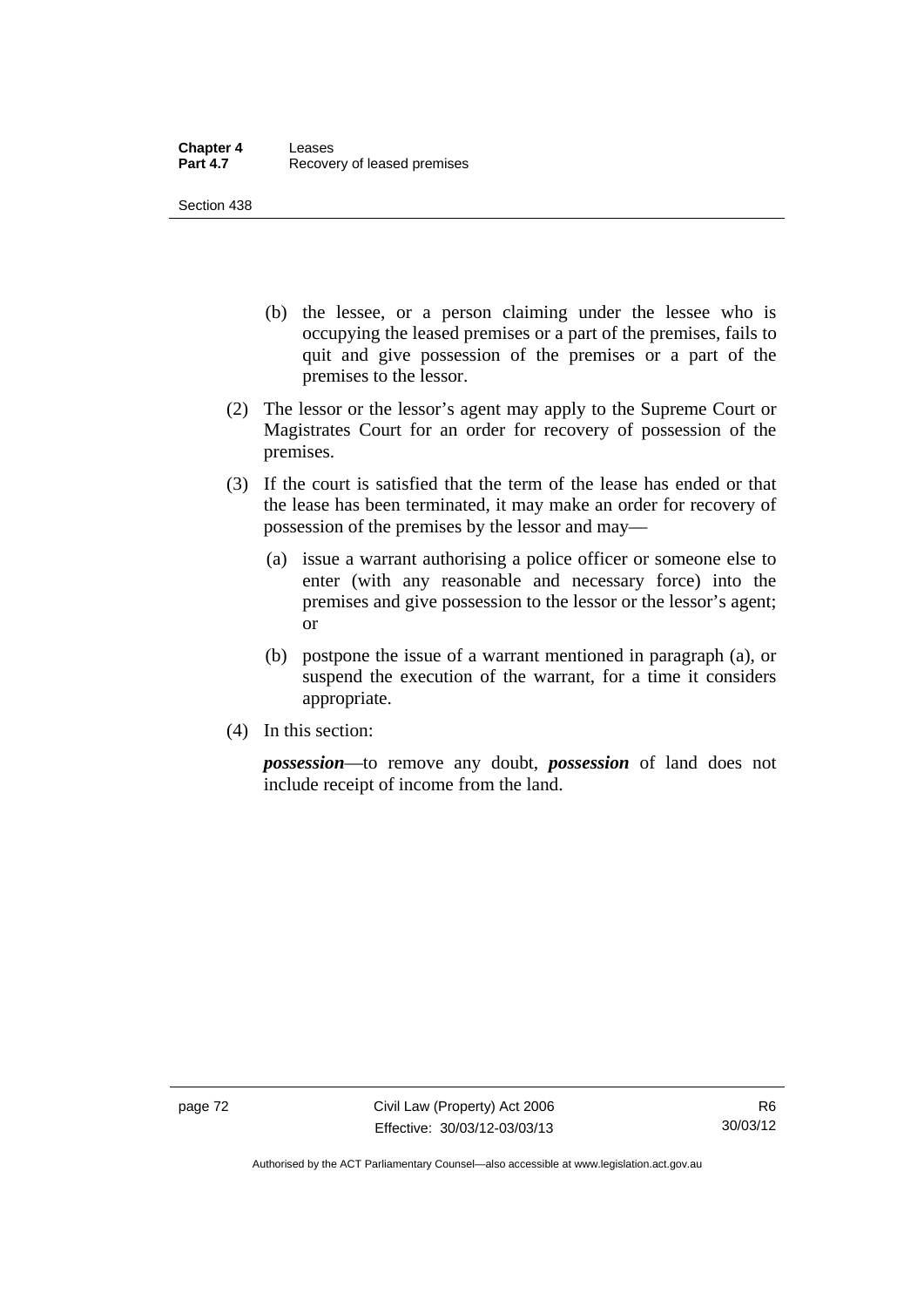(b) the lessee, or a person claiming under the lessee who is occupying the leased premises or a part of the premises, fails to quit and give possession of the premises or a part of the premises to the lessor.

(2) The lessor or the lessor's agent may apply to the Supreme Court or Magistrates Court for an order for recovery of possession of the premises.

(3) If the court is satisfied that the term of the lease has ended or that the lease has been terminated, it may make an order for recovery of possession of the premises by the lessor and may—

(a) issue a warrant authorising a police officer or someone else to enter (with any reasonable and necessary force) into the premises and give possession to the lessor or the lessor's agent; or

(b) postpone the issue of a warrant mentioned in paragraph (a), or suspend the execution of the warrant, for a time it considers appropriate.

(4) In this section:

***possession***—to remove any doubt, ***possession*** of land does not include receipt of income from the land.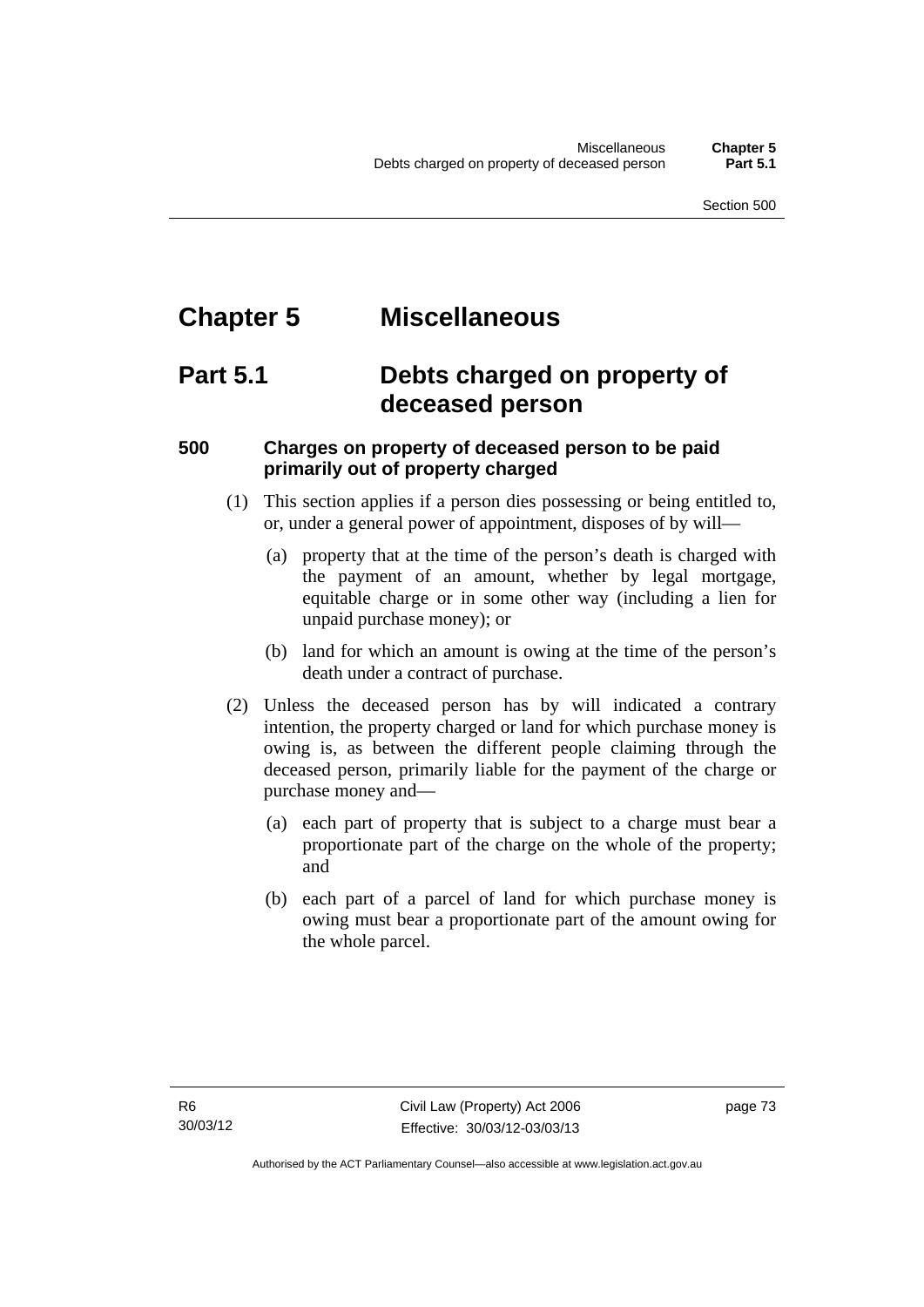# Chapter 5 Miscellaneous

## Part 5.1 Debts charged on property of deceased person

### 500 Charges on property of deceased person to be paid primarily out of property charged

(1) This section applies if a person dies possessing or being entitled to, or, under a general power of appointment, disposes of by will—

(a) property that at the time of the person's death is charged with the payment of an amount, whether by legal mortgage, equitable charge or in some other way (including a lien for unpaid purchase money); or

(b) land for which an amount is owing at the time of the person's death under a contract of purchase.

(2) Unless the deceased person has by will indicated a contrary intention, the property charged or land for which purchase money is owing is, as between the different people claiming through the deceased person, primarily liable for the payment of the charge or purchase money and—

(a) each part of property that is subject to a charge must bear a proportionate part of the charge on the whole of the property; and

(b) each part of a parcel of land for which purchase money is owing must bear a proportionate part of the amount owing for the whole parcel.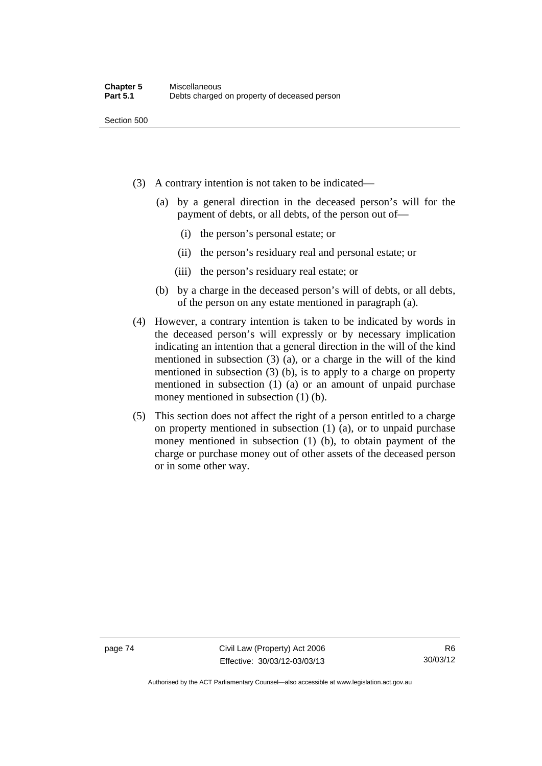(3) A contrary intention is not taken to be indicated—

(a) by a general direction in the deceased person's will for the payment of debts, or all debts, of the person out of—

(i) the person's personal estate; or

(ii) the person's residuary real and personal estate; or

(iii) the person's residuary real estate; or

(b) by a charge in the deceased person's will of debts, or all debts, of the person on any estate mentioned in paragraph (a).

(4) However, a contrary intention is taken to be indicated by words in the deceased person's will expressly or by necessary implication indicating an intention that a general direction in the will of the kind mentioned in subsection (3) (a), or a charge in the will of the kind mentioned in subsection (3) (b), is to apply to a charge on property mentioned in subsection (1) (a) or an amount of unpaid purchase money mentioned in subsection (1) (b).

(5) This section does not affect the right of a person entitled to a charge on property mentioned in subsection (1) (a), or to unpaid purchase money mentioned in subsection (1) (b), to obtain payment of the charge or purchase money out of other assets of the deceased person or in some other way.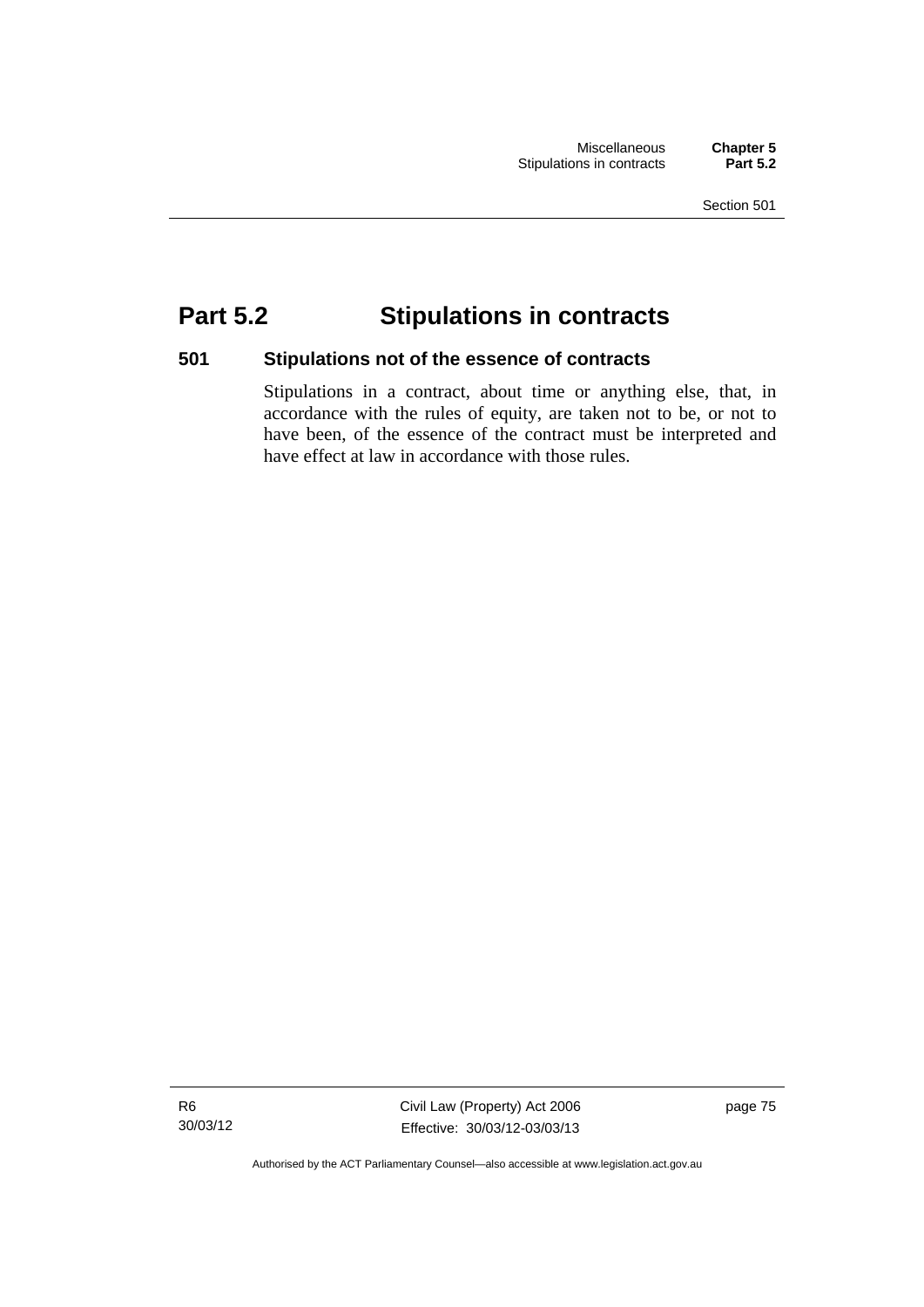# Part 5.2 Stipulations in contracts

### 501 Stipulations not of the essence of contracts

Stipulations in a contract, about time or anything else, that, in accordance with the rules of equity, are taken not to be, or not to have been, of the essence of the contract must be interpreted and have effect at law in accordance with those rules.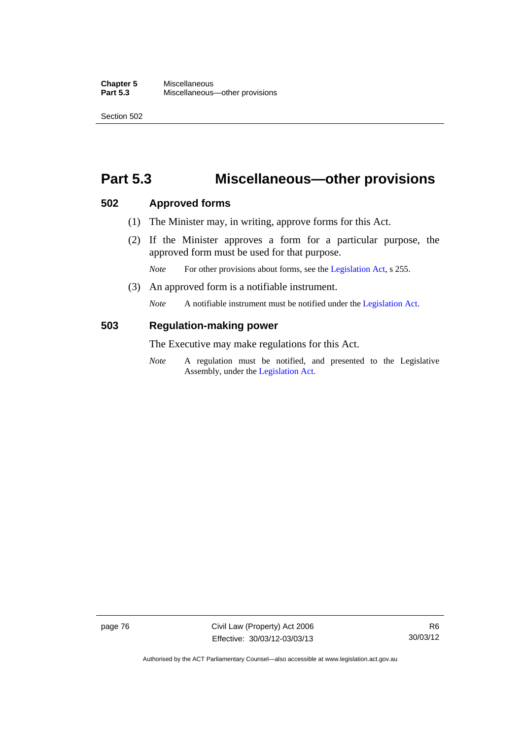# Part 5.3 Miscellaneous—other provisions

## 502 Approved forms

(1) The Minister may, in writing, approve forms for this Act.

(2) If the Minister approves a form for a particular purpose, the approved form must be used for that purpose.

*Note* For other provisions about forms, see the Legislation Act, s 255.

(3) An approved form is a notifiable instrument.

*Note* A notifiable instrument must be notified under the Legislation Act.

## 503 Regulation-making power

The Executive may make regulations for this Act.

*Note* A regulation must be notified, and presented to the Legislative Assembly, under the Legislation Act.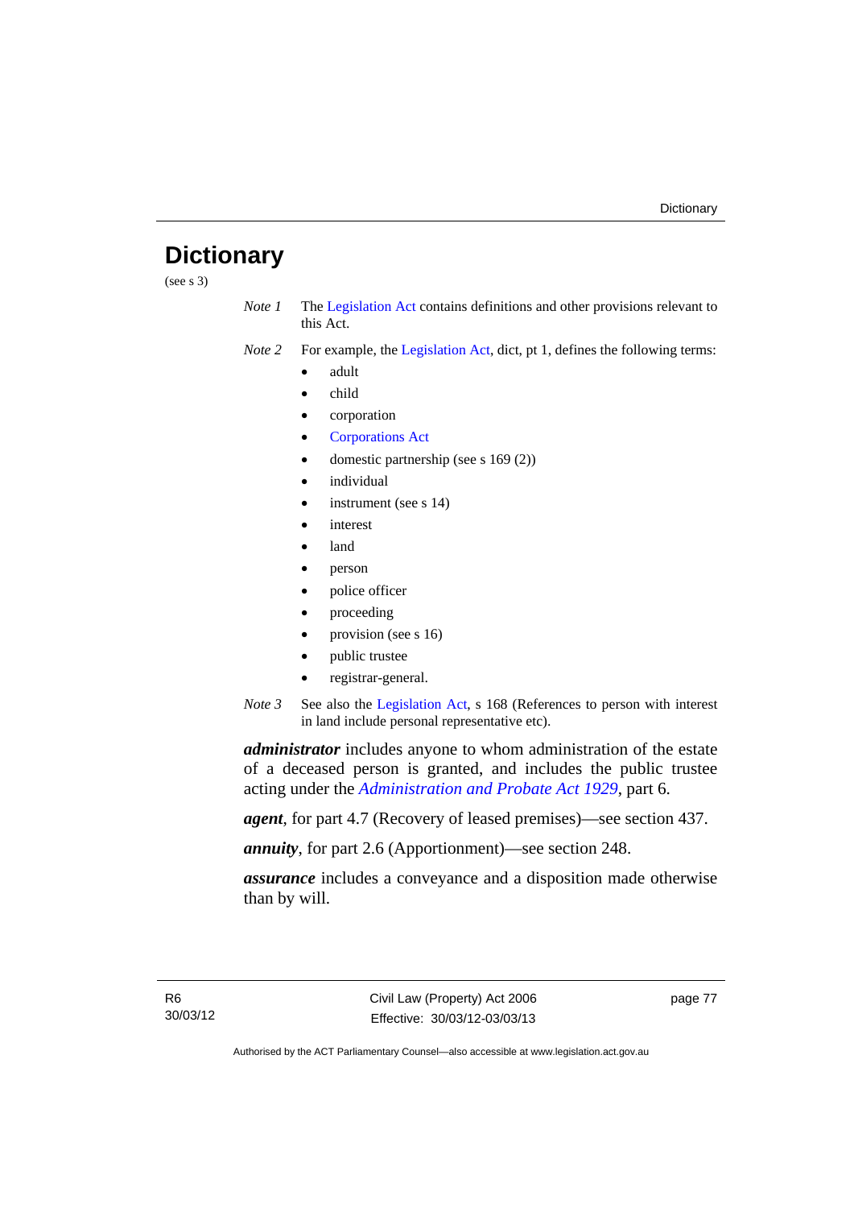# Dictionary

(see s 3)

*Note 1* The Legislation Act contains definitions and other provisions relevant to this Act.

*Note 2* For example, the Legislation Act, dict, pt 1, defines the following terms:

- adult
- child
- corporation
- Corporations Act
- domestic partnership (see s 169 (2))
- individual
- instrument (see s 14)
- interest
- land
- person
- police officer
- proceeding
- provision (see s 16)
- public trustee
- registrar-general.

*Note 3* See also the Legislation Act, s 168 (References to person with interest in land include personal representative etc).

***administrator*** includes anyone to whom administration of the estate of a deceased person is granted, and includes the public trustee acting under the *Administration and Probate Act 1929*, part 6.

***agent***, for part 4.7 (Recovery of leased premises)—see section 437.

***annuity***, for part 2.6 (Apportionment)—see section 248.

***assurance*** includes a conveyance and a disposition made otherwise than by will.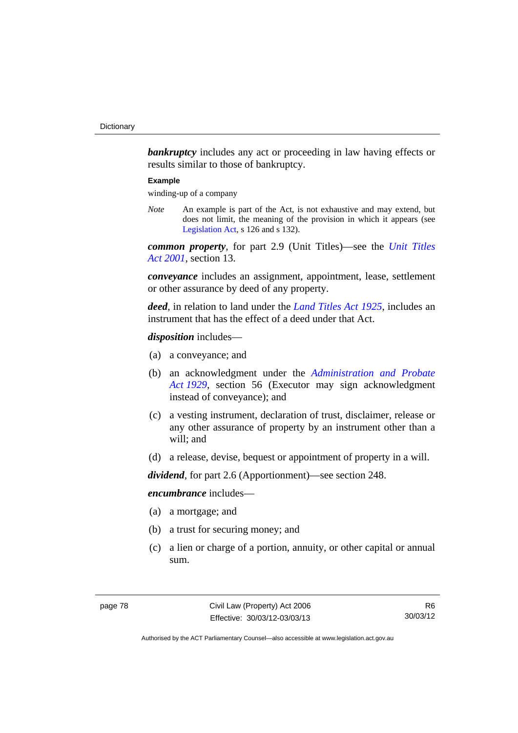***bankruptcy*** includes any act or proceeding in law having effects or results similar to those of bankruptcy.

**Example**

winding-up of a company

*Note* An example is part of the Act, is not exhaustive and may extend, but does not limit, the meaning of the provision in which it appears (see Legislation Act, s 126 and s 132).

***common property***, for part 2.9 (Unit Titles)—see the *Unit Titles Act 2001*, section 13.

***conveyance*** includes an assignment, appointment, lease, settlement or other assurance by deed of any property.

***deed***, in relation to land under the *Land Titles Act 1925*, includes an instrument that has the effect of a deed under that Act.

***disposition*** includes—

(a) a conveyance; and

(b) an acknowledgment under the *Administration and Probate Act 1929*, section 56 (Executor may sign acknowledgment instead of conveyance); and

(c) a vesting instrument, declaration of trust, disclaimer, release or any other assurance of property by an instrument other than a will; and

(d) a release, devise, bequest or appointment of property in a will.

***dividend***, for part 2.6 (Apportionment)—see section 248.

***encumbrance*** includes—

(a) a mortgage; and

(b) a trust for securing money; and

(c) a lien or charge of a portion, annuity, or other capital or annual sum.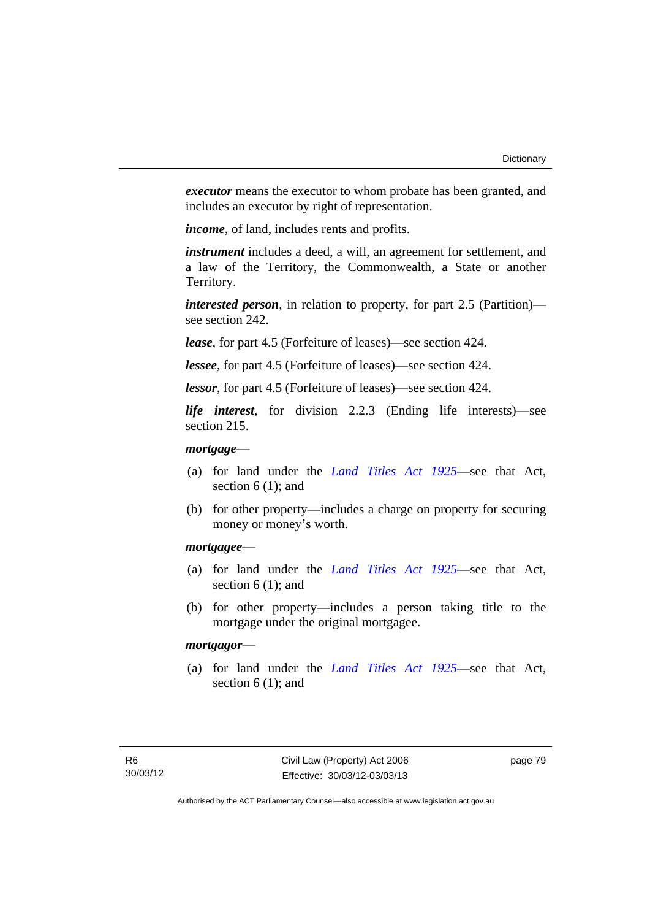***executor*** means the executor to whom probate has been granted, and includes an executor by right of representation.

***income***, of land, includes rents and profits.

***instrument*** includes a deed, a will, an agreement for settlement, and a law of the Territory, the Commonwealth, a State or another Territory.

***interested person***, in relation to property, for part 2.5 (Partition)—see section 242.

***lease***, for part 4.5 (Forfeiture of leases)—see section 424.

***lessee***, for part 4.5 (Forfeiture of leases)—see section 424.

***lessor***, for part 4.5 (Forfeiture of leases)—see section 424.

***life interest***, for division 2.2.3 (Ending life interests)—see section 215.

***mortgage***—

(a) for land under the *Land Titles Act 1925*—see that Act, section 6 (1); and

(b) for other property—includes a charge on property for securing money or money's worth.

***mortgagee***—

(a) for land under the *Land Titles Act 1925*—see that Act, section 6 (1); and

(b) for other property—includes a person taking title to the mortgage under the original mortgagee.

***mortgagor***—

(a) for land under the *Land Titles Act 1925*—see that Act, section 6 (1); and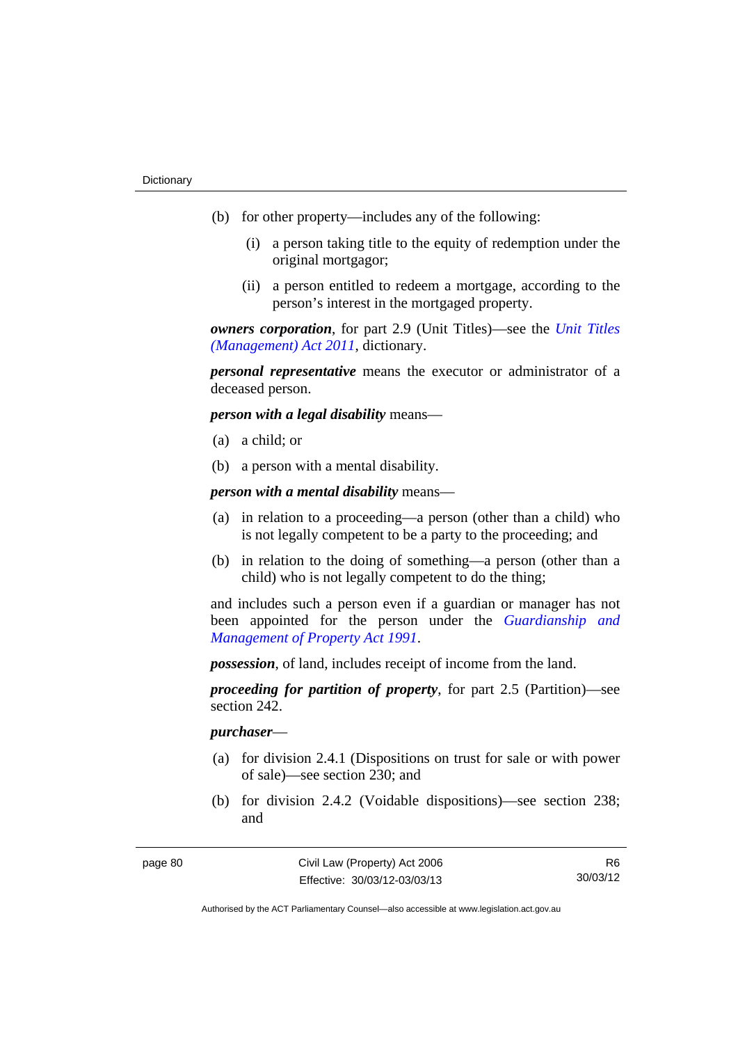(b) for other property—includes any of the following:

(i) a person taking title to the equity of redemption under the original mortgagor;

(ii) a person entitled to redeem a mortgage, according to the person's interest in the mortgaged property.

***owners corporation***, for part 2.9 (Unit Titles)—see the *Unit Titles (Management) Act 2011*, dictionary.

***personal representative*** means the executor or administrator of a deceased person.

***person with a legal disability*** means—

(a) a child; or

(b) a person with a mental disability.

***person with a mental disability*** means—

(a) in relation to a proceeding—a person (other than a child) who is not legally competent to be a party to the proceeding; and

(b) in relation to the doing of something—a person (other than a child) who is not legally competent to do the thing;

and includes such a person even if a guardian or manager has not been appointed for the person under the *Guardianship and Management of Property Act 1991*.

***possession***, of land, includes receipt of income from the land.

***proceeding for partition of property***, for part 2.5 (Partition)—see section 242.

***purchaser***—

(a) for division 2.4.1 (Dispositions on trust for sale or with power of sale)—see section 230; and

(b) for division 2.4.2 (Voidable dispositions)—see section 238; and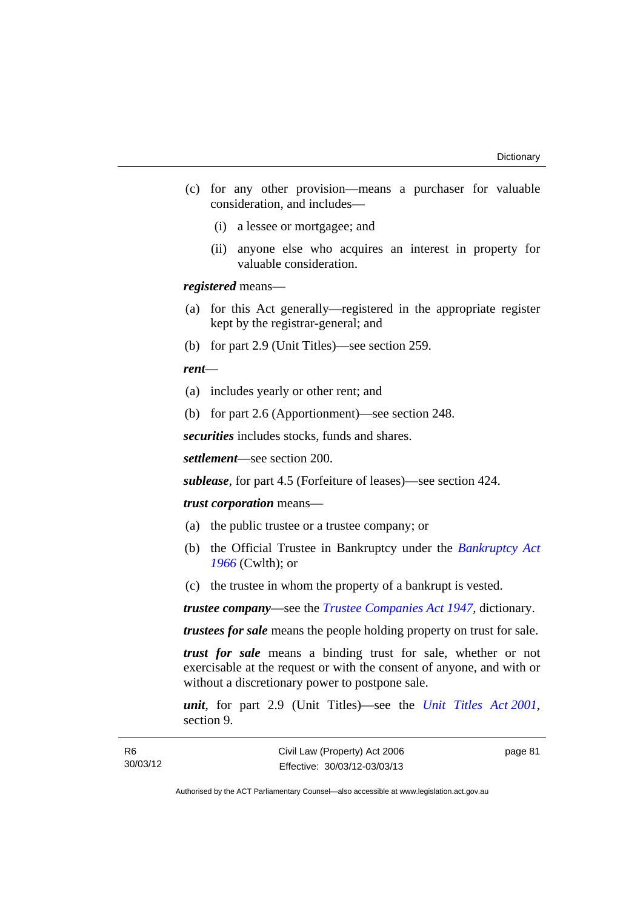(c) for any other provision—means a purchaser for valuable consideration, and includes—

(i) a lessee or mortgagee; and

(ii) anyone else who acquires an interest in property for valuable consideration.

***registered*** means—

(a) for this Act generally—registered in the appropriate register kept by the registrar-general; and

(b) for part 2.9 (Unit Titles)—see section 259.

***rent***—

(a) includes yearly or other rent; and

(b) for part 2.6 (Apportionment)—see section 248.

***securities*** includes stocks, funds and shares.

***settlement***—see section 200.

***sublease***, for part 4.5 (Forfeiture of leases)—see section 424.

***trust corporation*** means—

(a) the public trustee or a trustee company; or

(b) the Official Trustee in Bankruptcy under the *Bankruptcy Act 1966* (Cwlth); or

(c) the trustee in whom the property of a bankrupt is vested.

***trustee company***—see the *Trustee Companies Act 1947*, dictionary.

***trustees for sale*** means the people holding property on trust for sale.

***trust for sale*** means a binding trust for sale, whether or not exercisable at the request or with the consent of anyone, and with or without a discretionary power to postpone sale.

***unit***, for part 2.9 (Unit Titles)—see the *Unit Titles Act 2001*, section 9.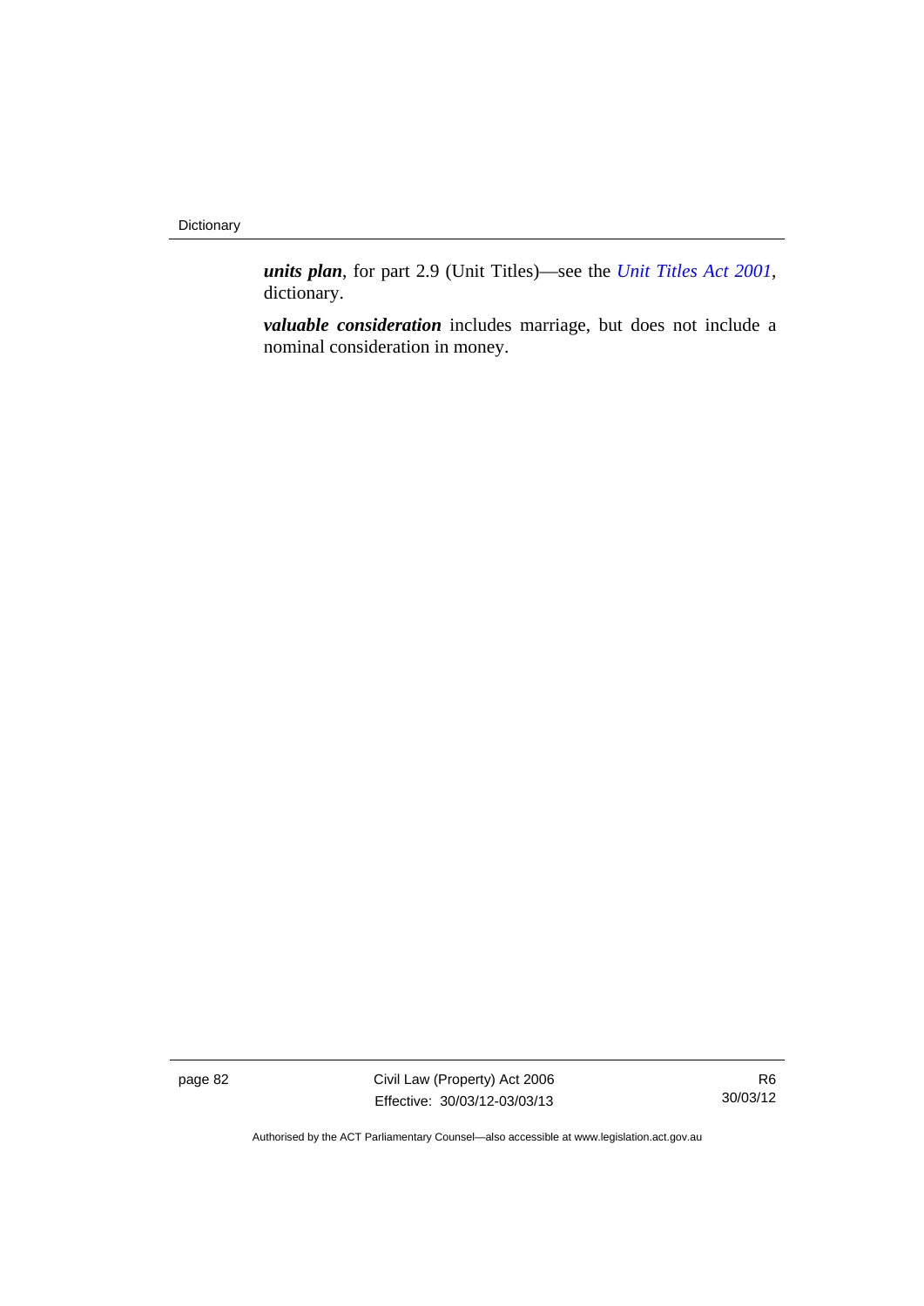***units plan***, for part 2.9 (Unit Titles)—see the *Unit Titles Act 2001*, dictionary.

***valuable consideration*** includes marriage, but does not include a nominal consideration in money.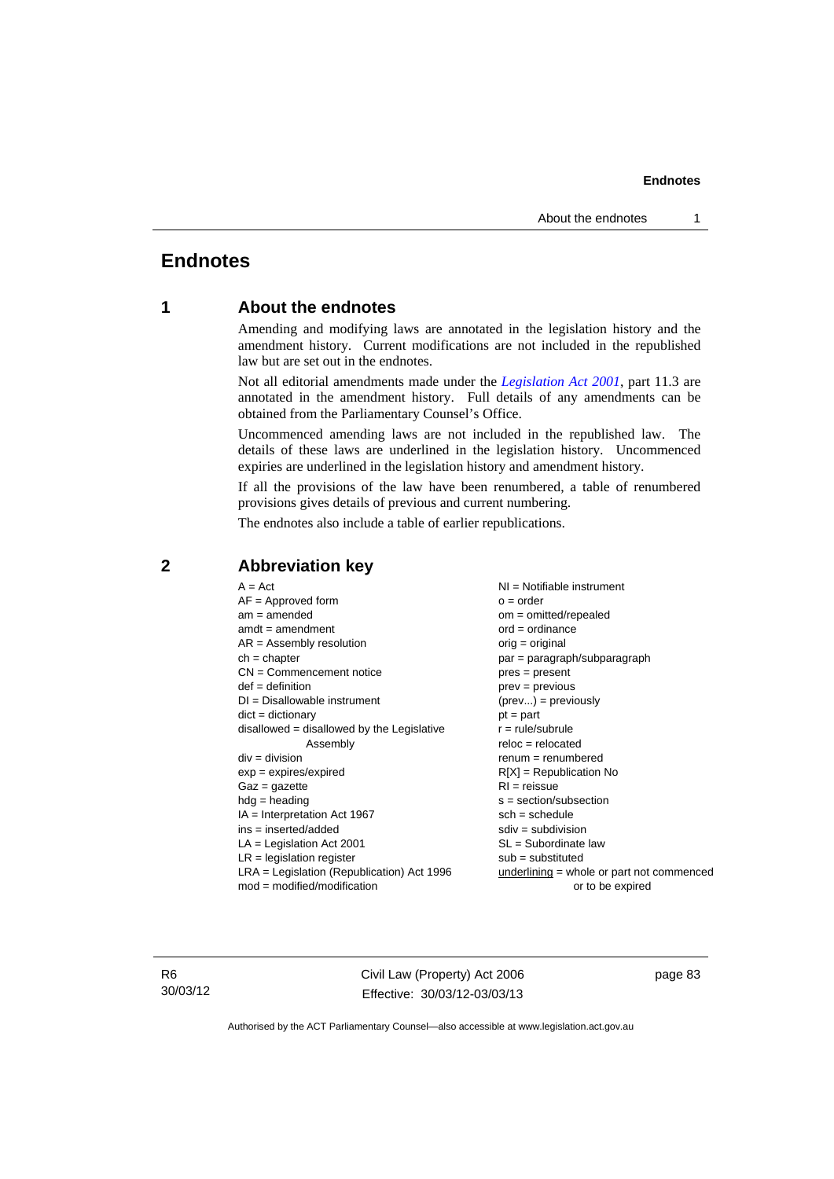# Endnotes

## 1 About the endnotes

Amending and modifying laws are annotated in the legislation history and the amendment history. Current modifications are not included in the republished law but are set out in the endnotes.

Not all editorial amendments made under the *Legislation Act 2001*, part 11.3 are annotated in the amendment history. Full details of any amendments can be obtained from the Parliamentary Counsel's Office.

Uncommenced amending laws are not included in the republished law. The details of these laws are underlined in the legislation history. Uncommenced expiries are underlined in the legislation history and amendment history.

If all the provisions of the law have been renumbered, a table of renumbered provisions gives details of previous and current numbering.

The endnotes also include a table of earlier republications.

## 2 Abbreviation key

A = Act
AF = Approved form
am = amended
amdt = amendment
AR = Assembly resolution
ch = chapter
CN = Commencement notice
def = definition
DI = Disallowable instrument
dict = dictionary
disallowed = disallowed by the Legislative Assembly
div = division
exp = expires/expired
Gaz = gazette
hdg = heading
IA = Interpretation Act 1967
ins = inserted/added
LA = Legislation Act 2001
LR = legislation register
LRA = Legislation (Republication) Act 1996
mod = modified/modification
NI = Notifiable instrument
o = order
om = omitted/repealed
ord = ordinance
orig = original
par = paragraph/subparagraph
pres = present
prev = previous
(prev...) = previously
pt = part
r = rule/subrule
reloc = relocated
renum = renumbered
R[X] = Republication No
RI = reissue
s = section/subsection
sch = schedule
sdiv = subdivision
SL = Subordinate law
sub = substituted
underlining = whole or part not commenced or to be expired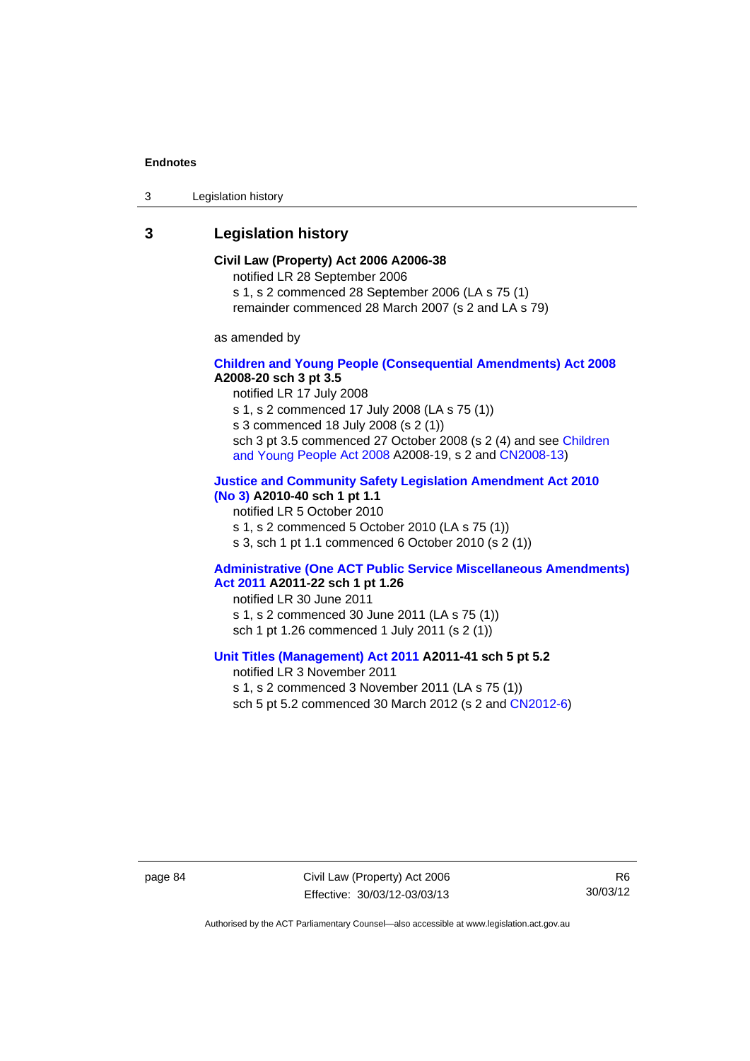## 3 Legislation history

**Civil Law (Property) Act 2006 A2006-38**

notified LR 28 September 2006

s 1, s 2 commenced 28 September 2006 (LA s 75 (1)

remainder commenced 28 March 2007 (s 2 and LA s 79)

as amended by

**Children and Young People (Consequential Amendments) Act 2008 A2008-20 sch 3 pt 3.5**

notified LR 17 July 2008

s 1, s 2 commenced 17 July 2008 (LA s 75 (1))

s 3 commenced 18 July 2008 (s 2 (1))

sch 3 pt 3.5 commenced 27 October 2008 (s 2 (4) and see Children and Young People Act 2008 A2008-19, s 2 and CN2008-13)

**Justice and Community Safety Legislation Amendment Act 2010 (No 3) A2010-40 sch 1 pt 1.1**

notified LR 5 October 2010

s 1, s 2 commenced 5 October 2010 (LA s 75 (1))

s 3, sch 1 pt 1.1 commenced 6 October 2010 (s 2 (1))

**Administrative (One ACT Public Service Miscellaneous Amendments) Act 2011 A2011-22 sch 1 pt 1.26**

notified LR 30 June 2011

s 1, s 2 commenced 30 June 2011 (LA s 75 (1))

sch 1 pt 1.26 commenced 1 July 2011 (s 2 (1))

**Unit Titles (Management) Act 2011 A2011-41 sch 5 pt 5.2**

notified LR 3 November 2011

s 1, s 2 commenced 3 November 2011 (LA s 75 (1))

sch 5 pt 5.2 commenced 30 March 2012 (s 2 and CN2012-6)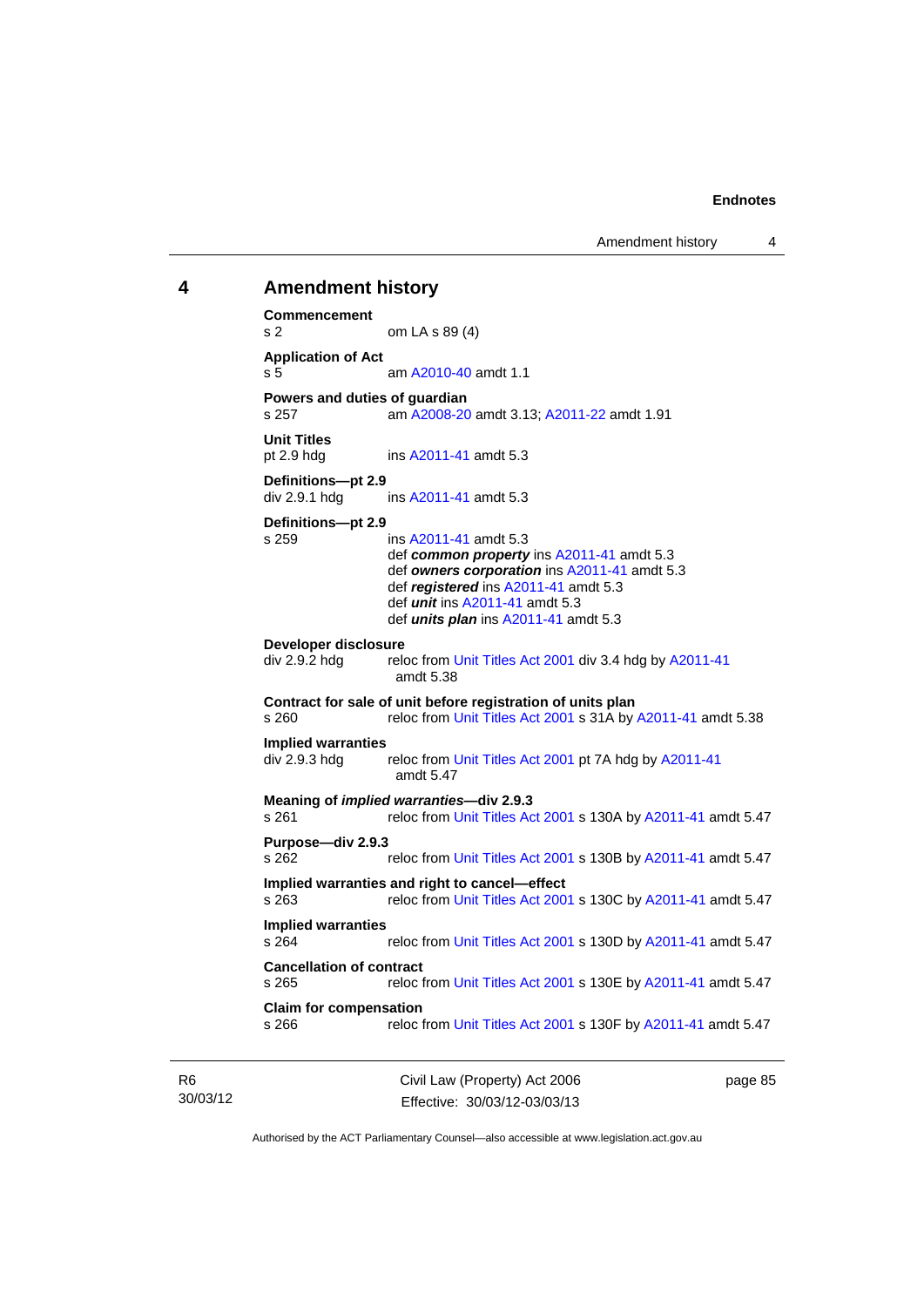## 4 Amendment history

**Commencement**
s 2 om LA s 89 (4)

**Application of Act**
s 5 am A2010-40 amdt 1.1

**Powers and duties of guardian**
s 257 am A2008-20 amdt 3.13; A2011-22 amdt 1.91

**Unit Titles**
pt 2.9 hdg ins A2011-41 amdt 5.3

**Definitions—pt 2.9**
div 2.9.1 hdg ins A2011-41 amdt 5.3

**Definitions—pt 2.9**
s 259 ins A2011-41 amdt 5.3
def ***common property*** ins A2011-41 amdt 5.3
def ***owners corporation*** ins A2011-41 amdt 5.3
def ***registered*** ins A2011-41 amdt 5.3
def ***unit*** ins A2011-41 amdt 5.3
def ***units plan*** ins A2011-41 amdt 5.3

**Developer disclosure**
div 2.9.2 hdg reloc from Unit Titles Act 2001 div 3.4 hdg by A2011-41 amdt 5.38

**Contract for sale of unit before registration of units plan**
s 260 reloc from Unit Titles Act 2001 s 31A by A2011-41 amdt 5.38

**Implied warranties**
div 2.9.3 hdg reloc from Unit Titles Act 2001 pt 7A hdg by A2011-41 amdt 5.47

**Meaning of *implied warranties*—div 2.9.3**
s 261 reloc from Unit Titles Act 2001 s 130A by A2011-41 amdt 5.47

**Purpose—div 2.9.3**
s 262 reloc from Unit Titles Act 2001 s 130B by A2011-41 amdt 5.47

**Implied warranties and right to cancel—effect**
s 263 reloc from Unit Titles Act 2001 s 130C by A2011-41 amdt 5.47

**Implied warranties**
s 264 reloc from Unit Titles Act 2001 s 130D by A2011-41 amdt 5.47

**Cancellation of contract**
s 265 reloc from Unit Titles Act 2001 s 130E by A2011-41 amdt 5.47

**Claim for compensation**
s 266 reloc from Unit Titles Act 2001 s 130F by A2011-41 amdt 5.47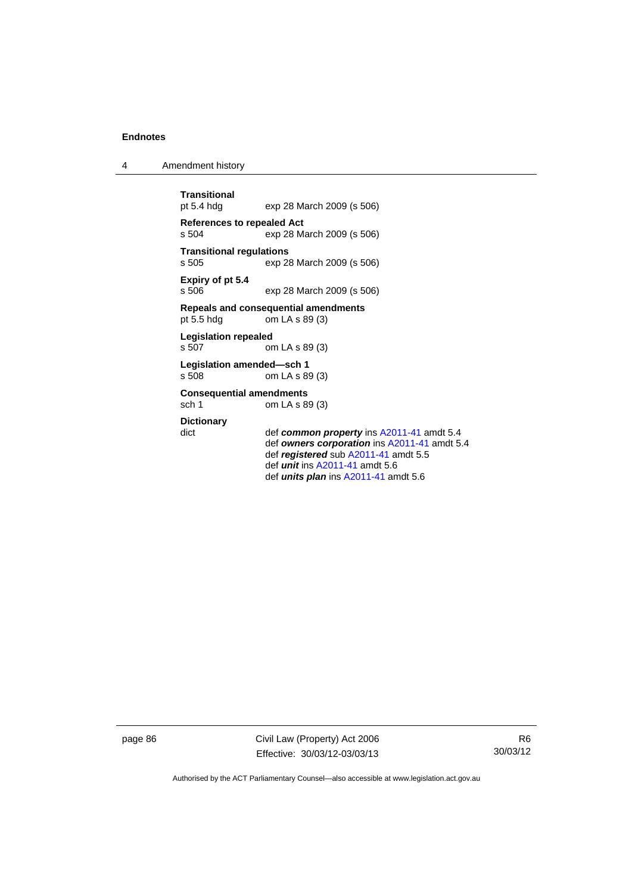**Transitional**
pt 5.4 hdg exp 28 March 2009 (s 506)

**References to repealed Act**
s 504 exp 28 March 2009 (s 506)

**Transitional regulations**
s 505 exp 28 March 2009 (s 506)

**Expiry of pt 5.4**
s 506 exp 28 March 2009 (s 506)

**Repeals and consequential amendments**
pt 5.5 hdg om LA s 89 (3)

**Legislation repealed**
s 507 om LA s 89 (3)

**Legislation amended—sch 1**
s 508 om LA s 89 (3)

**Consequential amendments**
sch 1 om LA s 89 (3)

**Dictionary**
dict def ***common property*** ins A2011-41 amdt 5.4
def ***owners corporation*** ins A2011-41 amdt 5.4
def ***registered*** sub A2011-41 amdt 5.5
def ***unit*** ins A2011-41 amdt 5.6
def ***units plan*** ins A2011-41 amdt 5.6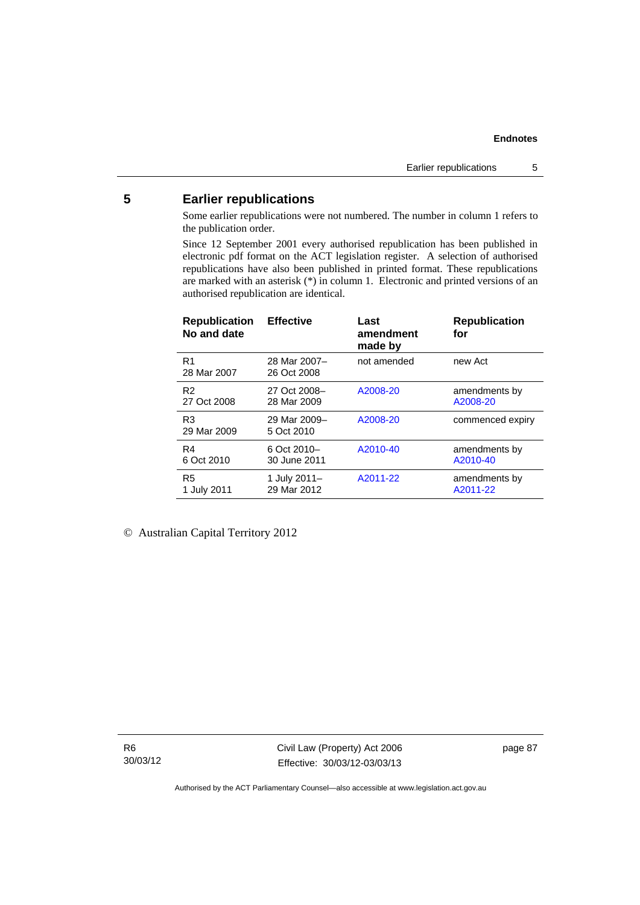## 5 Earlier republications

Some earlier republications were not numbered. The number in column 1 refers to the publication order.

Since 12 September 2001 every authorised republication has been published in electronic pdf format on the ACT legislation register. A selection of authorised republications have also been published in printed format. These republications are marked with an asterisk (*) in column 1. Electronic and printed versions of an authorised republication are identical.

| Republication No and date | Effective | Last amendment made by | Republication for |
|---|---|---|---|
| R1 28 Mar 2007 | 28 Mar 2007– 26 Oct 2008 | not amended | new Act |
| R2 27 Oct 2008 | 27 Oct 2008– 28 Mar 2009 | A2008-20 | amendments by A2008-20 |
| R3 29 Mar 2009 | 29 Mar 2009– 5 Oct 2010 | A2008-20 | commenced expiry |
| R4 6 Oct 2010 | 6 Oct 2010– 30 June 2011 | A2010-40 | amendments by A2010-40 |
| R5 1 July 2011 | 1 July 2011– 29 Mar 2012 | A2011-22 | amendments by A2011-22 |

© Australian Capital Territory 2012